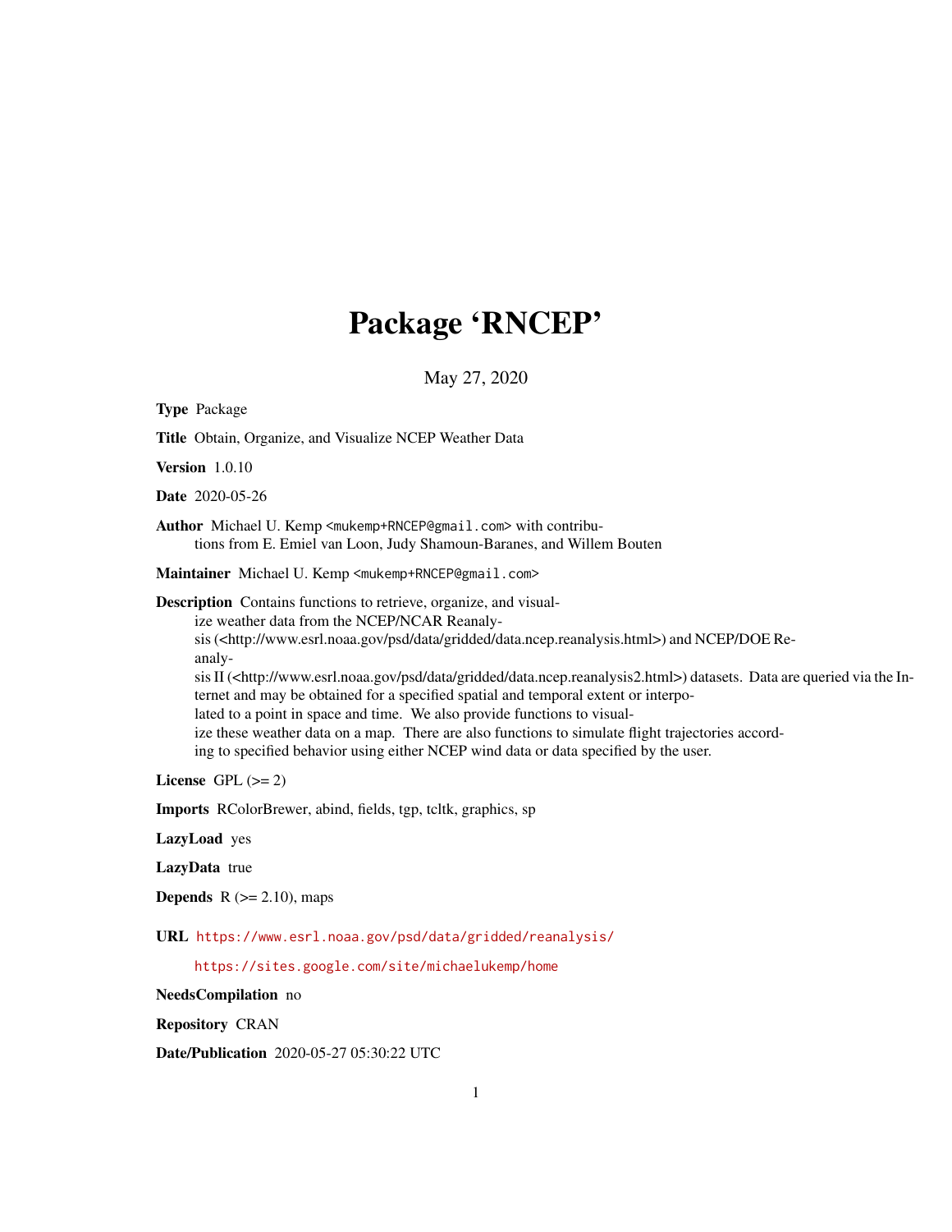# Package 'RNCEP'

May 27, 2020

**Type** Package

**Title** Obtain, Organize, and Visualize NCEP Weather Data

**Version** 1.0.10

**Date** 2020-05-26

**Author** Michael U. Kemp <mukemp+RNCEP@gmail.com> with contributions from E. Emiel van Loon, Judy Shamoun-Baranes, and Willem Bouten

**Maintainer** Michael U. Kemp <mukemp+RNCEP@gmail.com>

**Description** Contains functions to retrieve, organize, and visualize weather data from the NCEP/NCAR Reanalysis (<http://www.esrl.noaa.gov/psd/data/gridded/data.ncep.reanalysis.html>) and NCEP/DOE Reanalysis II (<http://www.esrl.noaa.gov/psd/data/gridded/data.ncep.reanalysis2.html>) datasets. Data are queried via the Internet and may be obtained for a specified spatial and temporal extent or interpolated to a point in space and time. We also provide functions to visualize these weather data on a map. There are also functions to simulate flight trajectories according to specified behavior using either NCEP wind data or data specified by the user.

**License** GPL (>= 2)

**Imports** RColorBrewer, abind, fields, tgp, tcltk, graphics, sp

**LazyLoad** yes

**LazyData** true

**Depends** R (>= 2.10), maps

**URL** https://www.esrl.noaa.gov/psd/data/gridded/reanalysis/

https://sites.google.com/site/michaelukemp/home

**NeedsCompilation** no

**Repository** CRAN

**Date/Publication** 2020-05-27 05:30:22 UTC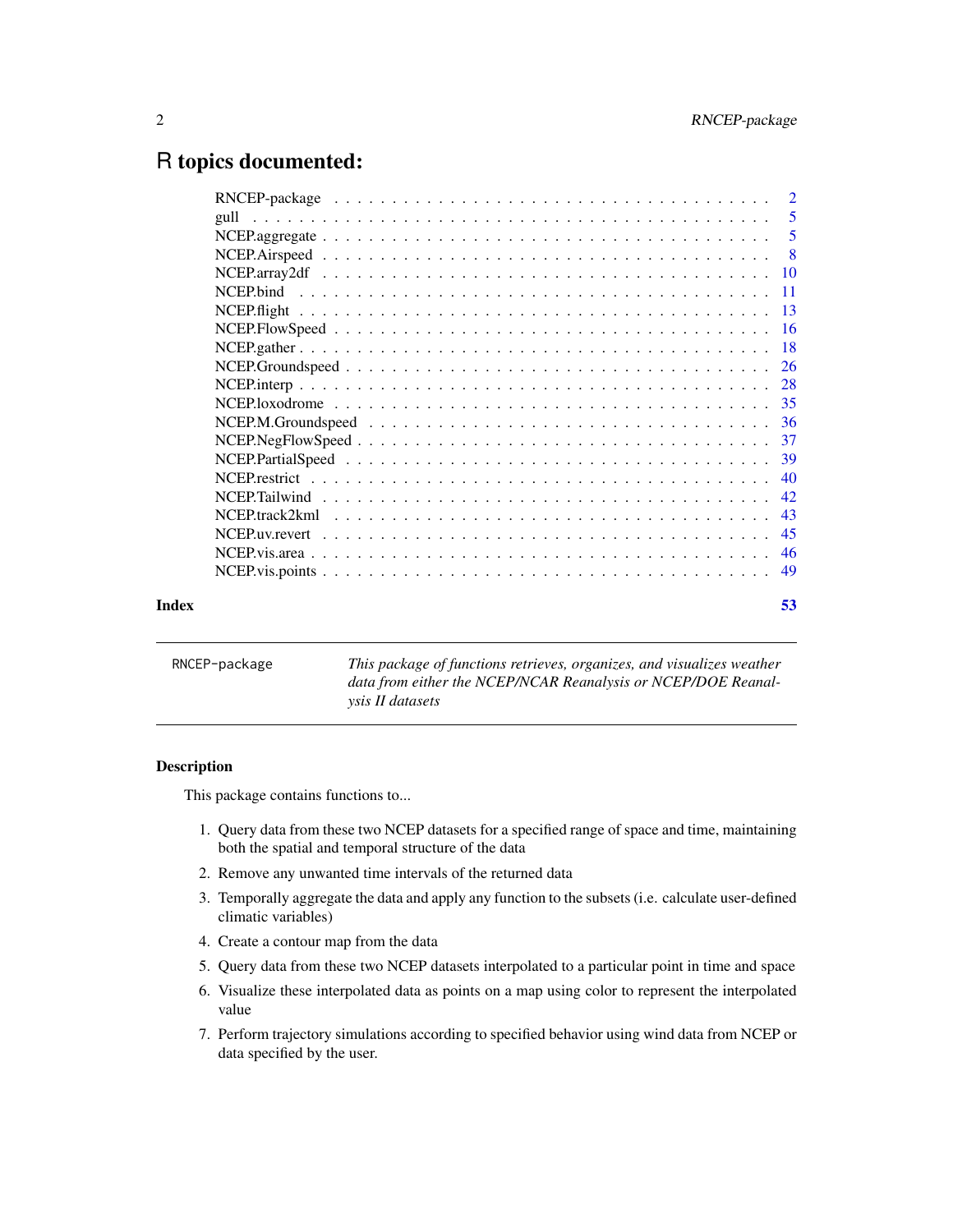# R topics documented:

| | |
|---|---|
| RNCEP-package | 2 |
| gull | 5 |
| NCEP.aggregate | 5 |
| NCEP.Airspeed | 8 |
| NCEP.array2df | 10 |
| NCEP.bind | 11 |
| NCEP.flight | 13 |
| NCEP.FlowSpeed | 16 |
| NCEP.gather | 18 |
| NCEP.Groundspeed | 26 |
| NCEP.interp | 28 |
| NCEP.loxodrome | 35 |
| NCEP.M.Groundspeed | 36 |
| NCEP.NegFlowSpeed | 37 |
| NCEP.PartialSpeed | 39 |
| NCEP.restrict | 40 |
| NCEP.Tailwind | 42 |
| NCEP.track2kml | 43 |
| NCEP.uv.revert | 45 |
| NCEP.vis.area | 46 |
| NCEP.vis.points | 49 |

**Index** 53

---

`RNCEP-package` *This package of functions retrieves, organizes, and visualizes weather data from either the NCEP/NCAR Reanalysis or NCEP/DOE Reanalysis II datasets*

---

### Description

This package contains functions to...

1. Query data from these two NCEP datasets for a specified range of space and time, maintaining both the spatial and temporal structure of the data
2. Remove any unwanted time intervals of the returned data
3. Temporally aggregate the data and apply any function to the subsets (i.e. calculate user-defined climatic variables)
4. Create a contour map from the data
5. Query data from these two NCEP datasets interpolated to a particular point in time and space
6. Visualize these interpolated data as points on a map using color to represent the interpolated value
7. Perform trajectory simulations according to specified behavior using wind data from NCEP or data specified by the user.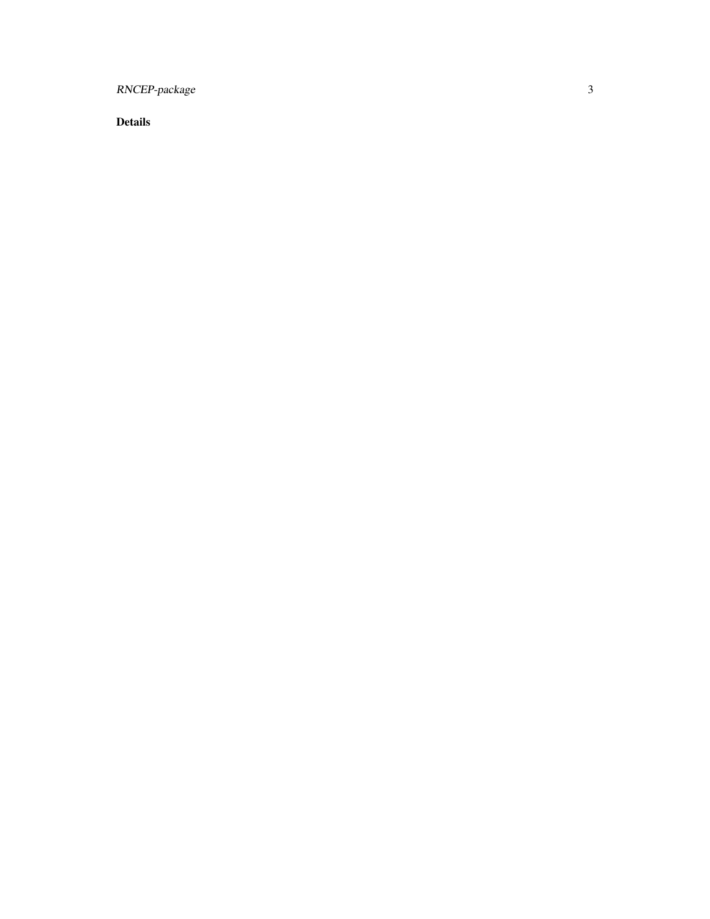## Details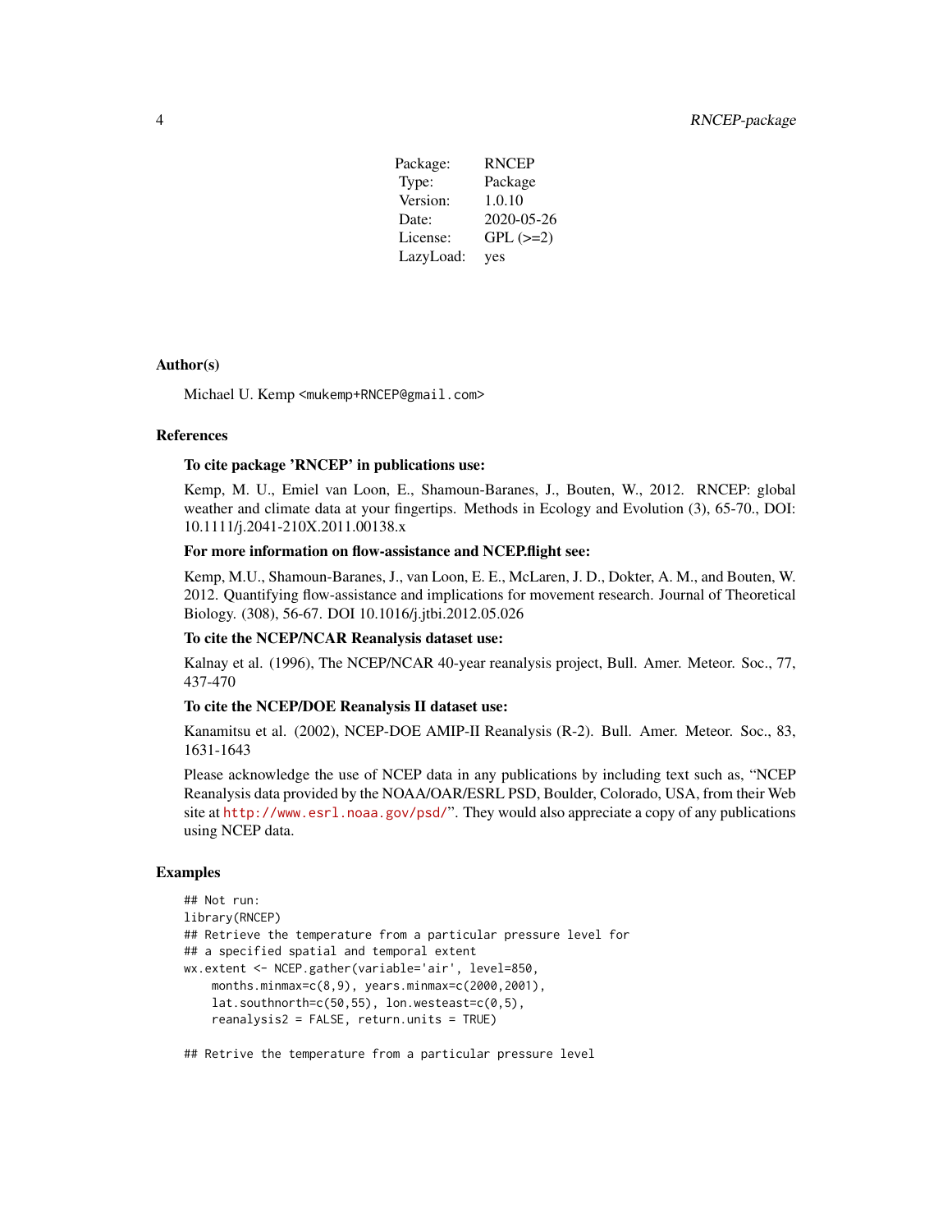| Package: | RNCEP |
|---|---|
| Type: | Package |
| Version: | 1.0.10 |
| Date: | 2020-05-26 |
| License: | GPL (>=2) |
| LazyLoad: | yes |

## Author(s)

Michael U. Kemp <mukemp+RNCEP@gmail.com>

## References

**To cite package 'RNCEP' in publications use:**

Kemp, M. U., Emiel van Loon, E., Shamoun-Baranes, J., Bouten, W., 2012. RNCEP: global weather and climate data at your fingertips. Methods in Ecology and Evolution (3), 65-70., DOI: 10.1111/j.2041-210X.2011.00138.x

**For more information on flow-assistance and NCEP.flight see:**

Kemp, M.U., Shamoun-Baranes, J., van Loon, E. E., McLaren, J. D., Dokter, A. M., and Bouten, W. 2012. Quantifying flow-assistance and implications for movement research. Journal of Theoretical Biology. (308), 56-67. DOI 10.1016/j.jtbi.2012.05.026

**To cite the NCEP/NCAR Reanalysis dataset use:**

Kalnay et al. (1996), The NCEP/NCAR 40-year reanalysis project, Bull. Amer. Meteor. Soc., 77, 437-470

**To cite the NCEP/DOE Reanalysis II dataset use:**

Kanamitsu et al. (2002), NCEP-DOE AMIP-II Reanalysis (R-2). Bull. Amer. Meteor. Soc., 83, 1631-1643

Please acknowledge the use of NCEP data in any publications by including text such as, "NCEP Reanalysis data provided by the NOAA/OAR/ESRL PSD, Boulder, Colorado, USA, from their Web site at http://www.esrl.noaa.gov/psd/". They would also appreciate a copy of any publications using NCEP data.

## Examples

```
## Not run:
library(RNCEP)
## Retrieve the temperature from a particular pressure level for
## a specified spatial and temporal extent
wx.extent <- NCEP.gather(variable='air', level=850,
    months.minmax=c(8,9), years.minmax=c(2000,2001),
    lat.southnorth=c(50,55), lon.westeast=c(0,5),
    reanalysis2 = FALSE, return.units = TRUE)

## Retrive the temperature from a particular pressure level
```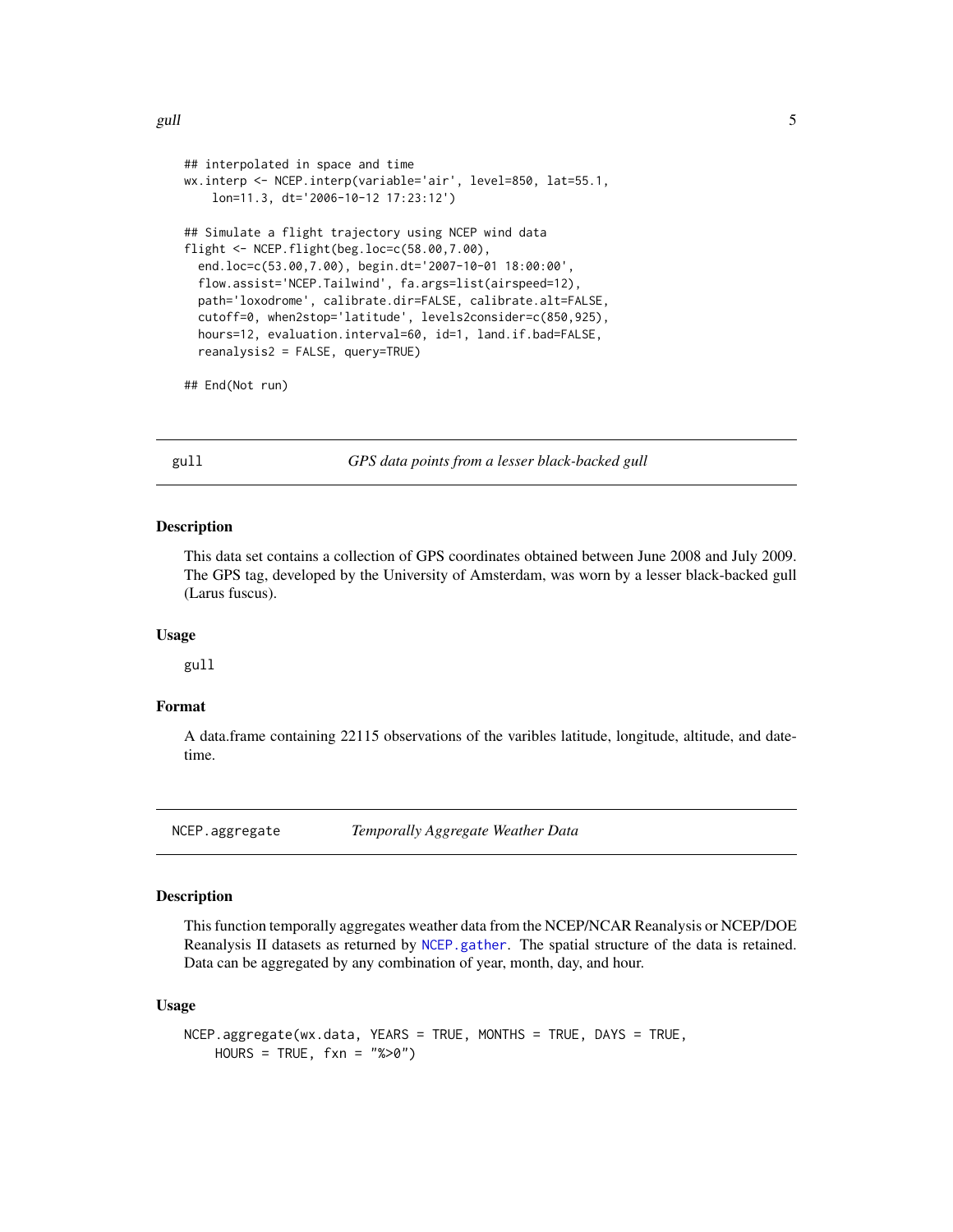```
## interpolated in space and time
wx.interp <- NCEP.interp(variable='air', level=850, lat=55.1,
    lon=11.3, dt='2006-10-12 17:23:12')

## Simulate a flight trajectory using NCEP wind data
flight <- NCEP.flight(beg.loc=c(58.00,7.00),
  end.loc=c(53.00,7.00), begin.dt='2007-10-01 18:00:00',
  flow.assist='NCEP.Tailwind', fa.args=list(airspeed=12),
  path='loxodrome', calibrate.dir=FALSE, calibrate.alt=FALSE,
  cutoff=0, when2stop='latitude', levels2consider=c(850,925),
  hours=12, evaluation.interval=60, id=1, land.if.bad=FALSE,
  reanalysis2 = FALSE, query=TRUE)

## End(Not run)
```

# gull — *GPS data points from a lesser black-backed gull*

## Description

This data set contains a collection of GPS coordinates obtained between June 2008 and July 2009. The GPS tag, developed by the University of Amsterdam, was worn by a lesser black-backed gull (Larus fuscus).

## Usage

```
gull
```

## Format

A data.frame containing 22115 observations of the varibles latitude, longitude, altitude, and datetime.

# NCEP.aggregate — *Temporally Aggregate Weather Data*

## Description

This function temporally aggregates weather data from the NCEP/NCAR Reanalysis or NCEP/DOE Reanalysis II datasets as returned by NCEP.gather. The spatial structure of the data is retained. Data can be aggregated by any combination of year, month, day, and hour.

## Usage

```
NCEP.aggregate(wx.data, YEARS = TRUE, MONTHS = TRUE, DAYS = TRUE,
    HOURS = TRUE, fxn = "%>0")
```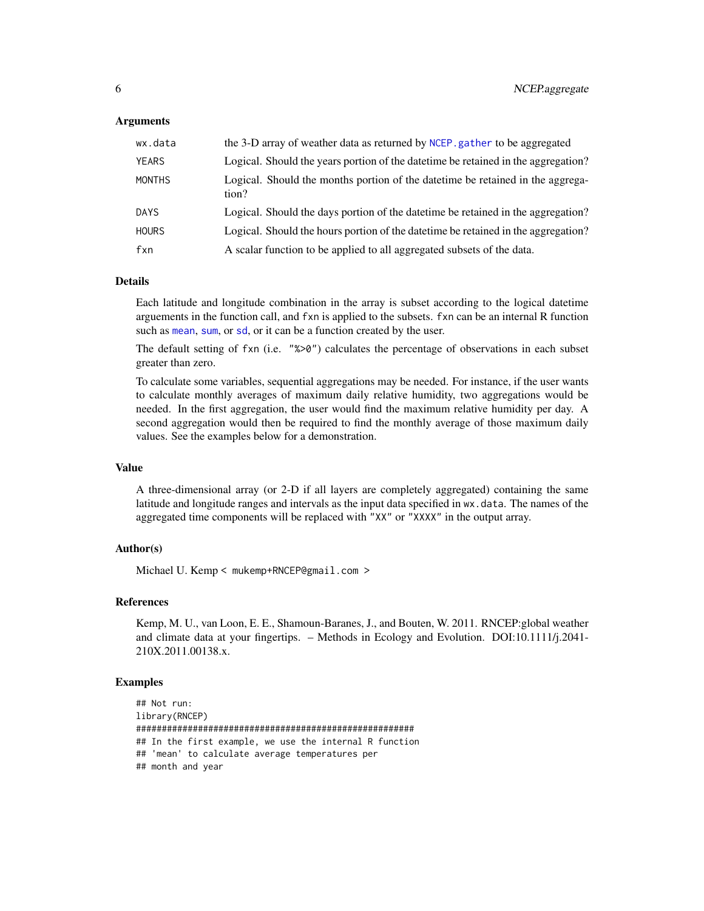### Arguments

| | |
|---|---|
| `wx.data` | the 3-D array of weather data as returned by `NCEP.gather` to be aggregated |
| `YEARS` | Logical. Should the years portion of the datetime be retained in the aggregation? |
| `MONTHS` | Logical. Should the months portion of the datetime be retained in the aggregation? |
| `DAYS` | Logical. Should the days portion of the datetime be retained in the aggregation? |
| `HOURS` | Logical. Should the hours portion of the datetime be retained in the aggregation? |
| `fxn` | A scalar function to be applied to all aggregated subsets of the data. |

### Details

Each latitude and longitude combination in the array is subset according to the logical datetime arguements in the function call, and `fxn` is applied to the subsets. `fxn` can be an internal R function such as `mean`, `sum`, or `sd`, or it can be a function created by the user.

The default setting of `fxn` (i.e. `"%>0"`) calculates the percentage of observations in each subset greater than zero.

To calculate some variables, sequential aggregations may be needed. For instance, if the user wants to calculate monthly averages of maximum daily relative humidity, two aggregations would be needed. In the first aggregation, the user would find the maximum relative humidity per day. A second aggregation would then be required to find the monthly average of those maximum daily values. See the examples below for a demonstration.

### Value

A three-dimensional array (or 2-D if all layers are completely aggregated) containing the same latitude and longitude ranges and intervals as the input data specified in `wx.data`. The names of the aggregated time components will be replaced with `"XX"` or `"XXXX"` in the output array.

### Author(s)

Michael U. Kemp < `mukemp+RNCEP@gmail.com` >

### References

Kemp, M. U., van Loon, E. E., Shamoun-Baranes, J., and Bouten, W. 2011. RNCEP:global weather and climate data at your fingertips. – Methods in Ecology and Evolution. DOI:10.1111/j.2041-210X.2011.00138.x.

### Examples

```
## Not run:
library(RNCEP)
#######################################################
## In the first example, we use the internal R function
## 'mean' to calculate average temperatures per
## month and year
```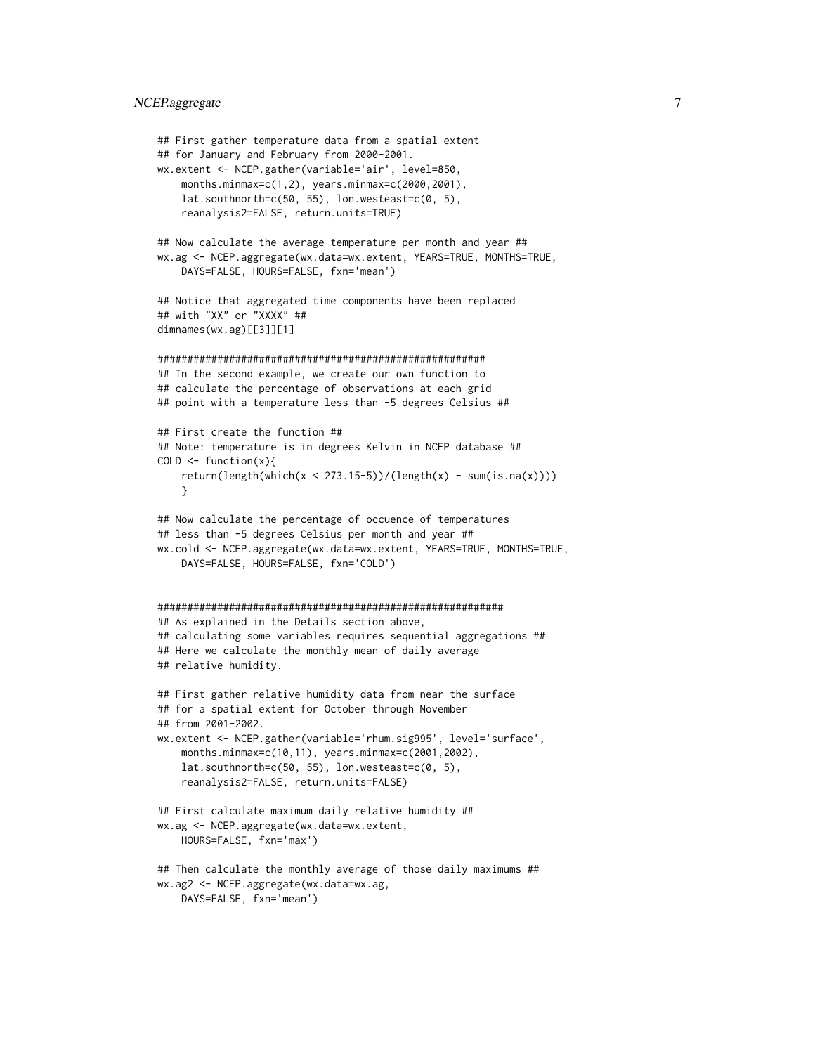```
## First gather temperature data from a spatial extent
## for January and February from 2000-2001.
wx.extent <- NCEP.gather(variable='air', level=850,
    months.minmax=c(1,2), years.minmax=c(2000,2001),
    lat.southnorth=c(50, 55), lon.westeast=c(0, 5),
    reanalysis2=FALSE, return.units=TRUE)

## Now calculate the average temperature per month and year ##
wx.ag <- NCEP.aggregate(wx.data=wx.extent, YEARS=TRUE, MONTHS=TRUE,
    DAYS=FALSE, HOURS=FALSE, fxn='mean')

## Notice that aggregated time components have been replaced
## with "XX" or "XXXX" ##
dimnames(wx.ag)[[3]][1]

########################################################
## In the second example, we create our own function to
## calculate the percentage of observations at each grid
## point with a temperature less than -5 degrees Celsius ##

## First create the function ##
## Note: temperature is in degrees Kelvin in NCEP database ##
COLD <- function(x){
    return(length(which(x < 273.15-5))/(length(x) - sum(is.na(x))))
    }

## Now calculate the percentage of occuence of temperatures
## less than -5 degrees Celsius per month and year ##
wx.cold <- NCEP.aggregate(wx.data=wx.extent, YEARS=TRUE, MONTHS=TRUE,
    DAYS=FALSE, HOURS=FALSE, fxn='COLD')


##########################################################
## As explained in the Details section above,
## calculating some variables requires sequential aggregations ##
## Here we calculate the monthly mean of daily average
## relative humidity.

## First gather relative humidity data from near the surface
## for a spatial extent for October through November
## from 2001-2002.
wx.extent <- NCEP.gather(variable='rhum.sig995', level='surface',
    months.minmax=c(10,11), years.minmax=c(2001,2002),
    lat.southnorth=c(50, 55), lon.westeast=c(0, 5),
    reanalysis2=FALSE, return.units=FALSE)

## First calculate maximum daily relative humidity ##
wx.ag <- NCEP.aggregate(wx.data=wx.extent,
    HOURS=FALSE, fxn='max')

## Then calculate the monthly average of those daily maximums ##
wx.ag2 <- NCEP.aggregate(wx.data=wx.ag,
    DAYS=FALSE, fxn='mean')
```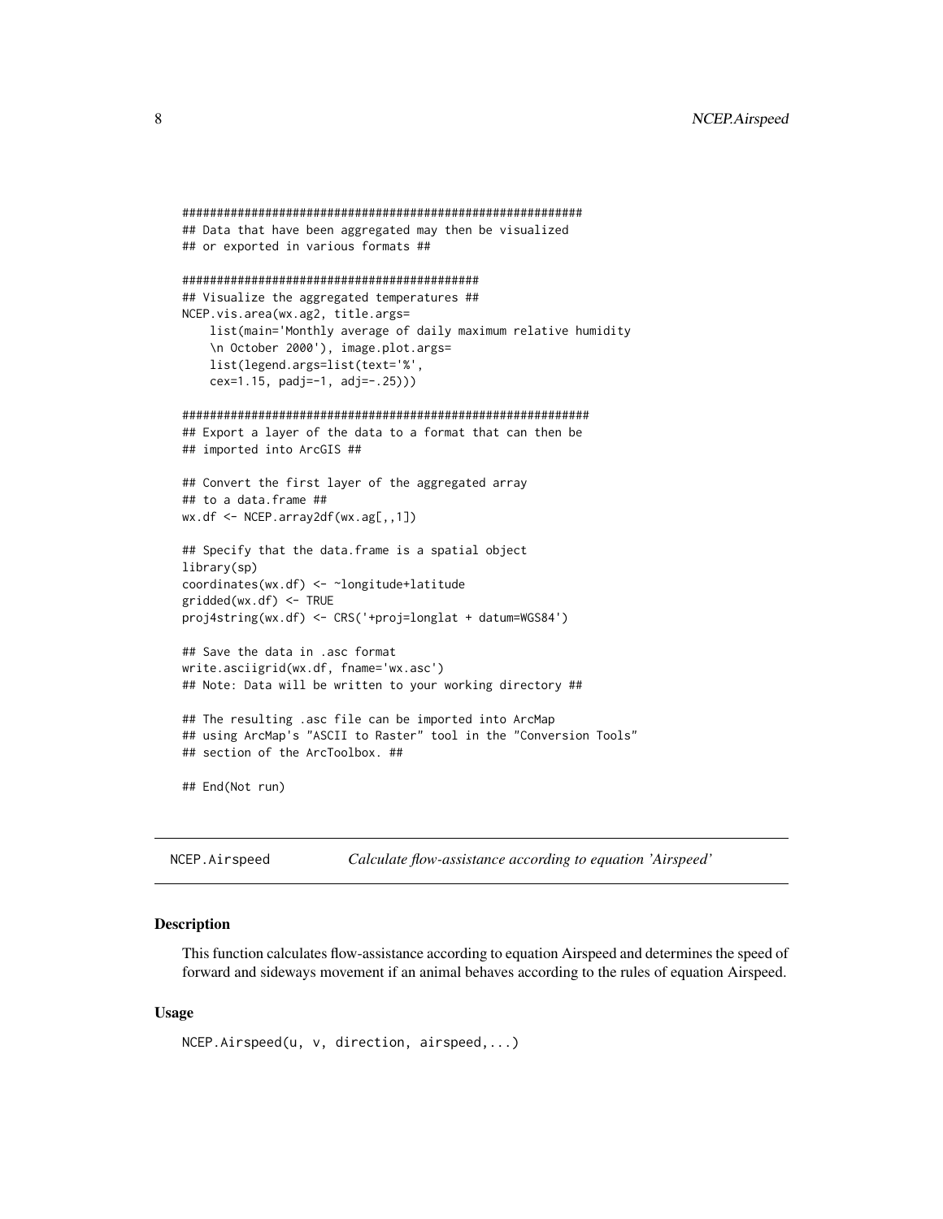```
##########################################################
## Data that have been aggregated may then be visualized
## or exported in various formats ##

############################################
## Visualize the aggregated temperatures ##
NCEP.vis.area(wx.ag2, title.args=
    list(main='Monthly average of daily maximum relative humidity
    \n October 2000'), image.plot.args=
    list(legend.args=list(text='%',
    cex=1.15, padj=-1, adj=-.25)))

###########################################################
## Export a layer of the data to a format that can then be
## imported into ArcGIS ##

## Convert the first layer of the aggregated array
## to a data.frame ##
wx.df <- NCEP.array2df(wx.ag[,,1])

## Specify that the data.frame is a spatial object
library(sp)
coordinates(wx.df) <- ~longitude+latitude
gridded(wx.df) <- TRUE
proj4string(wx.df) <- CRS('+proj=longlat + datum=WGS84')

## Save the data in .asc format
write.asciigrid(wx.df, fname='wx.asc')
## Note: Data will be written to your working directory ##

## The resulting .asc file can be imported into ArcMap
## using ArcMap's "ASCII to Raster" tool in the "Conversion Tools"
## section of the ArcToolbox. ##

## End(Not run)
```

---

`NCEP.Airspeed` *Calculate flow-assistance according to equation 'Airspeed'*

---

### Description

This function calculates flow-assistance according to equation Airspeed and determines the speed of forward and sideways movement if an animal behaves according to the rules of equation Airspeed.

### Usage

```
NCEP.Airspeed(u, v, direction, airspeed,...)
```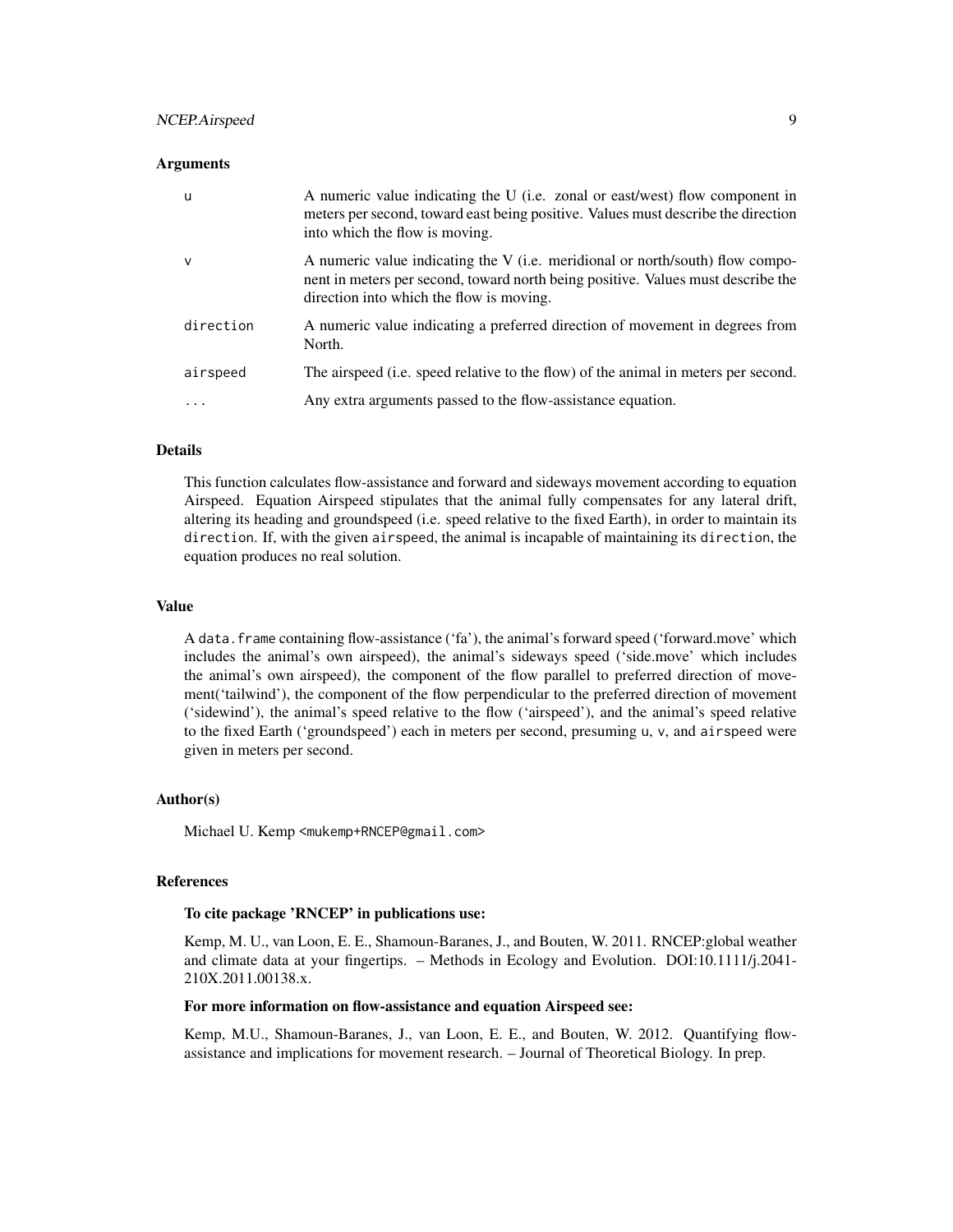### Arguments

| | |
|---|---|
| `u` | A numeric value indicating the U (i.e. zonal or east/west) flow component in meters per second, toward east being positive. Values must describe the direction into which the flow is moving. |
| `v` | A numeric value indicating the V (i.e. meridional or north/south) flow component in meters per second, toward north being positive. Values must describe the direction into which the flow is moving. |
| `direction` | A numeric value indicating a preferred direction of movement in degrees from North. |
| `airspeed` | The airspeed (i.e. speed relative to the flow) of the animal in meters per second. |
| `...` | Any extra arguments passed to the flow-assistance equation. |

### Details

This function calculates flow-assistance and forward and sideways movement according to equation Airspeed. Equation Airspeed stipulates that the animal fully compensates for any lateral drift, altering its heading and groundspeed (i.e. speed relative to the fixed Earth), in order to maintain its `direction`. If, with the given `airspeed`, the animal is incapable of maintaining its `direction`, the equation produces no real solution.

### Value

A `data.frame` containing flow-assistance ('fa'), the animal's forward speed ('forward.move' which includes the animal's own airspeed), the animal's sideways speed ('side.move' which includes the animal's own airspeed), the component of the flow parallel to preferred direction of movement('tailwind'), the component of the flow perpendicular to the preferred direction of movement ('sidewind'), the animal's speed relative to the flow ('airspeed'), and the animal's speed relative to the fixed Earth ('groundspeed') each in meters per second, presuming `u`, `v`, and `airspeed` were given in meters per second.

### Author(s)

Michael U. Kemp `<mukemp+RNCEP@gmail.com>`

### References

**To cite package 'RNCEP' in publications use:**

Kemp, M. U., van Loon, E. E., Shamoun-Baranes, J., and Bouten, W. 2011. RNCEP:global weather and climate data at your fingertips. – Methods in Ecology and Evolution. DOI:10.1111/j.2041-210X.2011.00138.x.

**For more information on flow-assistance and equation Airspeed see:**

Kemp, M.U., Shamoun-Baranes, J., van Loon, E. E., and Bouten, W. 2012. Quantifying flow-assistance and implications for movement research. – Journal of Theoretical Biology. In prep.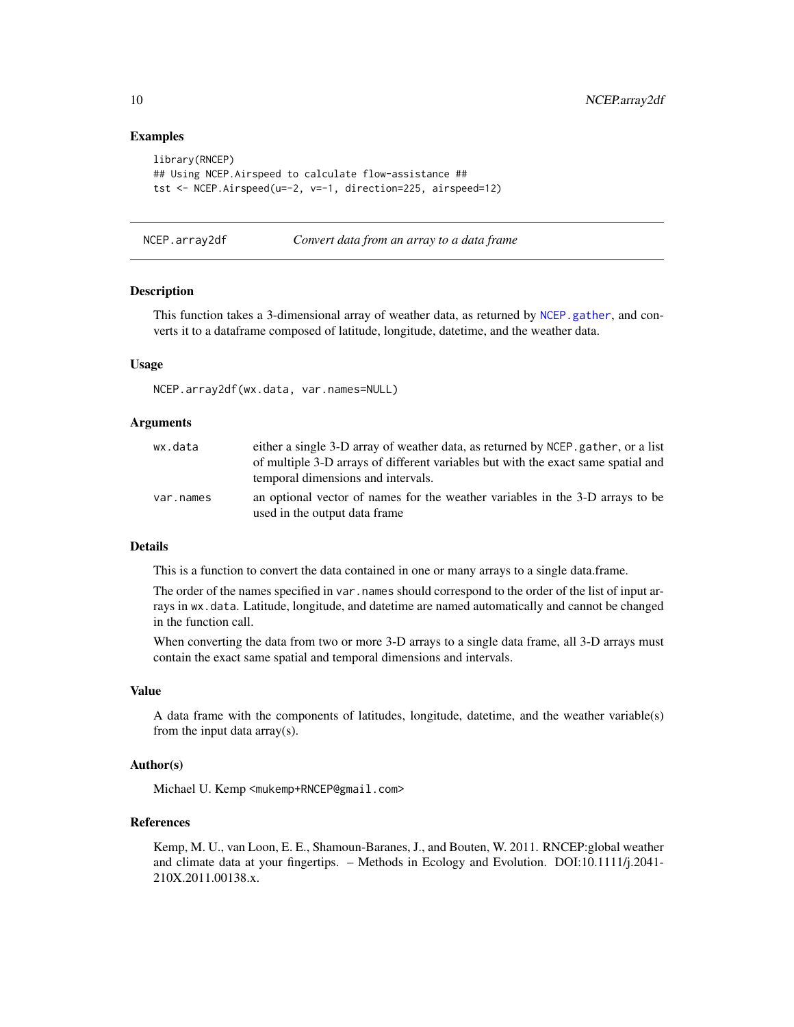### Examples

```
library(RNCEP)
## Using NCEP.Airspeed to calculate flow-assistance ##
tst <- NCEP.Airspeed(u=-2, v=-1, direction=225, airspeed=12)
```

---

## NCEP.array2df — *Convert data from an array to a data frame*

---

### Description

This function takes a 3-dimensional array of weather data, as returned by `NCEP.gather`, and converts it to a dataframe composed of latitude, longitude, datetime, and the weather data.

### Usage

```
NCEP.array2df(wx.data, var.names=NULL)
```

### Arguments

| | |
|---|---|
| `wx.data` | either a single 3-D array of weather data, as returned by `NCEP.gather`, or a list of multiple 3-D arrays of different variables but with the exact same spatial and temporal dimensions and intervals. |
| `var.names` | an optional vector of names for the weather variables in the 3-D arrays to be used in the output data frame |

### Details

This is a function to convert the data contained in one or many arrays to a single data.frame.

The order of the names specified in `var.names` should correspond to the order of the list of input arrays in `wx.data`. Latitude, longitude, and datetime are named automatically and cannot be changed in the function call.

When converting the data from two or more 3-D arrays to a single data frame, all 3-D arrays must contain the exact same spatial and temporal dimensions and intervals.

### Value

A data frame with the components of latitudes, longitude, datetime, and the weather variable(s) from the input data array(s).

### Author(s)

Michael U. Kemp <mukemp+RNCEP@gmail.com>

### References

Kemp, M. U., van Loon, E. E., Shamoun-Baranes, J., and Bouten, W. 2011. RNCEP:global weather and climate data at your fingertips. – Methods in Ecology and Evolution. DOI:10.1111/j.2041-210X.2011.00138.x.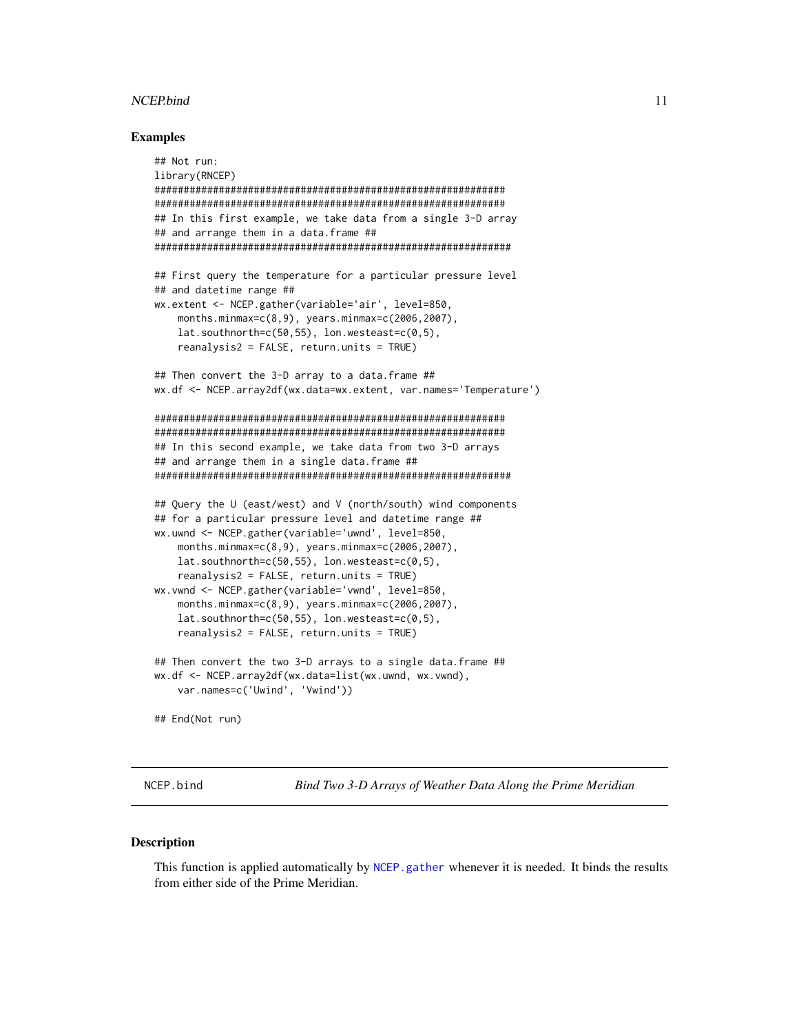### Examples

```
## Not run:
library(RNCEP)
##############################################################
##############################################################
## In this first example, we take data from a single 3-D array
## and arrange them in a data.frame ##
###############################################################

## First query the temperature for a particular pressure level
## and datetime range ##
wx.extent <- NCEP.gather(variable='air', level=850,
    months.minmax=c(8,9), years.minmax=c(2006,2007),
    lat.southnorth=c(50,55), lon.westeast=c(0,5),
    reanalysis2 = FALSE, return.units = TRUE)

## Then convert the 3-D array to a data.frame ##
wx.df <- NCEP.array2df(wx.data=wx.extent, var.names='Temperature')

##############################################################
##############################################################
## In this second example, we take data from two 3-D arrays
## and arrange them in a single data.frame ##
###############################################################

## Query the U (east/west) and V (north/south) wind components
## for a particular pressure level and datetime range ##
wx.uwnd <- NCEP.gather(variable='uwnd', level=850,
    months.minmax=c(8,9), years.minmax=c(2006,2007),
    lat.southnorth=c(50,55), lon.westeast=c(0,5),
    reanalysis2 = FALSE, return.units = TRUE)
wx.vwnd <- NCEP.gather(variable='vwnd', level=850,
    months.minmax=c(8,9), years.minmax=c(2006,2007),
    lat.southnorth=c(50,55), lon.westeast=c(0,5),
    reanalysis2 = FALSE, return.units = TRUE)

## Then convert the two 3-D arrays to a single data.frame ##
wx.df <- NCEP.array2df(wx.data=list(wx.uwnd, wx.vwnd),
    var.names=c('Uwind', 'Vwind'))

## End(Not run)
```

---

## NCEP.bind — *Bind Two 3-D Arrays of Weather Data Along the Prime Meridian*

### Description

This function is applied automatically by NCEP.gather whenever it is needed. It binds the results from either side of the Prime Meridian.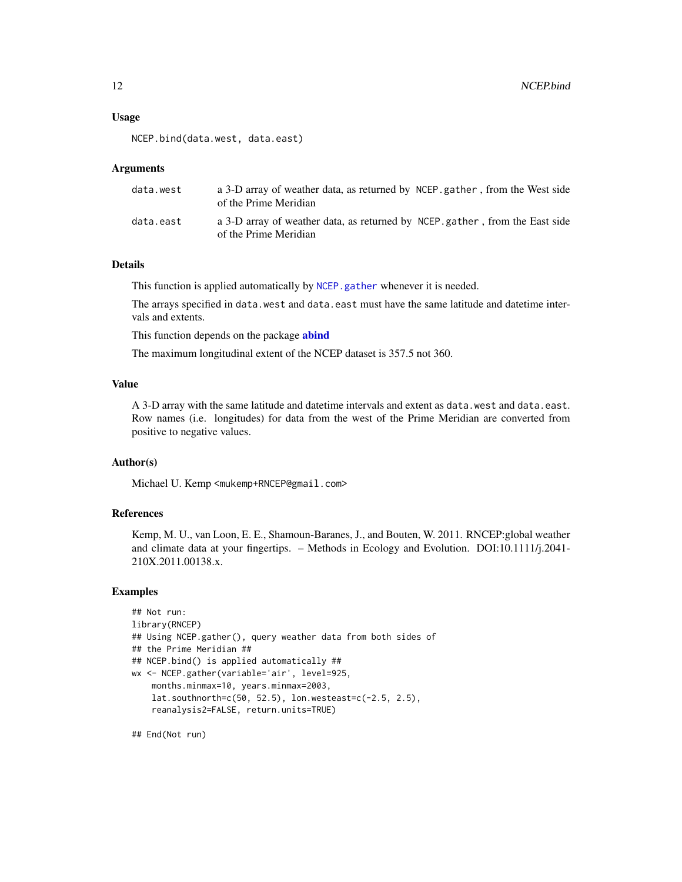### Usage

```
NCEP.bind(data.west, data.east)
```

### Arguments

| | |
|---|---|
| `data.west` | a 3-D array of weather data, as returned by `NCEP.gather` , from the West side of the Prime Meridian |
| `data.east` | a 3-D array of weather data, as returned by `NCEP.gather` , from the East side of the Prime Meridian |

### Details

This function is applied automatically by `NCEP.gather` whenever it is needed.

The arrays specified in `data.west` and `data.east` must have the same latitude and datetime intervals and extents.

This function depends on the package **abind**

The maximum longitudinal extent of the NCEP dataset is 357.5 not 360.

### Value

A 3-D array with the same latitude and datetime intervals and extent as `data.west` and `data.east`. Row names (i.e. longitudes) for data from the west of the Prime Meridian are converted from positive to negative values.

### Author(s)

Michael U. Kemp <mukemp+RNCEP@gmail.com>

### References

Kemp, M. U., van Loon, E. E., Shamoun-Baranes, J., and Bouten, W. 2011. RNCEP:global weather and climate data at your fingertips. – Methods in Ecology and Evolution. DOI:10.1111/j.2041-210X.2011.00138.x.

### Examples

```
## Not run:
library(RNCEP)
## Using NCEP.gather(), query weather data from both sides of
## the Prime Meridian ##
## NCEP.bind() is applied automatically ##
wx <- NCEP.gather(variable='air', level=925,
    months.minmax=10, years.minmax=2003,
    lat.southnorth=c(50, 52.5), lon.westeast=c(-2.5, 2.5),
    reanalysis2=FALSE, return.units=TRUE)

## End(Not run)
```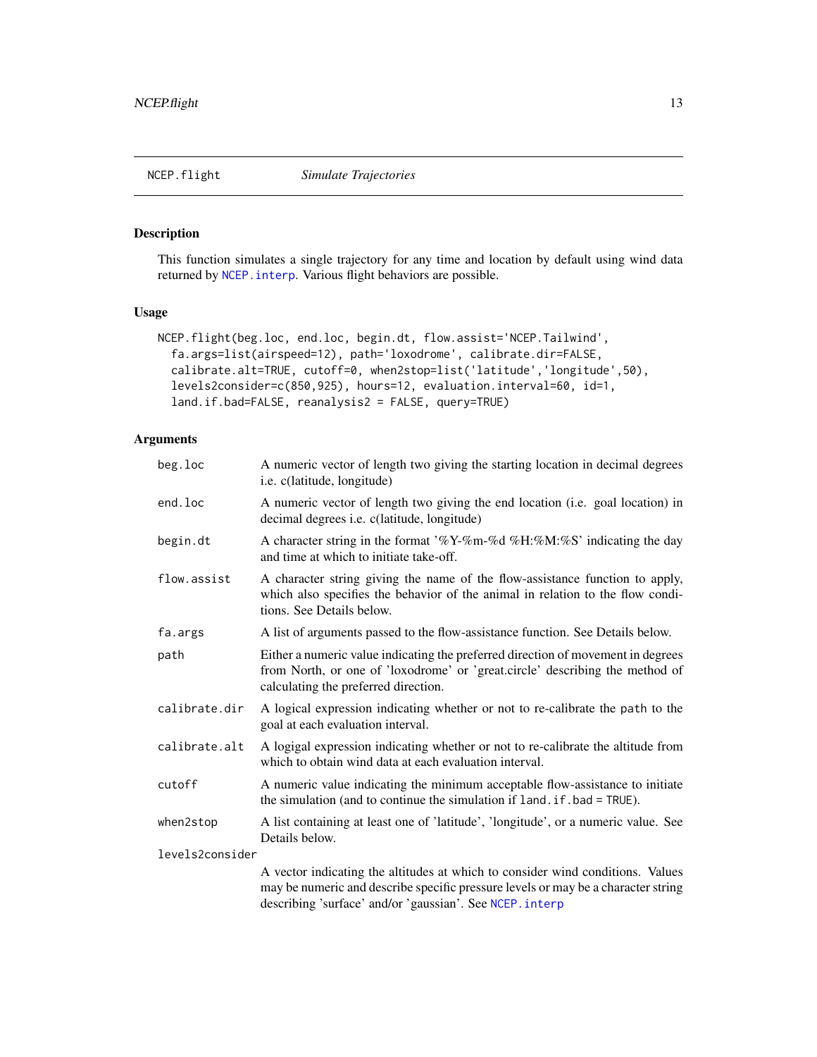## NCEP.flight *Simulate Trajectories*

### Description

This function simulates a single trajectory for any time and location by default using wind data returned by NCEP.interp. Various flight behaviors are possible.

### Usage

```
NCEP.flight(beg.loc, end.loc, begin.dt, flow.assist='NCEP.Tailwind',
  fa.args=list(airspeed=12), path='loxodrome', calibrate.dir=FALSE,
  calibrate.alt=TRUE, cutoff=0, when2stop=list('latitude','longitude',50),
  levels2consider=c(850,925), hours=12, evaluation.interval=60, id=1,
  land.if.bad=FALSE, reanalysis2 = FALSE, query=TRUE)
```

### Arguments

| | |
|---|---|
| beg.loc | A numeric vector of length two giving the starting location in decimal degrees i.e. c(latitude, longitude) |
| end.loc | A numeric vector of length two giving the end location (i.e. goal location) in decimal degrees i.e. c(latitude, longitude) |
| begin.dt | A character string in the format '%Y-%m-%d %H:%M:%S' indicating the day and time at which to initiate take-off. |
| flow.assist | A character string giving the name of the flow-assistance function to apply, which also specifies the behavior of the animal in relation to the flow conditions. See Details below. |
| fa.args | A list of arguments passed to the flow-assistance function. See Details below. |
| path | Either a numeric value indicating the preferred direction of movement in degrees from North, or one of 'loxodrome' or 'great.circle' describing the method of calculating the preferred direction. |
| calibrate.dir | A logical expression indicating whether or not to re-calibrate the path to the goal at each evaluation interval. |
| calibrate.alt | A logigal expression indicating whether or not to re-calibrate the altitude from which to obtain wind data at each evaluation interval. |
| cutoff | A numeric value indicating the minimum acceptable flow-assistance to initiate the simulation (and to continue the simulation if land.if.bad = TRUE). |
| when2stop | A list containing at least one of 'latitude', 'longitude', or a numeric value. See Details below. |
| levels2consider | A vector indicating the altitudes at which to consider wind conditions. Values may be numeric and describe specific pressure levels or may be a character string describing 'surface' and/or 'gaussian'. See NCEP.interp |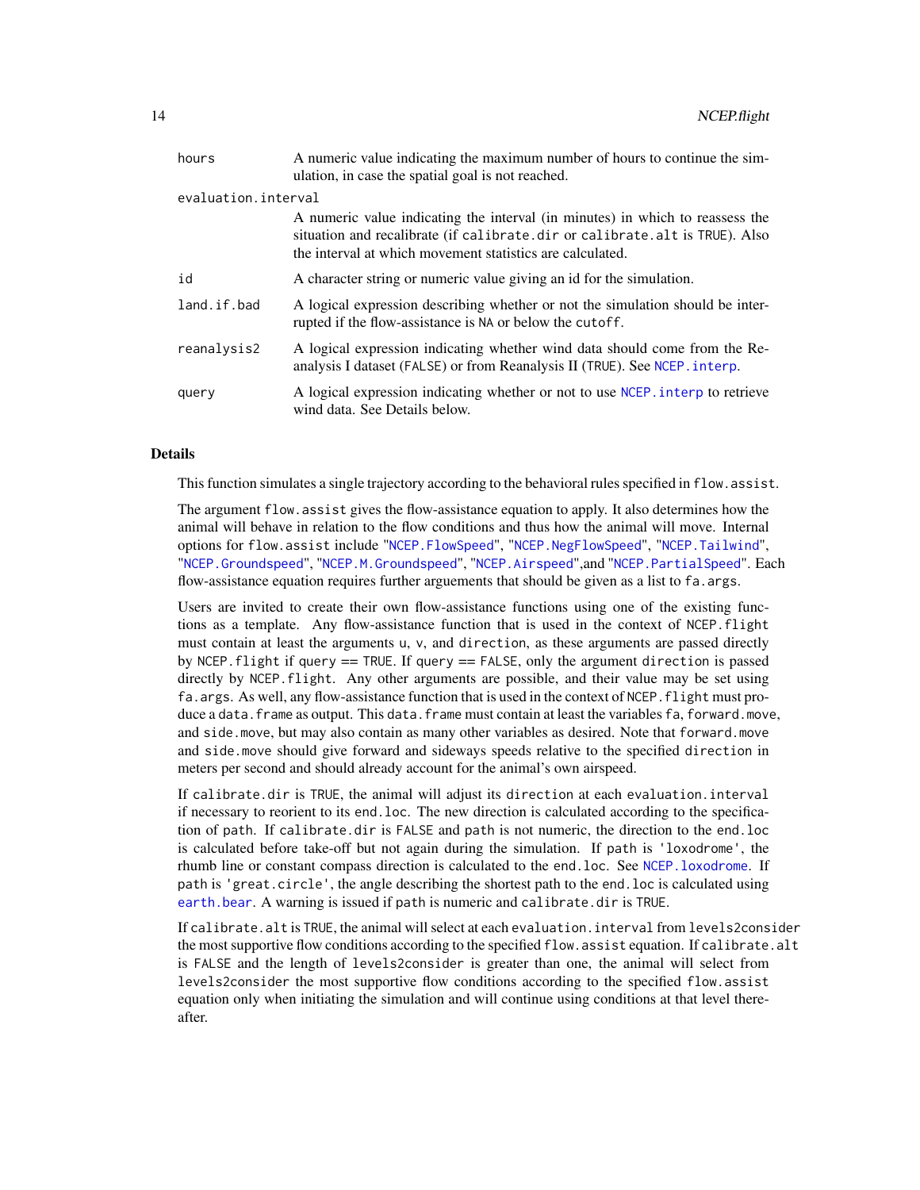| | |
|---|---|
| `hours` | A numeric value indicating the maximum number of hours to continue the simulation, in case the spatial goal is not reached. |
| `evaluation.interval` | A numeric value indicating the interval (in minutes) in which to reassess the situation and recalibrate (if `calibrate.dir` or `calibrate.alt` is `TRUE`). Also the interval at which movement statistics are calculated. |
| `id` | A character string or numeric value giving an id for the simulation. |
| `land.if.bad` | A logical expression describing whether or not the simulation should be interrupted if the flow-assistance is `NA` or below the `cutoff`. |
| `reanalysis2` | A logical expression indicating whether wind data should come from the Reanalysis I dataset (`FALSE`) or from Reanalysis II (`TRUE`). See `NCEP.interp`. |
| `query` | A logical expression indicating whether or not to use `NCEP.interp` to retrieve wind data. See Details below. |

## Details

This function simulates a single trajectory according to the behavioral rules specified in `flow.assist`.

The argument `flow.assist` gives the flow-assistance equation to apply. It also determines how the animal will behave in relation to the flow conditions and thus how the animal will move. Internal options for `flow.assist` include "`NCEP.FlowSpeed`", "`NCEP.NegFlowSpeed`", "`NCEP.Tailwind`", "`NCEP.Groundspeed`", "`NCEP.M.Groundspeed`", "`NCEP.Airspeed`",and "`NCEP.PartialSpeed`". Each flow-assistance equation requires further arguements that should be given as a list to `fa.args`.

Users are invited to create their own flow-assistance functions using one of the existing functions as a template. Any flow-assistance function that is used in the context of `NCEP.flight` must contain at least the arguments `u`, `v`, and `direction`, as these arguments are passed directly by `NCEP.flight` if `query == TRUE`. If `query == FALSE`, only the argument `direction` is passed directly by `NCEP.flight`. Any other arguments are possible, and their value may be set using `fa.args`. As well, any flow-assistance function that is used in the context of `NCEP.flight` must produce a `data.frame` as output. This `data.frame` must contain at least the variables `fa`, `forward.move`, and `side.move`, but may also contain as many other variables as desired. Note that `forward.move` and `side.move` should give forward and sideways speeds relative to the specified `direction` in meters per second and should already account for the animal's own airspeed.

If `calibrate.dir` is `TRUE`, the animal will adjust its `direction` at each `evaluation.interval` if necessary to reorient to its `end.loc`. The new direction is calculated according to the specification of `path`. If `calibrate.dir` is `FALSE` and `path` is not numeric, the direction to the `end.loc` is calculated before take-off but not again during the simulation. If `path` is `'loxodrome'`, the rhumb line or constant compass direction is calculated to the `end.loc`. See `NCEP.loxodrome`. If `path` is `'great.circle'`, the angle describing the shortest path to the `end.loc` is calculated using `earth.bear`. A warning is issued if `path` is numeric and `calibrate.dir` is `TRUE`.

If `calibrate.alt` is `TRUE`, the animal will select at each `evaluation.interval` from `levels2consider` the most supportive flow conditions according to the specified `flow.assist` equation. If `calibrate.alt` is `FALSE` and the length of `levels2consider` is greater than one, the animal will select from `levels2consider` the most supportive flow conditions according to the specified `flow.assist` equation only when initiating the simulation and will continue using conditions at that level thereafter.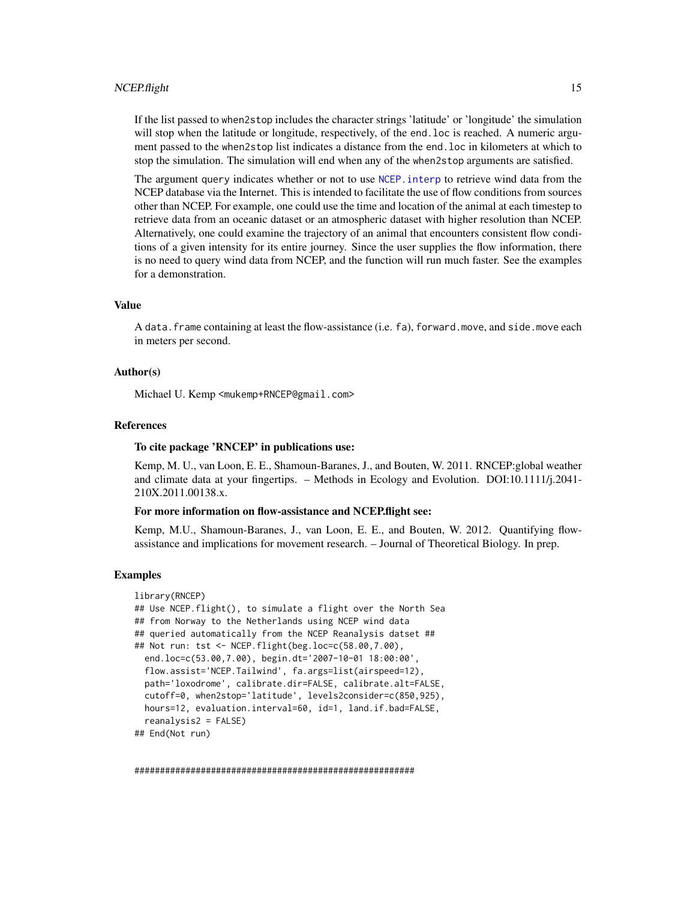If the list passed to `when2stop` includes the character strings 'latitude' or 'longitude' the simulation will stop when the latitude or longitude, respectively, of the `end.loc` is reached. A numeric argument passed to the `when2stop` list indicates a distance from the `end.loc` in kilometers at which to stop the simulation. The simulation will end when any of the `when2stop` arguments are satisfied.

The argument `query` indicates whether or not to use `NCEP.interp` to retrieve wind data from the NCEP database via the Internet. This is intended to facilitate the use of flow conditions from sources other than NCEP. For example, one could use the time and location of the animal at each timestep to retrieve data from an oceanic dataset or an atmospheric dataset with higher resolution than NCEP. Alternatively, one could examine the trajectory of an animal that encounters consistent flow conditions of a given intensity for its entire journey. Since the user supplies the flow information, there is no need to query wind data from NCEP, and the function will run much faster. See the examples for a demonstration.

### Value

A `data.frame` containing at least the flow-assistance (i.e. `fa`), `forward.move`, and `side.move` each in meters per second.

### Author(s)

Michael U. Kemp <mukemp+RNCEP@gmail.com>

### References

**To cite package 'RNCEP' in publications use:**

Kemp, M. U., van Loon, E. E., Shamoun-Baranes, J., and Bouten, W. 2011. RNCEP:global weather and climate data at your fingertips. – Methods in Ecology and Evolution. DOI:10.1111/j.2041-210X.2011.00138.x.

**For more information on flow-assistance and NCEP.flight see:**

Kemp, M.U., Shamoun-Baranes, J., van Loon, E. E., and Bouten, W. 2012. Quantifying flow-assistance and implications for movement research. – Journal of Theoretical Biology. In prep.

### Examples

```
library(RNCEP)
## Use NCEP.flight(), to simulate a flight over the North Sea
## from Norway to the Netherlands using NCEP wind data
## queried automatically from the NCEP Reanalysis datset ##
## Not run: tst <- NCEP.flight(beg.loc=c(58.00,7.00),
  end.loc=c(53.00,7.00), begin.dt='2007-10-01 18:00:00',
  flow.assist='NCEP.Tailwind', fa.args=list(airspeed=12),
  path='loxodrome', calibrate.dir=FALSE, calibrate.alt=FALSE,
  cutoff=0, when2stop='latitude', levels2consider=c(850,925),
  hours=12, evaluation.interval=60, id=1, land.if.bad=FALSE,
  reanalysis2 = FALSE)
## End(Not run)


#######################################################
```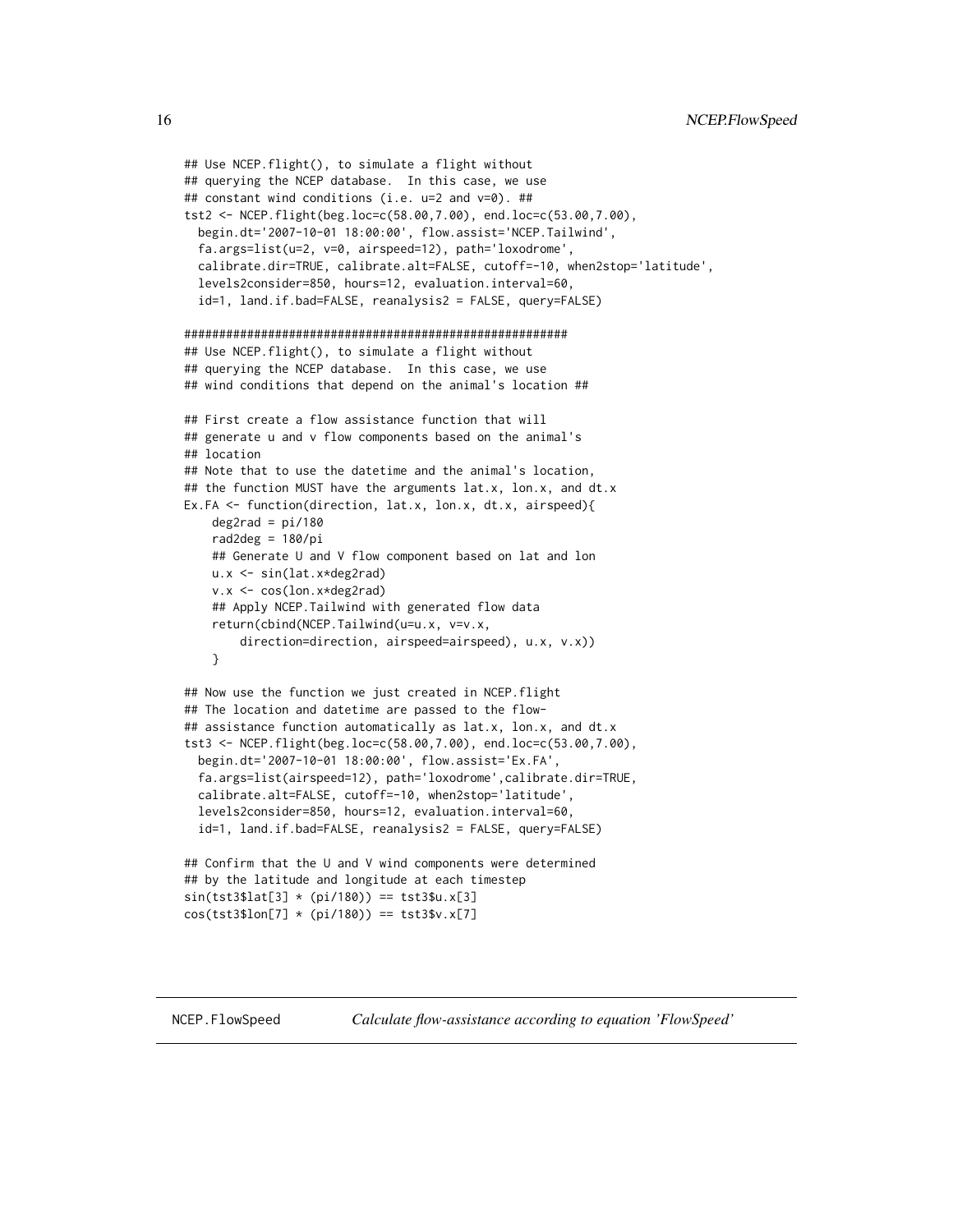```
## Use NCEP.flight(), to simulate a flight without
## querying the NCEP database.  In this case, we use
## constant wind conditions (i.e. u=2 and v=0). ##
tst2 <- NCEP.flight(beg.loc=c(58.00,7.00), end.loc=c(53.00,7.00),
  begin.dt='2007-10-01 18:00:00', flow.assist='NCEP.Tailwind',
  fa.args=list(u=2, v=0, airspeed=12), path='loxodrome',
  calibrate.dir=TRUE, calibrate.alt=FALSE, cutoff=-10, when2stop='latitude',
  levels2consider=850, hours=12, evaluation.interval=60,
  id=1, land.if.bad=FALSE, reanalysis2 = FALSE, query=FALSE)

########################################################
## Use NCEP.flight(), to simulate a flight without
## querying the NCEP database.  In this case, we use
## wind conditions that depend on the animal's location ##

## First create a flow assistance function that will
## generate u and v flow components based on the animal's
## location
## Note that to use the datetime and the animal's location,
## the function MUST have the arguments lat.x, lon.x, and dt.x
Ex.FA <- function(direction, lat.x, lon.x, dt.x, airspeed){
    deg2rad = pi/180
    rad2deg = 180/pi
    ## Generate U and V flow component based on lat and lon
    u.x <- sin(lat.x*deg2rad)
    v.x <- cos(lon.x*deg2rad)
    ## Apply NCEP.Tailwind with generated flow data
    return(cbind(NCEP.Tailwind(u=u.x, v=v.x,
        direction=direction, airspeed=airspeed), u.x, v.x))
    }

## Now use the function we just created in NCEP.flight
## The location and datetime are passed to the flow-
## assistance function automatically as lat.x, lon.x, and dt.x
tst3 <- NCEP.flight(beg.loc=c(58.00,7.00), end.loc=c(53.00,7.00),
  begin.dt='2007-10-01 18:00:00', flow.assist='Ex.FA',
  fa.args=list(airspeed=12), path='loxodrome',calibrate.dir=TRUE,
  calibrate.alt=FALSE, cutoff=-10, when2stop='latitude',
  levels2consider=850, hours=12, evaluation.interval=60,
  id=1, land.if.bad=FALSE, reanalysis2 = FALSE, query=FALSE)

## Confirm that the U and V wind components were determined
## by the latitude and longitude at each timestep
sin(tst3$lat[3] * (pi/180)) == tst3$u.x[3]
cos(tst3$lon[7] * (pi/180)) == tst3$v.x[7]
```

---

NCEP.FlowSpeed *Calculate flow-assistance according to equation 'FlowSpeed'*

---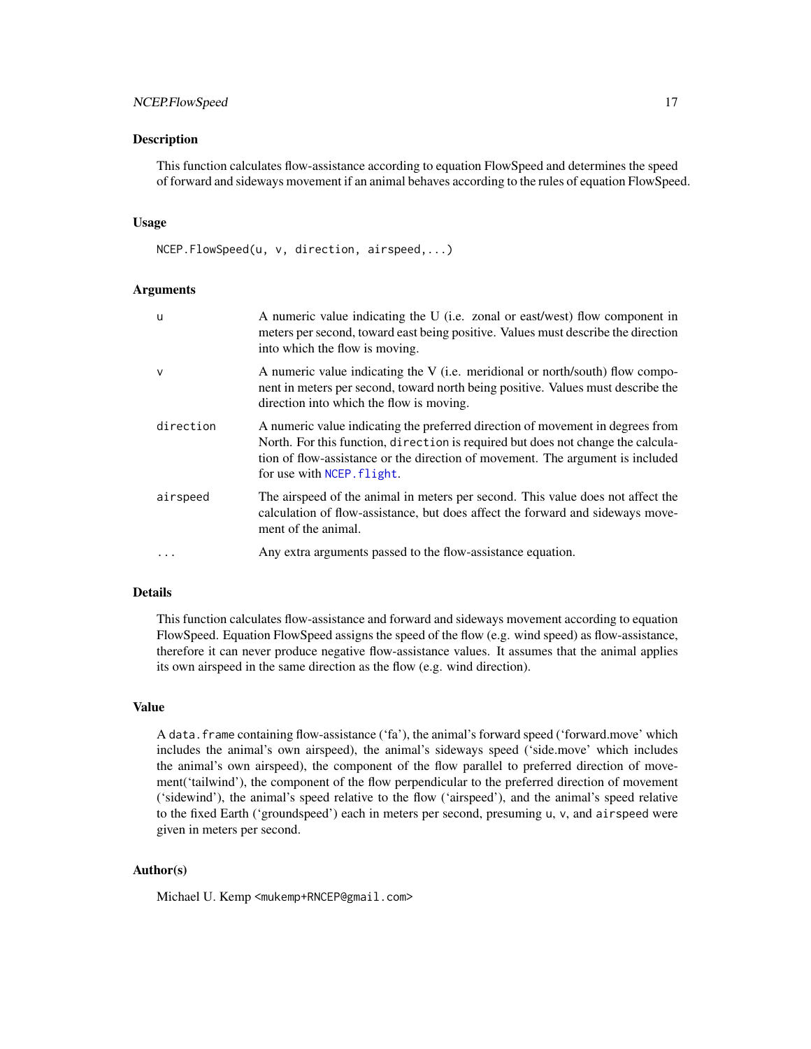## Description

This function calculates flow-assistance according to equation FlowSpeed and determines the speed of forward and sideways movement if an animal behaves according to the rules of equation FlowSpeed.

## Usage

```
NCEP.FlowSpeed(u, v, direction, airspeed,...)
```

## Arguments

| | |
|---|---|
| `u` | A numeric value indicating the U (i.e. zonal or east/west) flow component in meters per second, toward east being positive. Values must describe the direction into which the flow is moving. |
| `v` | A numeric value indicating the V (i.e. meridional or north/south) flow component in meters per second, toward north being positive. Values must describe the direction into which the flow is moving. |
| `direction` | A numeric value indicating the preferred direction of movement in degrees from North. For this function, `direction` is required but does not change the calculation of flow-assistance or the direction of movement. The argument is included for use with `NCEP.flight`. |
| `airspeed` | The airspeed of the animal in meters per second. This value does not affect the calculation of flow-assistance, but does affect the forward and sideways movement of the animal. |
| `...` | Any extra arguments passed to the flow-assistance equation. |

## Details

This function calculates flow-assistance and forward and sideways movement according to equation FlowSpeed. Equation FlowSpeed assigns the speed of the flow (e.g. wind speed) as flow-assistance, therefore it can never produce negative flow-assistance values. It assumes that the animal applies its own airspeed in the same direction as the flow (e.g. wind direction).

## Value

A `data.frame` containing flow-assistance ('fa'), the animal's forward speed ('forward.move' which includes the animal's own airspeed), the animal's sideways speed ('side.move' which includes the animal's own airspeed), the component of the flow parallel to preferred direction of movement('tailwind'), the component of the flow perpendicular to the preferred direction of movement ('sidewind'), the animal's speed relative to the flow ('airspeed'), and the animal's speed relative to the fixed Earth ('groundspeed') each in meters per second, presuming `u`, `v`, and `airspeed` were given in meters per second.

## Author(s)

Michael U. Kemp <mukemp+RNCEP@gmail.com>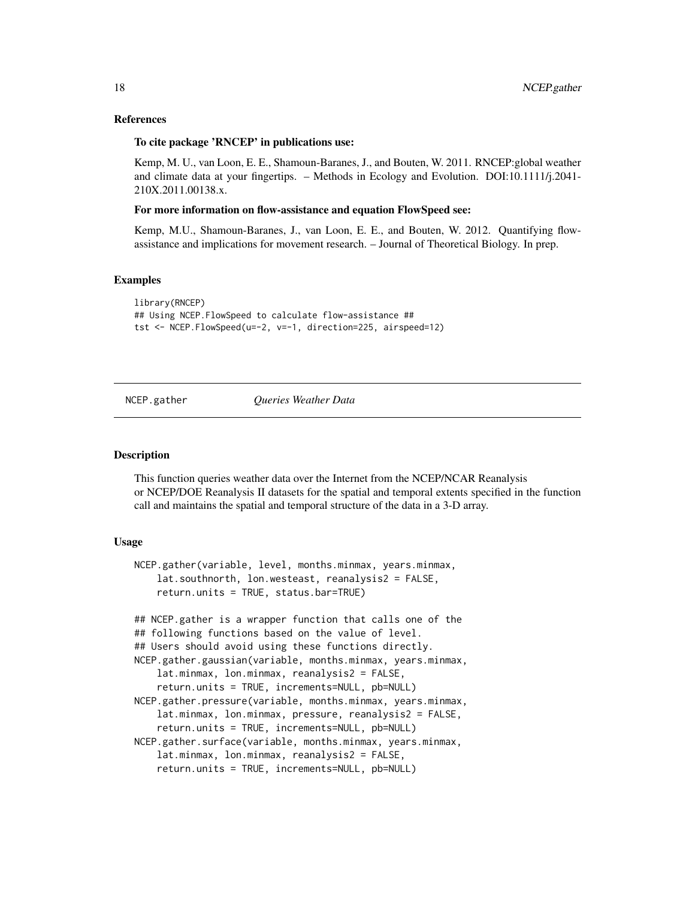### References

**To cite package 'RNCEP' in publications use:**

Kemp, M. U., van Loon, E. E., Shamoun-Baranes, J., and Bouten, W. 2011. RNCEP:global weather and climate data at your fingertips. – Methods in Ecology and Evolution. DOI:10.1111/j.2041-210X.2011.00138.x.

**For more information on flow-assistance and equation FlowSpeed see:**

Kemp, M.U., Shamoun-Baranes, J., van Loon, E. E., and Bouten, W. 2012. Quantifying flow-assistance and implications for movement research. – Journal of Theoretical Biology. In prep.

### Examples

```
library(RNCEP)
## Using NCEP.FlowSpeed to calculate flow-assistance ##
tst <- NCEP.FlowSpeed(u=-2, v=-1, direction=225, airspeed=12)
```

---

## NCEP.gather    *Queries Weather Data*

---

### Description

This function queries weather data over the Internet from the NCEP/NCAR Reanalysis or NCEP/DOE Reanalysis II datasets for the spatial and temporal extents specified in the function call and maintains the spatial and temporal structure of the data in a 3-D array.

### Usage

```
NCEP.gather(variable, level, months.minmax, years.minmax,
    lat.southnorth, lon.westeast, reanalysis2 = FALSE,
    return.units = TRUE, status.bar=TRUE)

## NCEP.gather is a wrapper function that calls one of the
## following functions based on the value of level.
## Users should avoid using these functions directly.
NCEP.gather.gaussian(variable, months.minmax, years.minmax,
    lat.minmax, lon.minmax, reanalysis2 = FALSE,
    return.units = TRUE, increments=NULL, pb=NULL)
NCEP.gather.pressure(variable, months.minmax, years.minmax,
    lat.minmax, lon.minmax, pressure, reanalysis2 = FALSE,
    return.units = TRUE, increments=NULL, pb=NULL)
NCEP.gather.surface(variable, months.minmax, years.minmax,
    lat.minmax, lon.minmax, reanalysis2 = FALSE,
    return.units = TRUE, increments=NULL, pb=NULL)
```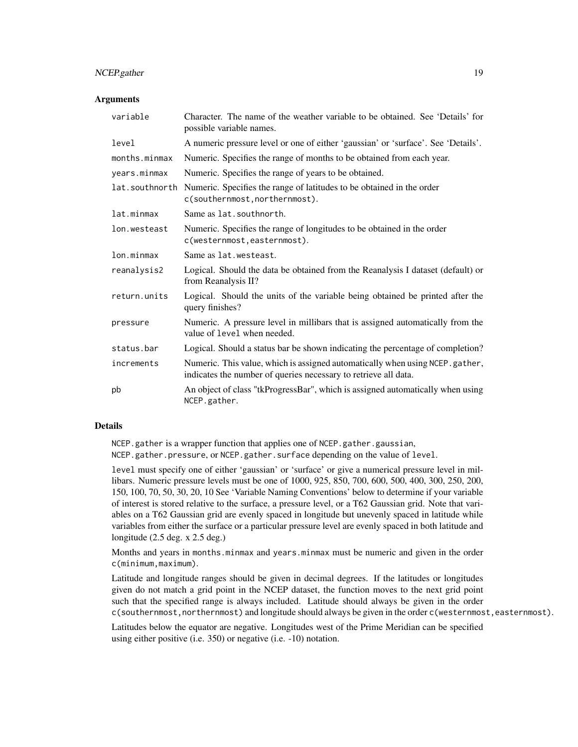## Arguments

| | |
|---|---|
| `variable` | Character. The name of the weather variable to be obtained. See 'Details' for possible variable names. |
| `level` | A numeric pressure level or one of either 'gaussian' or 'surface'. See 'Details'. |
| `months.minmax` | Numeric. Specifies the range of months to be obtained from each year. |
| `years.minmax` | Numeric. Specifies the range of years to be obtained. |
| `lat.southnorth` | Numeric. Specifies the range of latitudes to be obtained in the order `c(southernmost,northernmost)`. |
| `lat.minmax` | Same as `lat.southnorth`. |
| `lon.westeast` | Numeric. Specifies the range of longitudes to be obtained in the order `c(westernmost,easternmost)`. |
| `lon.minmax` | Same as `lat.westeast`. |
| `reanalysis2` | Logical. Should the data be obtained from the Reanalysis I dataset (default) or from Reanalysis II? |
| `return.units` | Logical. Should the units of the variable being obtained be printed after the query finishes? |
| `pressure` | Numeric. A pressure level in millibars that is assigned automatically from the value of `level` when needed. |
| `status.bar` | Logical. Should a status bar be shown indicating the percentage of completion? |
| `increments` | Numeric. This value, which is assigned automatically when using `NCEP.gather`, indicates the number of queries necessary to retrieve all data. |
| `pb` | An object of class "tkProgressBar", which is assigned automatically when using `NCEP.gather`. |

## Details

`NCEP.gather` is a wrapper function that applies one of `NCEP.gather.gaussian`, `NCEP.gather.pressure`, or `NCEP.gather.surface` depending on the value of `level`.

`level` must specify one of either 'gaussian' or 'surface' or give a numerical pressure level in millibars. Numeric pressure levels must be one of 1000, 925, 850, 700, 600, 500, 400, 300, 250, 200, 150, 100, 70, 50, 30, 20, 10 See 'Variable Naming Conventions' below to determine if your variable of interest is stored relative to the surface, a pressure level, or a T62 Gaussian grid. Note that variables on a T62 Gaussian grid are evenly spaced in longitude but unevenly spaced in latitude while variables from either the surface or a particular pressure level are evenly spaced in both latitude and longitude (2.5 deg. x 2.5 deg.)

Months and years in `months.minmax` and `years.minmax` must be numeric and given in the order `c(minimum,maximum)`.

Latitude and longitude ranges should be given in decimal degrees. If the latitudes or longitudes given do not match a grid point in the NCEP dataset, the function moves to the next grid point such that the specified range is always included. Latitude should always be given in the order `c(southernmost,northernmost)` and longitude should always be given in the order `c(westernmost,easternmost)`.

Latitudes below the equator are negative. Longitudes west of the Prime Meridian can be specified using either positive (i.e. 350) or negative (i.e. -10) notation.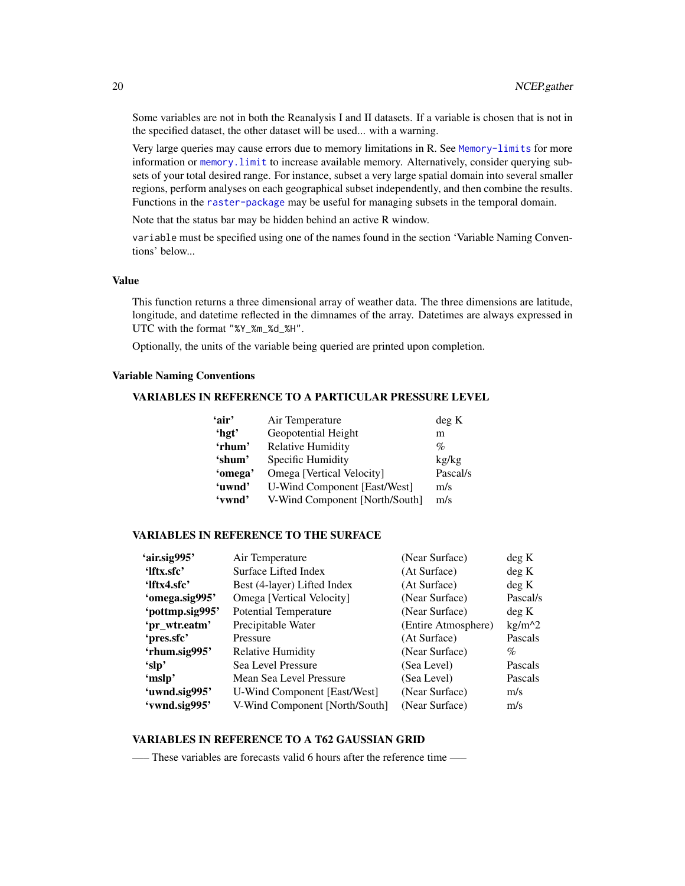Some variables are not in both the Reanalysis I and II datasets. If a variable is chosen that is not in the specified dataset, the other dataset will be used... with a warning.

Very large queries may cause errors due to memory limitations in R. See `Memory-limits` for more information or `memory.limit` to increase available memory. Alternatively, consider querying subsets of your total desired range. For instance, subset a very large spatial domain into several smaller regions, perform analyses on each geographical subset independently, and then combine the results. Functions in the `raster-package` may be useful for managing subsets in the temporal domain.

Note that the status bar may be hidden behind an active R window.

`variable` must be specified using one of the names found in the section 'Variable Naming Conventions' below...

### Value

This function returns a three dimensional array of weather data. The three dimensions are latitude, longitude, and datetime reflected in the dimnames of the array. Datetimes are always expressed in UTC with the format `"%Y_%m_%d_%H"`.

Optionally, the units of the variable being queried are printed upon completion.

### Variable Naming Conventions

**VARIABLES IN REFERENCE TO A PARTICULAR PRESSURE LEVEL**

| | | |
|---|---|---|
| **'air'** | Air Temperature | deg K |
| **'hgt'** | Geopotential Height | m |
| **'rhum'** | Relative Humidity | % |
| **'shum'** | Specific Humidity | kg/kg |
| **'omega'** | Omega [Vertical Velocity] | Pascal/s |
| **'uwnd'** | U-Wind Component [East/West] | m/s |
| **'vwnd'** | V-Wind Component [North/South] | m/s |

**VARIABLES IN REFERENCE TO THE SURFACE**

| | | | |
|---|---|---|---|
| **'air.sig995'** | Air Temperature | (Near Surface) | deg K |
| **'lftx.sfc'** | Surface Lifted Index | (At Surface) | deg K |
| **'lftx4.sfc'** | Best (4-layer) Lifted Index | (At Surface) | deg K |
| **'omega.sig995'** | Omega [Vertical Velocity] | (Near Surface) | Pascal/s |
| **'pottmp.sig995'** | Potential Temperature | (Near Surface) | deg K |
| **'pr_wtr.eatm'** | Precipitable Water | (Entire Atmosphere) | kg/m^2 |
| **'pres.sfc'** | Pressure | (At Surface) | Pascals |
| **'rhum.sig995'** | Relative Humidity | (Near Surface) | % |
| **'slp'** | Sea Level Pressure | (Sea Level) | Pascals |
| **'mslp'** | Mean Sea Level Pressure | (Sea Level) | Pascals |
| **'uwnd.sig995'** | U-Wind Component [East/West] | (Near Surface) | m/s |
| **'vwnd.sig995'** | V-Wind Component [North/South] | (Near Surface) | m/s |

**VARIABLES IN REFERENCE TO A T62 GAUSSIAN GRID**

—– These variables are forecasts valid 6 hours after the reference time —–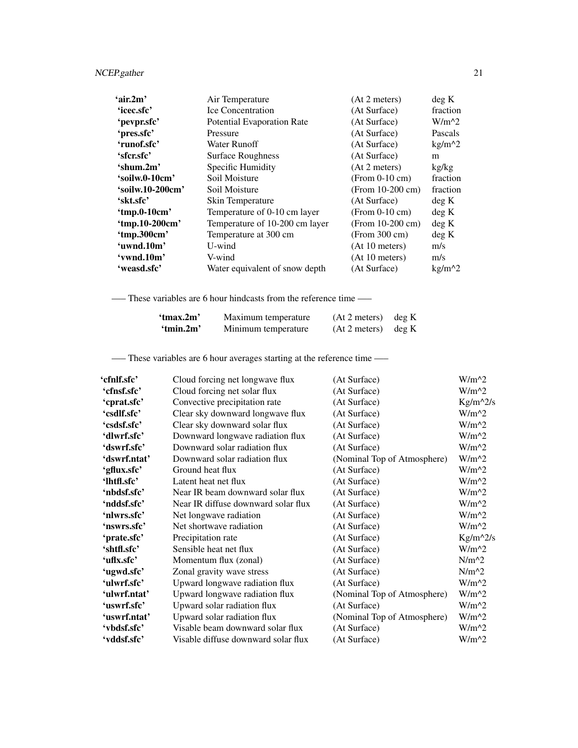| | | | |
|---|---|---|---|
| **'air.2m'** | Air Temperature | (At 2 meters) | deg K |
| **'icec.sfc'** | Ice Concentration | (At Surface) | fraction |
| **'pevpr.sfc'** | Potential Evaporation Rate | (At Surface) | W/m^2 |
| **'pres.sfc'** | Pressure | (At Surface) | Pascals |
| **'runof.sfc'** | Water Runoff | (At Surface) | kg/m^2 |
| **'sfcr.sfc'** | Surface Roughness | (At Surface) | m |
| **'shum.2m'** | Specific Humidity | (At 2 meters) | kg/kg |
| **'soilw.0-10cm'** | Soil Moisture | (From 0-10 cm) | fraction |
| **'soilw.10-200cm'** | Soil Moisture | (From 10-200 cm) | fraction |
| **'skt.sfc'** | Skin Temperature | (At Surface) | deg K |
| **'tmp.0-10cm'** | Temperature of 0-10 cm layer | (From 0-10 cm) | deg K |
| **'tmp.10-200cm'** | Temperature of 10-200 cm layer | (From 10-200 cm) | deg K |
| **'tmp.300cm'** | Temperature at 300 cm | (From 300 cm) | deg K |
| **'uwnd.10m'** | U-wind | (At 10 meters) | m/s |
| **'vwnd.10m'** | V-wind | (At 10 meters) | m/s |
| **'weasd.sfc'** | Water equivalent of snow depth | (At Surface) | kg/m^2 |

— These variables are 6 hour hindcasts from the reference time —

| | | | |
|---|---|---|---|
| **'tmax.2m'** | Maximum temperature | (At 2 meters) | deg K |
| **'tmin.2m'** | Minimum temperature | (At 2 meters) | deg K |

— These variables are 6 hour averages starting at the reference time —

| | | | |
|---|---|---|---|
| **'cfnlf.sfc'** | Cloud forcing net longwave flux | (At Surface) | W/m^2 |
| **'cfnsf.sfc'** | Cloud forcing net solar flux | (At Surface) | W/m^2 |
| **'cprat.sfc'** | Convective precipitation rate | (At Surface) | Kg/m^2/s |
| **'csdlf.sfc'** | Clear sky downward longwave flux | (At Surface) | W/m^2 |
| **'csdsf.sfc'** | Clear sky downward solar flux | (At Surface) | W/m^2 |
| **'dlwrf.sfc'** | Downward longwave radiation flux | (At Surface) | W/m^2 |
| **'dswrf.sfc'** | Downward solar radiation flux | (At Surface) | W/m^2 |
| **'dswrf.ntat'** | Downward solar radiation flux | (Nominal Top of Atmosphere) | W/m^2 |
| **'gflux.sfc'** | Ground heat flux | (At Surface) | W/m^2 |
| **'lhtfl.sfc'** | Latent heat net flux | (At Surface) | W/m^2 |
| **'nbdsf.sfc'** | Near IR beam downward solar flux | (At Surface) | W/m^2 |
| **'nddsf.sfc'** | Near IR diffuse downward solar flux | (At Surface) | W/m^2 |
| **'nlwrs.sfc'** | Net longwave radiation | (At Surface) | W/m^2 |
| **'nswrs.sfc'** | Net shortwave radiation | (At Surface) | W/m^2 |
| **'prate.sfc'** | Precipitation rate | (At Surface) | Kg/m^2/s |
| **'shtfl.sfc'** | Sensible heat net flux | (At Surface) | W/m^2 |
| **'uflx.sfc'** | Momentum flux (zonal) | (At Surface) | N/m^2 |
| **'ugwd.sfc'** | Zonal gravity wave stress | (At Surface) | N/m^2 |
| **'ulwrf.sfc'** | Upward longwave radiation flux | (At Surface) | W/m^2 |
| **'ulwrf.ntat'** | Upward longwave radiation flux | (Nominal Top of Atmosphere) | W/m^2 |
| **'uswrf.sfc'** | Upward solar radiation flux | (At Surface) | W/m^2 |
| **'uswrf.ntat'** | Upward solar radiation flux | (Nominal Top of Atmosphere) | W/m^2 |
| **'vbdsf.sfc'** | Visable beam downward solar flux | (At Surface) | W/m^2 |
| **'vddsf.sfc'** | Visable diffuse downward solar flux | (At Surface) | W/m^2 |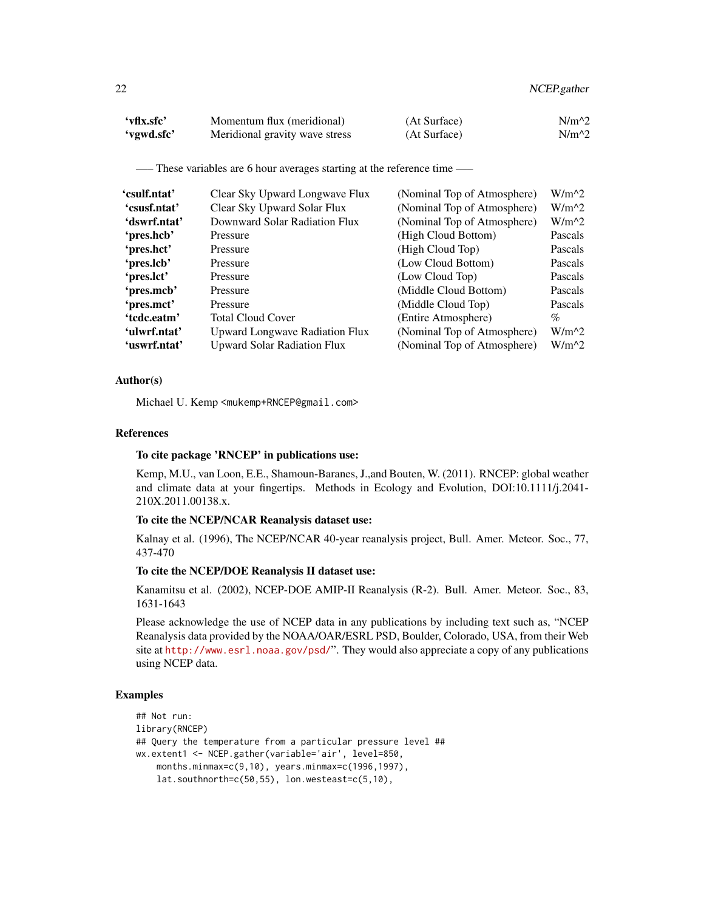| | | | |
|---|---|---|---|
| **'vflx.sfc'** | Momentum flux (meridional) | (At Surface) | N/m^2 |
| **'vgwd.sfc'** | Meridional gravity wave stress | (At Surface) | N/m^2 |

— These variables are 6 hour averages starting at the reference time —

| | | | |
|---|---|---|---|
| **'csulf.ntat'** | Clear Sky Upward Longwave Flux | (Nominal Top of Atmosphere) | W/m^2 |
| **'csusf.ntat'** | Clear Sky Upward Solar Flux | (Nominal Top of Atmosphere) | W/m^2 |
| **'dswrf.ntat'** | Downward Solar Radiation Flux | (Nominal Top of Atmosphere) | W/m^2 |
| **'pres.hcb'** | Pressure | (High Cloud Bottom) | Pascals |
| **'pres.hct'** | Pressure | (High Cloud Top) | Pascals |
| **'pres.lcb'** | Pressure | (Low Cloud Bottom) | Pascals |
| **'pres.lct'** | Pressure | (Low Cloud Top) | Pascals |
| **'pres.mcb'** | Pressure | (Middle Cloud Bottom) | Pascals |
| **'pres.mct'** | Pressure | (Middle Cloud Top) | Pascals |
| **'tcdc.eatm'** | Total Cloud Cover | (Entire Atmosphere) | % |
| **'ulwrf.ntat'** | Upward Longwave Radiation Flux | (Nominal Top of Atmosphere) | W/m^2 |
| **'uswrf.ntat'** | Upward Solar Radiation Flux | (Nominal Top of Atmosphere) | W/m^2 |

### Author(s)

Michael U. Kemp <mukemp+RNCEP@gmail.com>

### References

**To cite package 'RNCEP' in publications use:**

Kemp, M.U., van Loon, E.E., Shamoun-Baranes, J.,and Bouten, W. (2011). RNCEP: global weather and climate data at your fingertips. Methods in Ecology and Evolution, DOI:10.1111/j.2041-210X.2011.00138.x.

**To cite the NCEP/NCAR Reanalysis dataset use:**

Kalnay et al. (1996), The NCEP/NCAR 40-year reanalysis project, Bull. Amer. Meteor. Soc., 77, 437-470

**To cite the NCEP/DOE Reanalysis II dataset use:**

Kanamitsu et al. (2002), NCEP-DOE AMIP-II Reanalysis (R-2). Bull. Amer. Meteor. Soc., 83, 1631-1643

Please acknowledge the use of NCEP data in any publications by including text such as, "NCEP Reanalysis data provided by the NOAA/OAR/ESRL PSD, Boulder, Colorado, USA, from their Web site at http://www.esrl.noaa.gov/psd/". They would also appreciate a copy of any publications using NCEP data.

### Examples

```
## Not run:
library(RNCEP)
## Query the temperature from a particular pressure level ##
wx.extent1 <- NCEP.gather(variable='air', level=850,
    months.minmax=c(9,10), years.minmax=c(1996,1997),
    lat.southnorth=c(50,55), lon.westeast=c(5,10),
```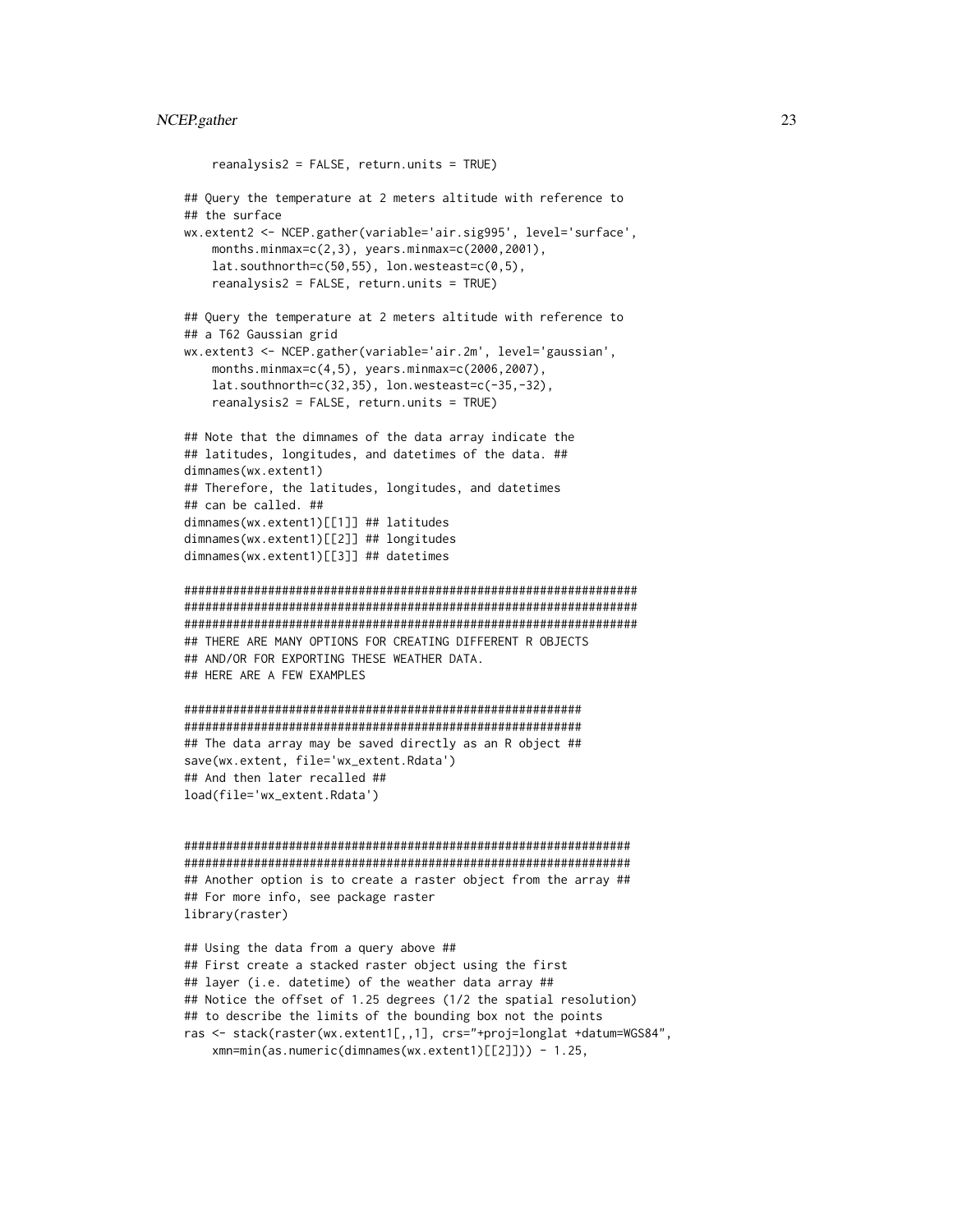```
    reanalysis2 = FALSE, return.units = TRUE)

## Query the temperature at 2 meters altitude with reference to
## the surface
wx.extent2 <- NCEP.gather(variable='air.sig995', level='surface',
    months.minmax=c(2,3), years.minmax=c(2000,2001),
    lat.southnorth=c(50,55), lon.westeast=c(0,5),
    reanalysis2 = FALSE, return.units = TRUE)

## Query the temperature at 2 meters altitude with reference to
## a T62 Gaussian grid
wx.extent3 <- NCEP.gather(variable='air.2m', level='gaussian',
    months.minmax=c(4,5), years.minmax=c(2006,2007),
    lat.southnorth=c(32,35), lon.westeast=c(-35,-32),
    reanalysis2 = FALSE, return.units = TRUE)

## Note that the dimnames of the data array indicate the
## latitudes, longitudes, and datetimes of the data. ##
dimnames(wx.extent1)
## Therefore, the latitudes, longitudes, and datetimes
## can be called. ##
dimnames(wx.extent1)[[1]] ## latitudes
dimnames(wx.extent1)[[2]] ## longitudes
dimnames(wx.extent1)[[3]] ## datetimes

###################################################################
###################################################################
###################################################################
## THERE ARE MANY OPTIONS FOR CREATING DIFFERENT R OBJECTS
## AND/OR FOR EXPORTING THESE WEATHER DATA.
## HERE ARE A FEW EXAMPLES

##########################################################
##########################################################
## The data array may be saved directly as an R object ##
save(wx.extent, file='wx_extent.Rdata')
## And then later recalled ##
load(file='wx_extent.Rdata')


##################################################################
##################################################################
## Another option is to create a raster object from the array ##
## For more info, see package raster
library(raster)

## Using the data from a query above ##
## First create a stacked raster object using the first
## layer (i.e. datetime) of the weather data array ##
## Notice the offset of 1.25 degrees (1/2 the spatial resolution)
## to describe the limits of the bounding box not the points
ras <- stack(raster(wx.extent1[,,1], crs="+proj=longlat +datum=WGS84",
    xmn=min(as.numeric(dimnames(wx.extent1)[[2]])) - 1.25,
```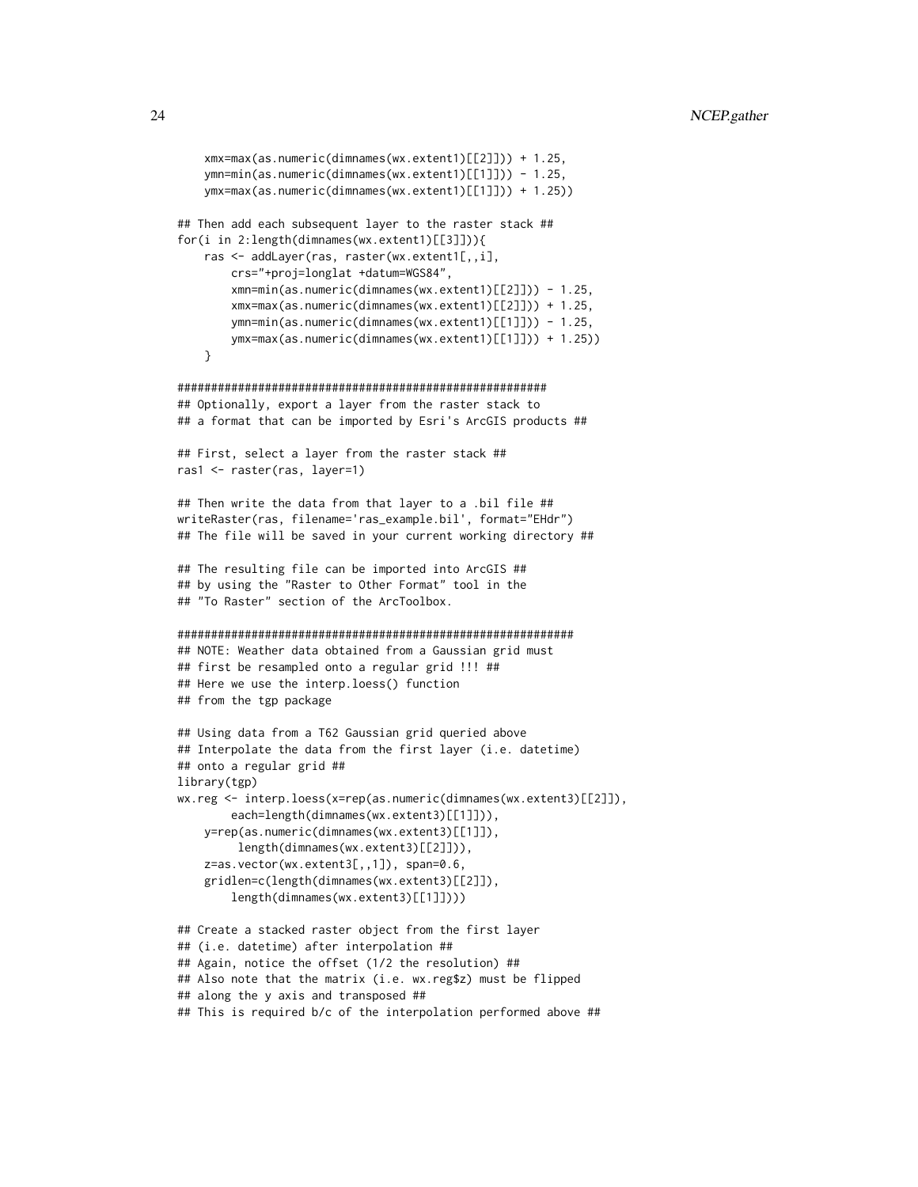```
    xmx=max(as.numeric(dimnames(wx.extent1)[[2]])) + 1.25,
    ymn=min(as.numeric(dimnames(wx.extent1)[[1]])) - 1.25,
    ymx=max(as.numeric(dimnames(wx.extent1)[[1]])) + 1.25))

## Then add each subsequent layer to the raster stack ##
for(i in 2:length(dimnames(wx.extent1)[[3]])){
    ras <- addLayer(ras, raster(wx.extent1[,,i],
        crs="+proj=longlat +datum=WGS84",
        xmn=min(as.numeric(dimnames(wx.extent1)[[2]])) - 1.25,
        xmx=max(as.numeric(dimnames(wx.extent1)[[2]])) + 1.25,
        ymn=min(as.numeric(dimnames(wx.extent1)[[1]])) - 1.25,
        ymx=max(as.numeric(dimnames(wx.extent1)[[1]])) + 1.25))
    }

#######################################################
## Optionally, export a layer from the raster stack to
## a format that can be imported by Esri's ArcGIS products ##

## First, select a layer from the raster stack ##
ras1 <- raster(ras, layer=1)

## Then write the data from that layer to a .bil file ##
writeRaster(ras, filename='ras_example.bil', format="EHdr")
## The file will be saved in your current working directory ##

## The resulting file can be imported into ArcGIS ##
## by using the "Raster to Other Format" tool in the
## "To Raster" section of the ArcToolbox.

###########################################################
## NOTE: Weather data obtained from a Gaussian grid must
## first be resampled onto a regular grid !!! ##
## Here we use the interp.loess() function
## from the tgp package

## Using data from a T62 Gaussian grid queried above
## Interpolate the data from the first layer (i.e. datetime)
## onto a regular grid ##
library(tgp)
wx.reg <- interp.loess(x=rep(as.numeric(dimnames(wx.extent3)[[2]]),
        each=length(dimnames(wx.extent3)[[1]])),
    y=rep(as.numeric(dimnames(wx.extent3)[[1]]),
         length(dimnames(wx.extent3)[[2]])),
    z=as.vector(wx.extent3[,,1]), span=0.6,
    gridlen=c(length(dimnames(wx.extent3)[[2]]),
        length(dimnames(wx.extent3)[[1]])))

## Create a stacked raster object from the first layer
## (i.e. datetime) after interpolation ##
## Again, notice the offset (1/2 the resolution) ##
## Also note that the matrix (i.e. wx.reg$z) must be flipped
## along the y axis and transposed ##
## This is required b/c of the interpolation performed above ##
```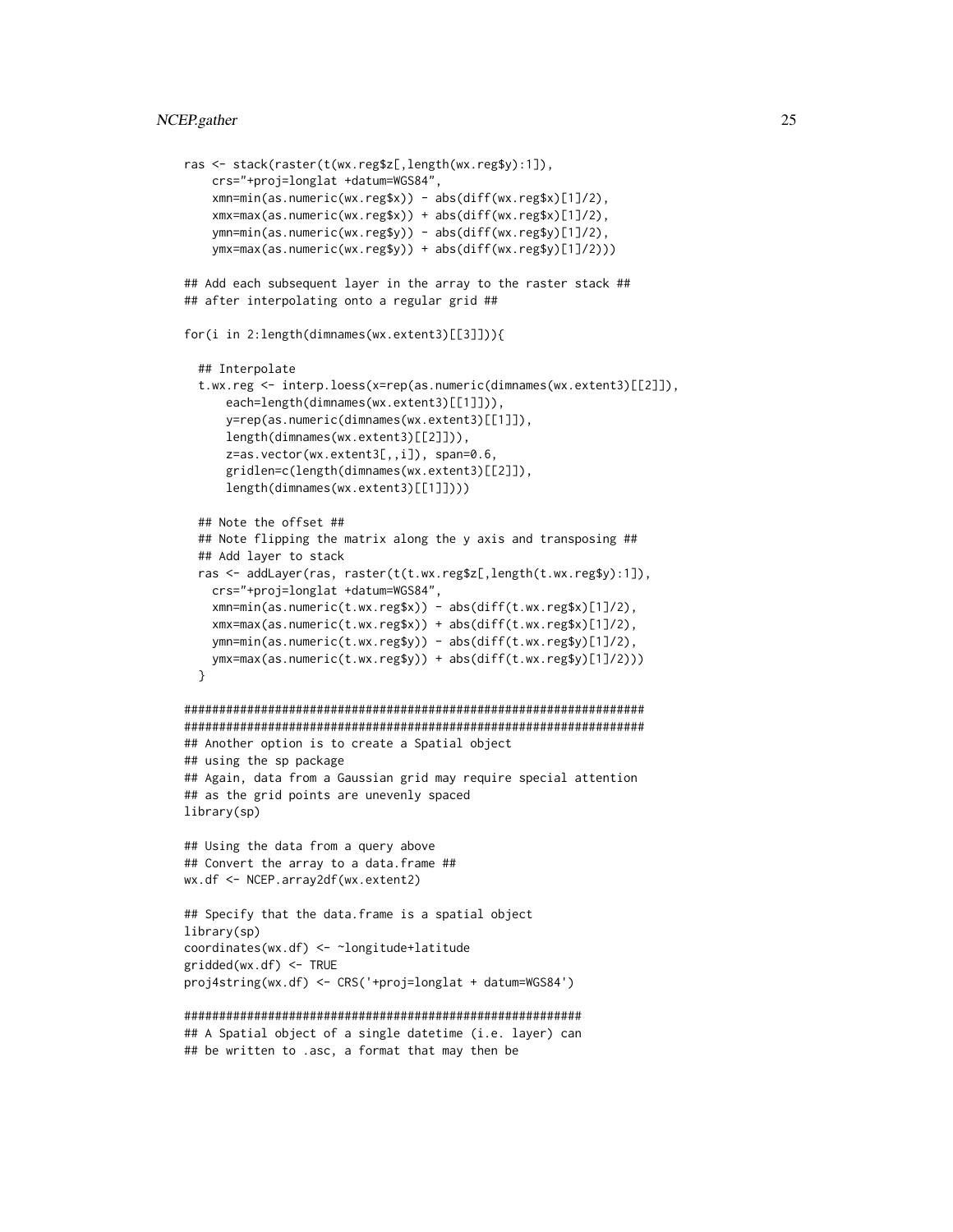```
ras <- stack(raster(t(wx.reg$z[,length(wx.reg$y):1]),
    crs="+proj=longlat +datum=WGS84",
    xmn=min(as.numeric(wx.reg$x)) - abs(diff(wx.reg$x)[1]/2),
    xmx=max(as.numeric(wx.reg$x)) + abs(diff(wx.reg$x)[1]/2),
    ymn=min(as.numeric(wx.reg$y)) - abs(diff(wx.reg$y)[1]/2),
    ymx=max(as.numeric(wx.reg$y)) + abs(diff(wx.reg$y)[1]/2)))

## Add each subsequent layer in the array to the raster stack ##
## after interpolating onto a regular grid ##

for(i in 2:length(dimnames(wx.extent3)[[3]])){

  ## Interpolate
  t.wx.reg <- interp.loess(x=rep(as.numeric(dimnames(wx.extent3)[[2]]),
      each=length(dimnames(wx.extent3)[[1]])),
      y=rep(as.numeric(dimnames(wx.extent3)[[1]]),
      length(dimnames(wx.extent3)[[2]])),
      z=as.vector(wx.extent3[,,i]), span=0.6,
      gridlen=c(length(dimnames(wx.extent3)[[2]]),
      length(dimnames(wx.extent3)[[1]])))

  ## Note the offset ##
  ## Note flipping the matrix along the y axis and transposing ##
  ## Add layer to stack
  ras <- addLayer(ras, raster(t(t.wx.reg$z[,length(t.wx.reg$y):1]),
    crs="+proj=longlat +datum=WGS84",
    xmn=min(as.numeric(t.wx.reg$x)) - abs(diff(t.wx.reg$x)[1]/2),
    xmx=max(as.numeric(t.wx.reg$x)) + abs(diff(t.wx.reg$x)[1]/2),
    ymn=min(as.numeric(t.wx.reg$y)) - abs(diff(t.wx.reg$y)[1]/2),
    ymx=max(as.numeric(t.wx.reg$y)) + abs(diff(t.wx.reg$y)[1]/2)))
  }

###################################################################
###################################################################
## Another option is to create a Spatial object
## using the sp package
## Again, data from a Gaussian grid may require special attention
## as the grid points are unevenly spaced
library(sp)

## Using the data from a query above
## Convert the array to a data.frame ##
wx.df <- NCEP.array2df(wx.extent2)

## Specify that the data.frame is a spatial object
library(sp)
coordinates(wx.df) <- ~longitude+latitude
gridded(wx.df) <- TRUE
proj4string(wx.df) <- CRS('+proj=longlat + datum=WGS84')

##########################################################
## A Spatial object of a single datetime (i.e. layer) can
## be written to .asc, a format that may then be
```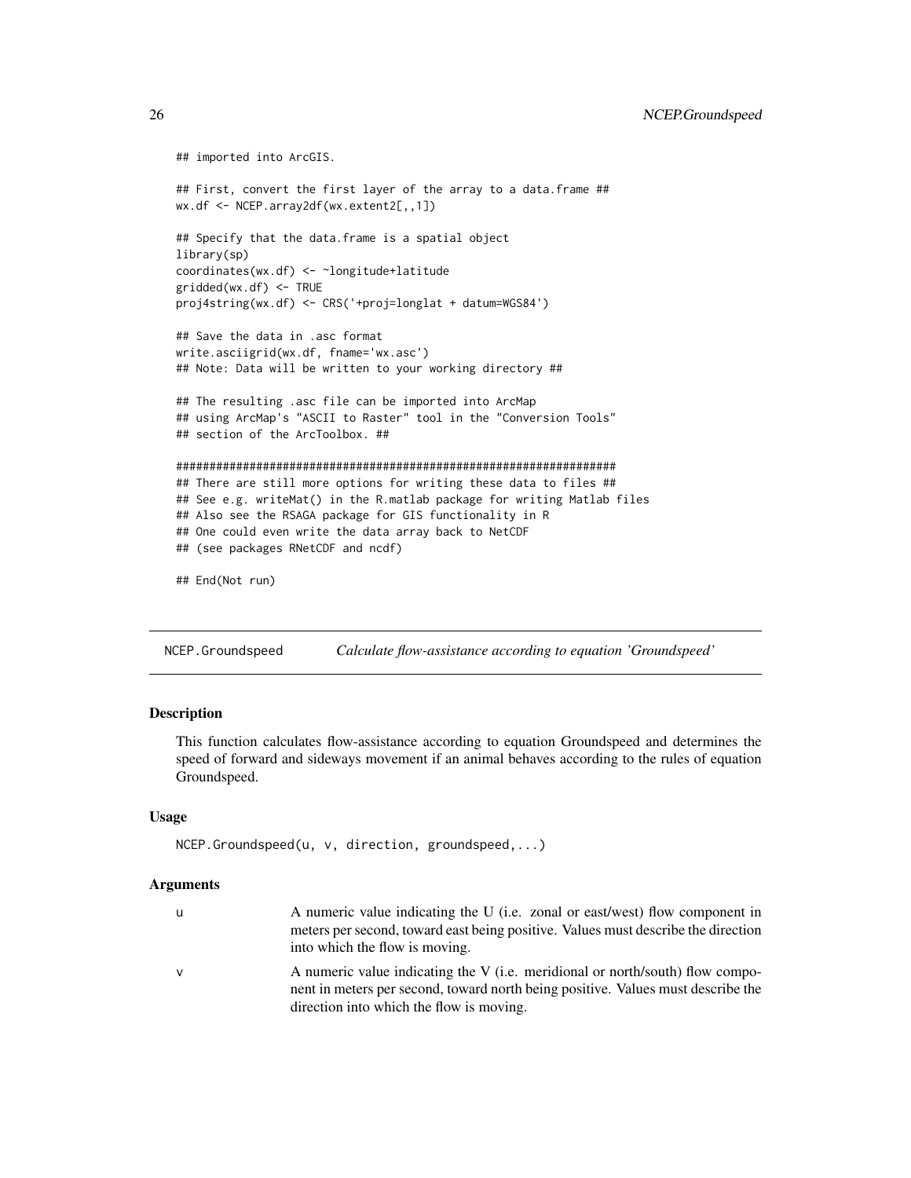```
## imported into ArcGIS.

## First, convert the first layer of the array to a data.frame ##
wx.df <- NCEP.array2df(wx.extent2[,,1])

## Specify that the data.frame is a spatial object
library(sp)
coordinates(wx.df) <- ~longitude+latitude
gridded(wx.df) <- TRUE
proj4string(wx.df) <- CRS('+proj=longlat + datum=WGS84')

## Save the data in .asc format
write.asciigrid(wx.df, fname='wx.asc')
## Note: Data will be written to your working directory ##

## The resulting .asc file can be imported into ArcMap
## using ArcMap's "ASCII to Raster" tool in the "Conversion Tools"
## section of the ArcToolbox. ##

###################################################################
## There are still more options for writing these data to files ##
## See e.g. writeMat() in the R.matlab package for writing Matlab files
## Also see the RSAGA package for GIS functionality in R
## One could even write the data array back to NetCDF
## (see packages RNetCDF and ncdf)

## End(Not run)
```

## NCEP.Groundspeed *Calculate flow-assistance according to equation 'Groundspeed'*

### Description

This function calculates flow-assistance according to equation Groundspeed and determines the speed of forward and sideways movement if an animal behaves according to the rules of equation Groundspeed.

### Usage

```
NCEP.Groundspeed(u, v, direction, groundspeed,...)
```

### Arguments

| | |
|---|---|
| u | A numeric value indicating the U (i.e. zonal or east/west) flow component in meters per second, toward east being positive. Values must describe the direction into which the flow is moving. |
| v | A numeric value indicating the V (i.e. meridional or north/south) flow component in meters per second, toward north being positive. Values must describe the direction into which the flow is moving. |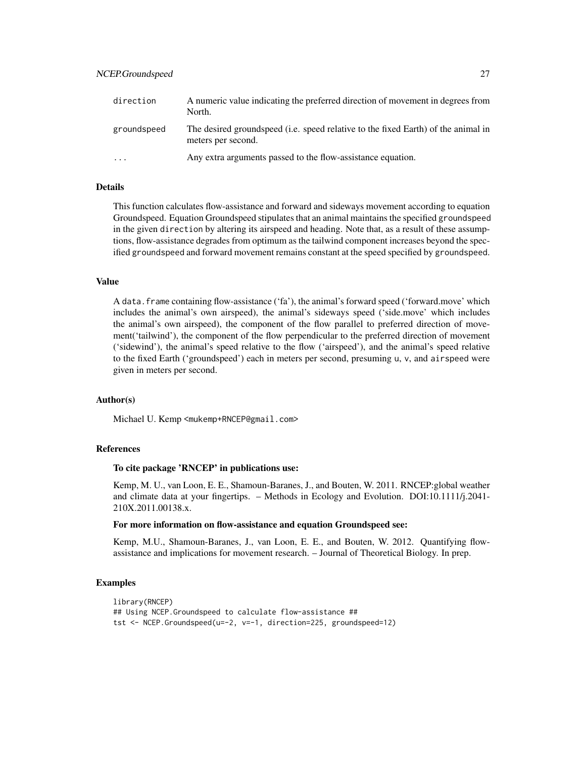| | |
|---|---|
| direction | A numeric value indicating the preferred direction of movement in degrees from North. |
| groundspeed | The desired groundspeed (i.e. speed relative to the fixed Earth) of the animal in meters per second. |
| ... | Any extra arguments passed to the flow-assistance equation. |

### Details

This function calculates flow-assistance and forward and sideways movement according to equation Groundspeed. Equation Groundspeed stipulates that an animal maintains the specified groundspeed in the given direction by altering its airspeed and heading. Note that, as a result of these assumptions, flow-assistance degrades from optimum as the tailwind component increases beyond the specified groundspeed and forward movement remains constant at the speed specified by groundspeed.

### Value

A data.frame containing flow-assistance ('fa'), the animal's forward speed ('forward.move' which includes the animal's own airspeed), the animal's sideways speed ('side.move' which includes the animal's own airspeed), the component of the flow parallel to preferred direction of movement('tailwind'), the component of the flow perpendicular to the preferred direction of movement ('sidewind'), the animal's speed relative to the flow ('airspeed'), and the animal's speed relative to the fixed Earth ('groundspeed') each in meters per second, presuming u, v, and airspeed were given in meters per second.

### Author(s)

Michael U. Kemp <mukemp+RNCEP@gmail.com>

### References

**To cite package 'RNCEP' in publications use:**

Kemp, M. U., van Loon, E. E., Shamoun-Baranes, J., and Bouten, W. 2011. RNCEP:global weather and climate data at your fingertips. – Methods in Ecology and Evolution. DOI:10.1111/j.2041-210X.2011.00138.x.

**For more information on flow-assistance and equation Groundspeed see:**

Kemp, M.U., Shamoun-Baranes, J., van Loon, E. E., and Bouten, W. 2012. Quantifying flow-assistance and implications for movement research. – Journal of Theoretical Biology. In prep.

### Examples

```
library(RNCEP)
## Using NCEP.Groundspeed to calculate flow-assistance ##
tst <- NCEP.Groundspeed(u=-2, v=-1, direction=225, groundspeed=12)
```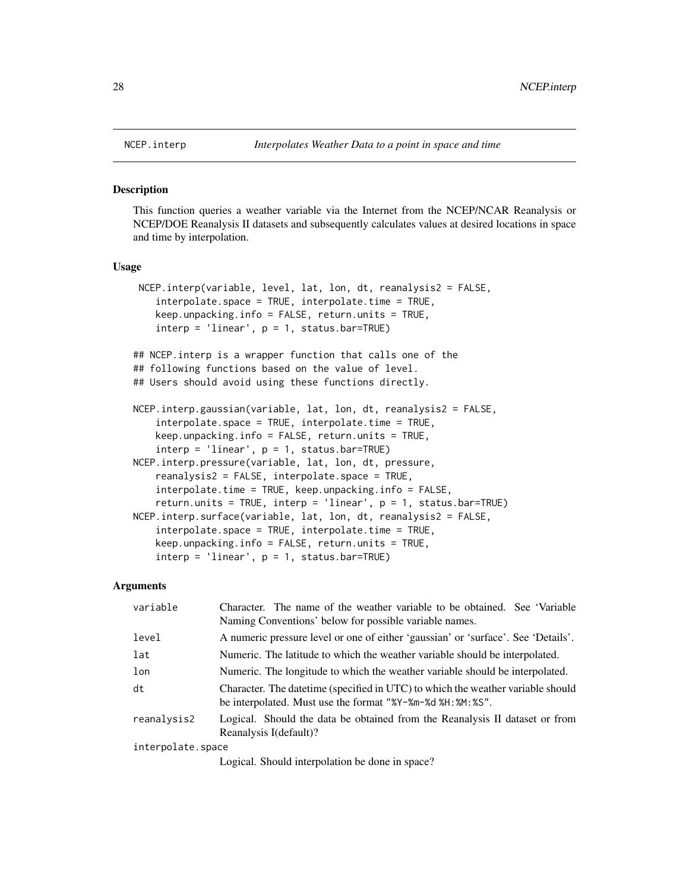# NCEP.interp — *Interpolates Weather Data to a point in space and time*

## Description

This function queries a weather variable via the Internet from the NCEP/NCAR Reanalysis or NCEP/DOE Reanalysis II datasets and subsequently calculates values at desired locations in space and time by interpolation.

## Usage

```
 NCEP.interp(variable, level, lat, lon, dt, reanalysis2 = FALSE,
    interpolate.space = TRUE, interpolate.time = TRUE,
    keep.unpacking.info = FALSE, return.units = TRUE,
    interp = 'linear', p = 1, status.bar=TRUE)

## NCEP.interp is a wrapper function that calls one of the
## following functions based on the value of level.
## Users should avoid using these functions directly.

NCEP.interp.gaussian(variable, lat, lon, dt, reanalysis2 = FALSE,
    interpolate.space = TRUE, interpolate.time = TRUE,
    keep.unpacking.info = FALSE, return.units = TRUE,
    interp = 'linear', p = 1, status.bar=TRUE)
NCEP.interp.pressure(variable, lat, lon, dt, pressure,
    reanalysis2 = FALSE, interpolate.space = TRUE,
    interpolate.time = TRUE, keep.unpacking.info = FALSE,
    return.units = TRUE, interp = 'linear', p = 1, status.bar=TRUE)
NCEP.interp.surface(variable, lat, lon, dt, reanalysis2 = FALSE,
    interpolate.space = TRUE, interpolate.time = TRUE,
    keep.unpacking.info = FALSE, return.units = TRUE,
    interp = 'linear', p = 1, status.bar=TRUE)
```

## Arguments

| | |
|---|---|
| `variable` | Character. The name of the weather variable to be obtained. See 'Variable Naming Conventions' below for possible variable names. |
| `level` | A numeric pressure level or one of either 'gaussian' or 'surface'. See 'Details'. |
| `lat` | Numeric. The latitude to which the weather variable should be interpolated. |
| `lon` | Numeric. The longitude to which the weather variable should be interpolated. |
| `dt` | Character. The datetime (specified in UTC) to which the weather variable should be interpolated. Must use the format "%Y-%m-%d %H:%M:%S". |
| `reanalysis2` | Logical. Should the data be obtained from the Reanalysis II dataset or from Reanalysis I(default)? |
| `interpolate.space` | Logical. Should interpolation be done in space? |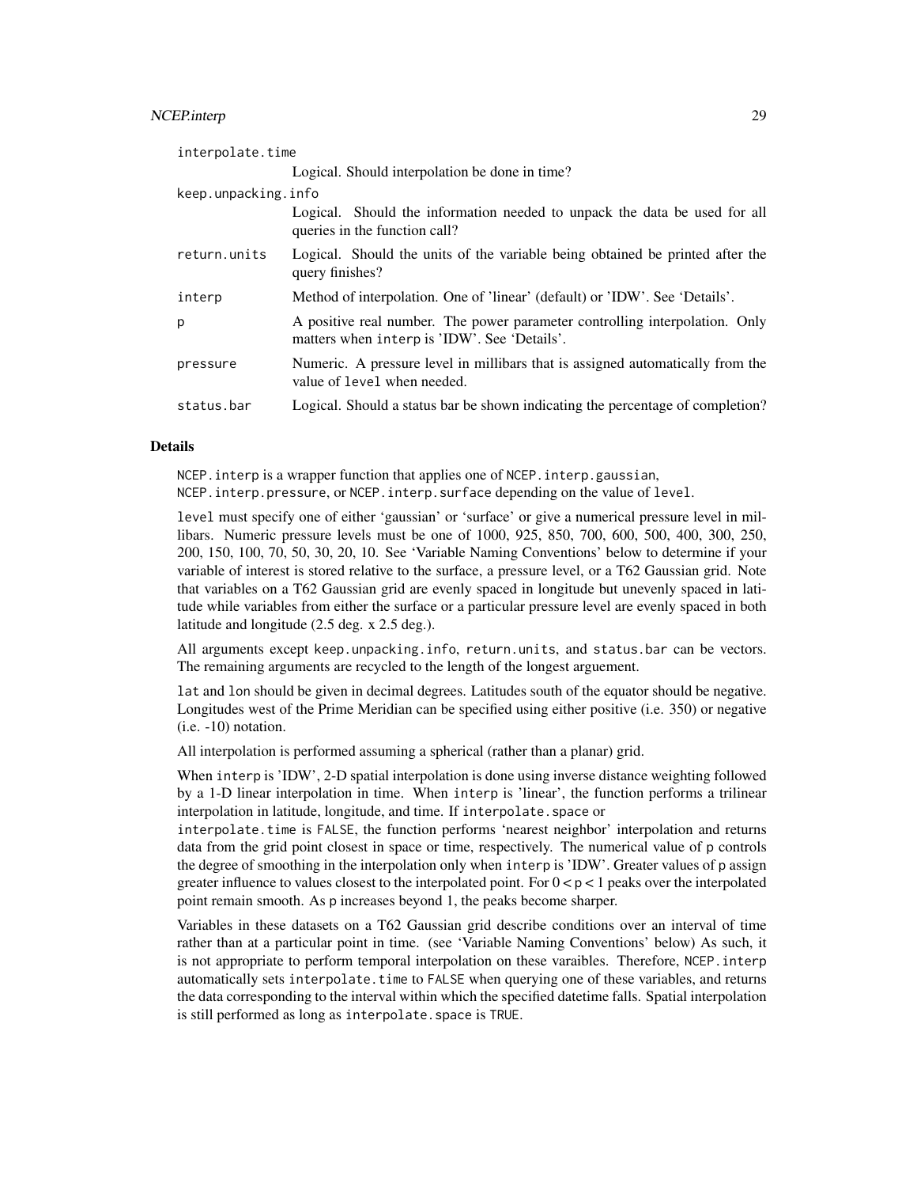| | |
|---|---|
| interpolate.time | Logical. Should interpolation be done in time? |
| keep.unpacking.info | Logical. Should the information needed to unpack the data be used for all queries in the function call? |
| return.units | Logical. Should the units of the variable being obtained be printed after the query finishes? |
| interp | Method of interpolation. One of 'linear' (default) or 'IDW'. See 'Details'. |
| p | A positive real number. The power parameter controlling interpolation. Only matters when interp is 'IDW'. See 'Details'. |
| pressure | Numeric. A pressure level in millibars that is assigned automatically from the value of level when needed. |
| status.bar | Logical. Should a status bar be shown indicating the percentage of completion? |

### Details

NCEP.interp is a wrapper function that applies one of NCEP.interp.gaussian, NCEP.interp.pressure, or NCEP.interp.surface depending on the value of level.

level must specify one of either 'gaussian' or 'surface' or give a numerical pressure level in millibars. Numeric pressure levels must be one of 1000, 925, 850, 700, 600, 500, 400, 300, 250, 200, 150, 100, 70, 50, 30, 20, 10. See 'Variable Naming Conventions' below to determine if your variable of interest is stored relative to the surface, a pressure level, or a T62 Gaussian grid. Note that variables on a T62 Gaussian grid are evenly spaced in longitude but unevenly spaced in latitude while variables from either the surface or a particular pressure level are evenly spaced in both latitude and longitude (2.5 deg. x 2.5 deg.).

All arguments except keep.unpacking.info, return.units, and status.bar can be vectors. The remaining arguments are recycled to the length of the longest arguement.

lat and lon should be given in decimal degrees. Latitudes south of the equator should be negative. Longitudes west of the Prime Meridian can be specified using either positive (i.e. 350) or negative (i.e. -10) notation.

All interpolation is performed assuming a spherical (rather than a planar) grid.

When interp is 'IDW', 2-D spatial interpolation is done using inverse distance weighting followed by a 1-D linear interpolation in time. When interp is 'linear', the function performs a trilinear interpolation in latitude, longitude, and time. If interpolate.space or interpolate.time is FALSE, the function performs 'nearest neighbor' interpolation and returns data from the grid point closest in space or time, respectively. The numerical value of p controls the degree of smoothing in the interpolation only when interp is 'IDW'. Greater values of p assign greater influence to values closest to the interpolated point. For $0 < p < 1$ peaks over the interpolated point remain smooth. As p increases beyond 1, the peaks become sharper.

Variables in these datasets on a T62 Gaussian grid describe conditions over an interval of time rather than at a particular point in time. (see 'Variable Naming Conventions' below) As such, it is not appropriate to perform temporal interpolation on these varaibles. Therefore, NCEP.interp automatically sets interpolate.time to FALSE when querying one of these variables, and returns the data corresponding to the interval within which the specified datetime falls. Spatial interpolation is still performed as long as interpolate.space is TRUE.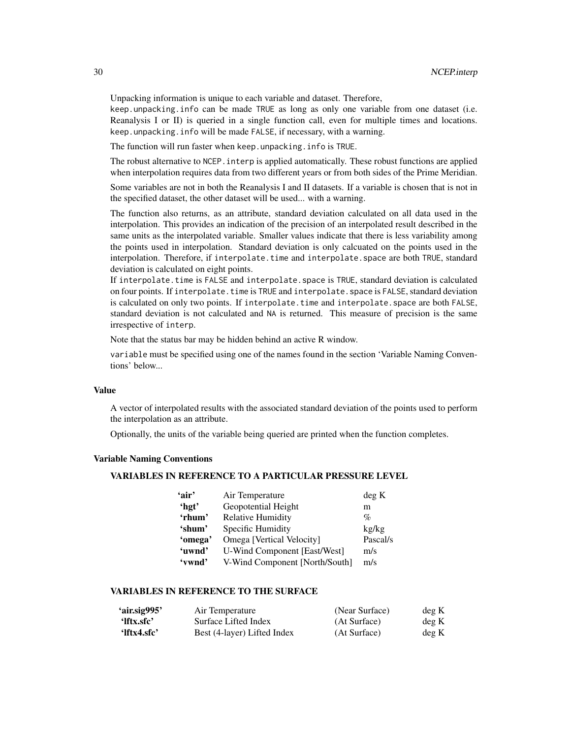Unpacking information is unique to each variable and dataset. Therefore, `keep.unpacking.info` can be made `TRUE` as long as only one variable from one dataset (i.e. Reanalysis I or II) is queried in a single function call, even for multiple times and locations. `keep.unpacking.info` will be made `FALSE`, if necessary, with a warning.

The function will run faster when `keep.unpacking.info` is `TRUE`.

The robust alternative to `NCEP.interp` is applied automatically. These robust functions are applied when interpolation requires data from two different years or from both sides of the Prime Meridian.

Some variables are not in both the Reanalysis I and II datasets. If a variable is chosen that is not in the specified dataset, the other dataset will be used... with a warning.

The function also returns, as an attribute, standard deviation calculated on all data used in the interpolation. This provides an indication of the precision of an interpolated result described in the same units as the interpolated variable. Smaller values indicate that there is less variability among the points used in interpolation. Standard deviation is only calcuated on the points used in the interpolation. Therefore, if `interpolate.time` and `interpolate.space` are both `TRUE`, standard deviation is calculated on eight points.
If `interpolate.time` is `FALSE` and `interpolate.space` is `TRUE`, standard deviation is calculated on four points. If `interpolate.time` is `TRUE` and `interpolate.space` is `FALSE`, standard deviation is calculated on only two points. If `interpolate.time` and `interpolate.space` are both `FALSE`, standard deviation is not calculated and `NA` is returned. This measure of precision is the same irrespective of `interp`.

Note that the status bar may be hidden behind an active R window.

`variable` must be specified using one of the names found in the section 'Variable Naming Conventions' below...

### Value

A vector of interpolated results with the associated standard deviation of the points used to perform the interpolation as an attribute.

Optionally, the units of the variable being queried are printed when the function completes.

### Variable Naming Conventions

#### VARIABLES IN REFERENCE TO A PARTICULAR PRESSURE LEVEL

| | | |
|---|---|---|
| **'air'** | Air Temperature | deg K |
| **'hgt'** | Geopotential Height | m |
| **'rhum'** | Relative Humidity | % |
| **'shum'** | Specific Humidity | kg/kg |
| **'omega'** | Omega [Vertical Velocity] | Pascal/s |
| **'uwnd'** | U-Wind Component [East/West] | m/s |
| **'vwnd'** | V-Wind Component [North/South] | m/s |

#### VARIABLES IN REFERENCE TO THE SURFACE

| | | | |
|---|---|---|---|
| **'air.sig995'** | Air Temperature | (Near Surface) | deg K |
| **'lftx.sfc'** | Surface Lifted Index | (At Surface) | deg K |
| **'lftx4.sfc'** | Best (4-layer) Lifted Index | (At Surface) | deg K |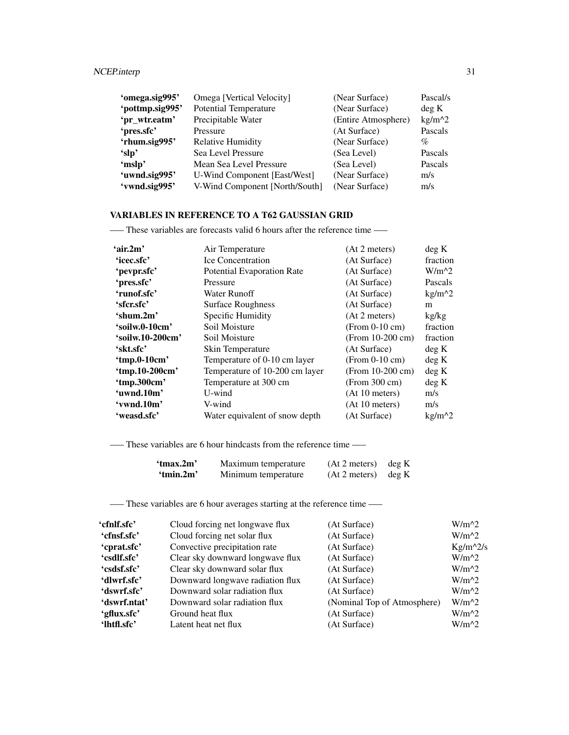| | | | |
|---|---|---|---|
| **'omega.sig995'** | Omega [Vertical Velocity] | (Near Surface) | Pascal/s |
| **'pottmp.sig995'** | Potential Temperature | (Near Surface) | deg K |
| **'pr_wtr.eatm'** | Precipitable Water | (Entire Atmosphere) | kg/m^2 |
| **'pres.sfc'** | Pressure | (At Surface) | Pascals |
| **'rhum.sig995'** | Relative Humidity | (Near Surface) | % |
| **'slp'** | Sea Level Pressure | (Sea Level) | Pascals |
| **'mslp'** | Mean Sea Level Pressure | (Sea Level) | Pascals |
| **'uwnd.sig995'** | U-Wind Component [East/West] | (Near Surface) | m/s |
| **'vwnd.sig995'** | V-Wind Component [North/South] | (Near Surface) | m/s |

**VARIABLES IN REFERENCE TO A T62 GAUSSIAN GRID**

—– These variables are forecasts valid 6 hours after the reference time —–

| | | | |
|---|---|---|---|
| **'air.2m'** | Air Temperature | (At 2 meters) | deg K |
| **'icec.sfc'** | Ice Concentration | (At Surface) | fraction |
| **'pevpr.sfc'** | Potential Evaporation Rate | (At Surface) | W/m^2 |
| **'pres.sfc'** | Pressure | (At Surface) | Pascals |
| **'runof.sfc'** | Water Runoff | (At Surface) | kg/m^2 |
| **'sfcr.sfc'** | Surface Roughness | (At Surface) | m |
| **'shum.2m'** | Specific Humidity | (At 2 meters) | kg/kg |
| **'soilw.0-10cm'** | Soil Moisture | (From 0-10 cm) | fraction |
| **'soilw.10-200cm'** | Soil Moisture | (From 10-200 cm) | fraction |
| **'skt.sfc'** | Skin Temperature | (At Surface) | deg K |
| **'tmp.0-10cm'** | Temperature of 0-10 cm layer | (From 0-10 cm) | deg K |
| **'tmp.10-200cm'** | Temperature of 10-200 cm layer | (From 10-200 cm) | deg K |
| **'tmp.300cm'** | Temperature at 300 cm | (From 300 cm) | deg K |
| **'uwnd.10m'** | U-wind | (At 10 meters) | m/s |
| **'vwnd.10m'** | V-wind | (At 10 meters) | m/s |
| **'weasd.sfc'** | Water equivalent of snow depth | (At Surface) | kg/m^2 |

—– These variables are 6 hour hindcasts from the reference time —–

| | | | |
|---|---|---|---|
| **'tmax.2m'** | Maximum temperature | (At 2 meters) | deg K |
| **'tmin.2m'** | Minimum temperature | (At 2 meters) | deg K |

—– These variables are 6 hour averages starting at the reference time —–

| | | | |
|---|---|---|---|
| **'cfnlf.sfc'** | Cloud forcing net longwave flux | (At Surface) | W/m^2 |
| **'cfnsf.sfc'** | Cloud forcing net solar flux | (At Surface) | W/m^2 |
| **'cprat.sfc'** | Convective precipitation rate | (At Surface) | Kg/m^2/s |
| **'csdlf.sfc'** | Clear sky downward longwave flux | (At Surface) | W/m^2 |
| **'csdsf.sfc'** | Clear sky downward solar flux | (At Surface) | W/m^2 |
| **'dlwrf.sfc'** | Downward longwave radiation flux | (At Surface) | W/m^2 |
| **'dswrf.sfc'** | Downward solar radiation flux | (At Surface) | W/m^2 |
| **'dswrf.ntat'** | Downward solar radiation flux | (Nominal Top of Atmosphere) | W/m^2 |
| **'gflux.sfc'** | Ground heat flux | (At Surface) | W/m^2 |
| **'lhtfl.sfc'** | Latent heat net flux | (At Surface) | W/m^2 |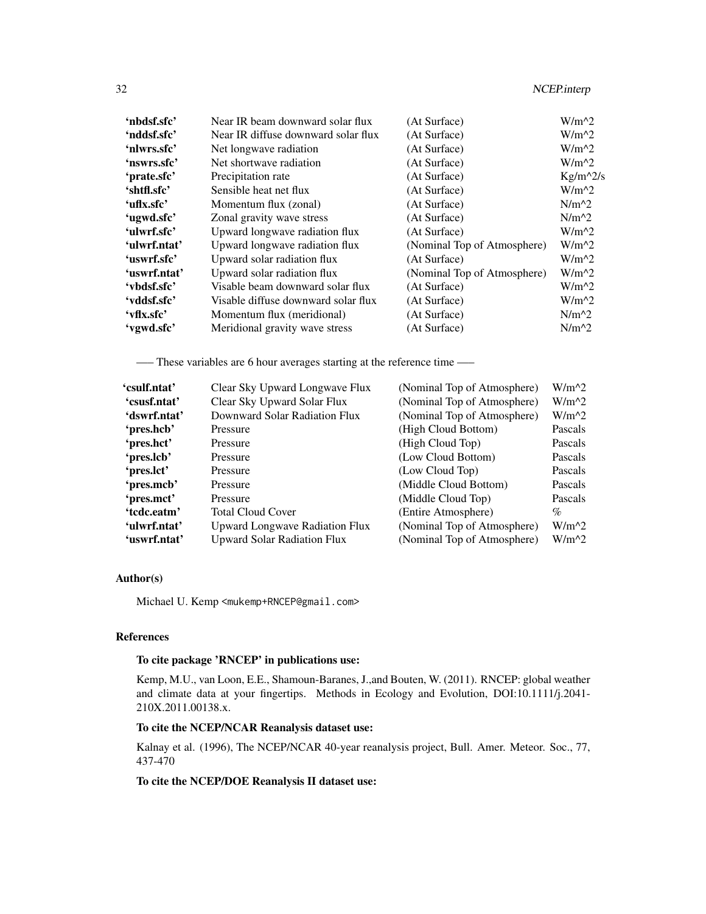| | | | |
|---|---|---|---|
| **'nbdsf.sfc'** | Near IR beam downward solar flux | (At Surface) | W/m^2 |
| **'nddsf.sfc'** | Near IR diffuse downward solar flux | (At Surface) | W/m^2 |
| **'nlwrs.sfc'** | Net longwave radiation | (At Surface) | W/m^2 |
| **'nswrs.sfc'** | Net shortwave radiation | (At Surface) | W/m^2 |
| **'prate.sfc'** | Precipitation rate | (At Surface) | Kg/m^2/s |
| **'shtfl.sfc'** | Sensible heat net flux | (At Surface) | W/m^2 |
| **'uflx.sfc'** | Momentum flux (zonal) | (At Surface) | N/m^2 |
| **'ugwd.sfc'** | Zonal gravity wave stress | (At Surface) | N/m^2 |
| **'ulwrf.sfc'** | Upward longwave radiation flux | (At Surface) | W/m^2 |
| **'ulwrf.ntat'** | Upward longwave radiation flux | (Nominal Top of Atmosphere) | W/m^2 |
| **'uswrf.sfc'** | Upward solar radiation flux | (At Surface) | W/m^2 |
| **'uswrf.ntat'** | Upward solar radiation flux | (Nominal Top of Atmosphere) | W/m^2 |
| **'vbdsf.sfc'** | Visable beam downward solar flux | (At Surface) | W/m^2 |
| **'vddsf.sfc'** | Visable diffuse downward solar flux | (At Surface) | W/m^2 |
| **'vflx.sfc'** | Momentum flux (meridional) | (At Surface) | N/m^2 |
| **'vgwd.sfc'** | Meridional gravity wave stress | (At Surface) | N/m^2 |

—– These variables are 6 hour averages starting at the reference time —–

| | | | |
|---|---|---|---|
| **'csulf.ntat'** | Clear Sky Upward Longwave Flux | (Nominal Top of Atmosphere) | W/m^2 |
| **'csusf.ntat'** | Clear Sky Upward Solar Flux | (Nominal Top of Atmosphere) | W/m^2 |
| **'dswrf.ntat'** | Downward Solar Radiation Flux | (Nominal Top of Atmosphere) | W/m^2 |
| **'pres.hcb'** | Pressure | (High Cloud Bottom) | Pascals |
| **'pres.hct'** | Pressure | (High Cloud Top) | Pascals |
| **'pres.lcb'** | Pressure | (Low Cloud Bottom) | Pascals |
| **'pres.lct'** | Pressure | (Low Cloud Top) | Pascals |
| **'pres.mcb'** | Pressure | (Middle Cloud Bottom) | Pascals |
| **'pres.mct'** | Pressure | (Middle Cloud Top) | Pascals |
| **'tcdc.eatm'** | Total Cloud Cover | (Entire Atmosphere) | % |
| **'ulwrf.ntat'** | Upward Longwave Radiation Flux | (Nominal Top of Atmosphere) | W/m^2 |
| **'uswrf.ntat'** | Upward Solar Radiation Flux | (Nominal Top of Atmosphere) | W/m^2 |

### Author(s)

Michael U. Kemp <mukemp+RNCEP@gmail.com>

### References

**To cite package 'RNCEP' in publications use:**

Kemp, M.U., van Loon, E.E., Shamoun-Baranes, J.,and Bouten, W. (2011). RNCEP: global weather and climate data at your fingertips. Methods in Ecology and Evolution, DOI:10.1111/j.2041-210X.2011.00138.x.

**To cite the NCEP/NCAR Reanalysis dataset use:**

Kalnay et al. (1996), The NCEP/NCAR 40-year reanalysis project, Bull. Amer. Meteor. Soc., 77, 437-470

**To cite the NCEP/DOE Reanalysis II dataset use:**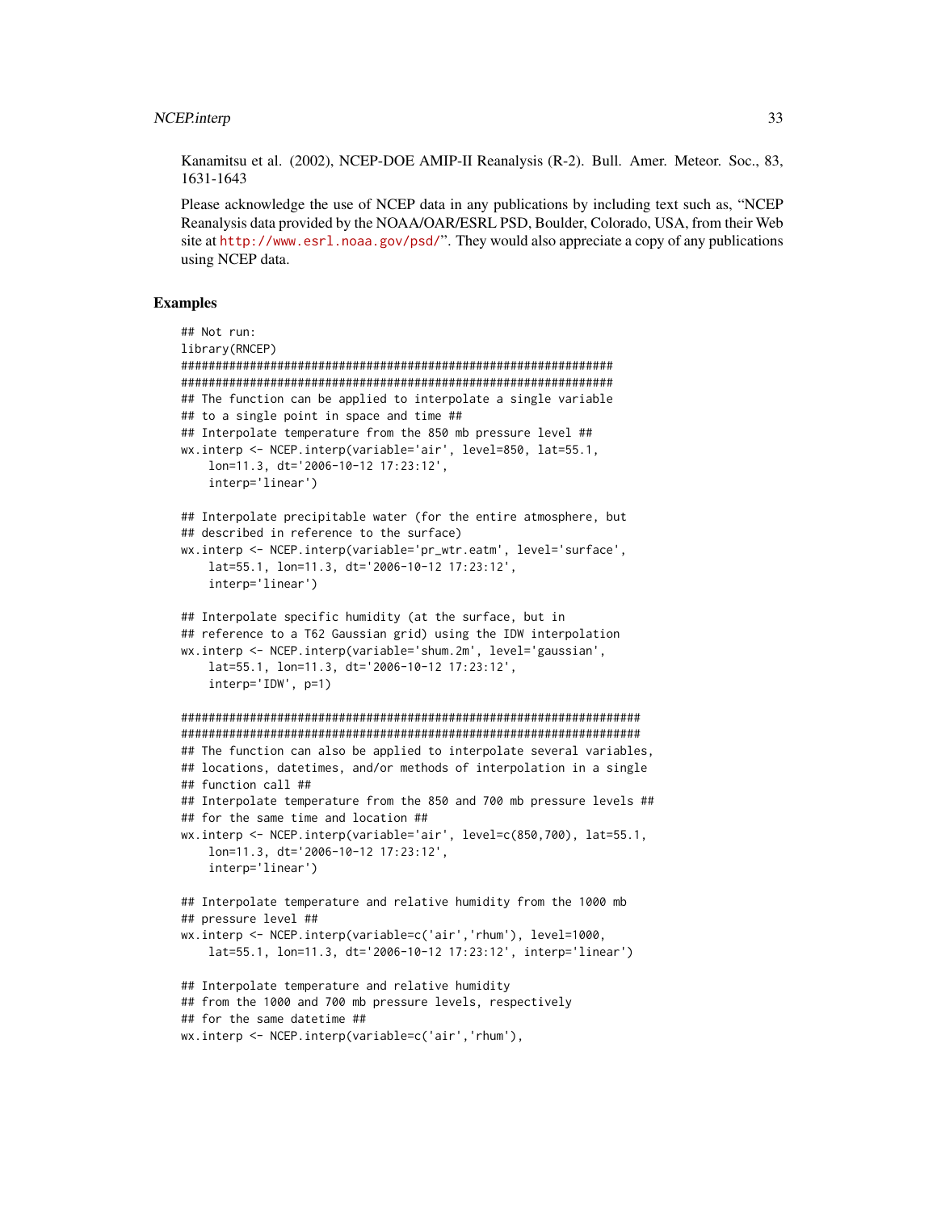Kanamitsu et al. (2002), NCEP-DOE AMIP-II Reanalysis (R-2). Bull. Amer. Meteor. Soc., 83, 1631-1643

Please acknowledge the use of NCEP data in any publications by including text such as, "NCEP Reanalysis data provided by the NOAA/OAR/ESRL PSD, Boulder, Colorado, USA, from their Web site at http://www.esrl.noaa.gov/psd/". They would also appreciate a copy of any publications using NCEP data.

## Examples

```
## Not run:
library(RNCEP)
#################################################################
#################################################################
## The function can be applied to interpolate a single variable
## to a single point in space and time ##
## Interpolate temperature from the 850 mb pressure level ##
wx.interp <- NCEP.interp(variable='air', level=850, lat=55.1,
    lon=11.3, dt='2006-10-12 17:23:12',
    interp='linear')

## Interpolate precipitable water (for the entire atmosphere, but
## described in reference to the surface)
wx.interp <- NCEP.interp(variable='pr_wtr.eatm', level='surface',
    lat=55.1, lon=11.3, dt='2006-10-12 17:23:12',
    interp='linear')

## Interpolate specific humidity (at the surface, but in
## reference to a T62 Gaussian grid) using the IDW interpolation
wx.interp <- NCEP.interp(variable='shum.2m', level='gaussian',
    lat=55.1, lon=11.3, dt='2006-10-12 17:23:12',
    interp='IDW', p=1)

#####################################################################
#####################################################################
## The function can also be applied to interpolate several variables,
## locations, datetimes, and/or methods of interpolation in a single
## function call ##
## Interpolate temperature from the 850 and 700 mb pressure levels ##
## for the same time and location ##
wx.interp <- NCEP.interp(variable='air', level=c(850,700), lat=55.1,
    lon=11.3, dt='2006-10-12 17:23:12',
    interp='linear')

## Interpolate temperature and relative humidity from the 1000 mb
## pressure level ##
wx.interp <- NCEP.interp(variable=c('air','rhum'), level=1000,
    lat=55.1, lon=11.3, dt='2006-10-12 17:23:12', interp='linear')

## Interpolate temperature and relative humidity
## from the 1000 and 700 mb pressure levels, respectively
## for the same datetime ##
wx.interp <- NCEP.interp(variable=c('air','rhum'),
```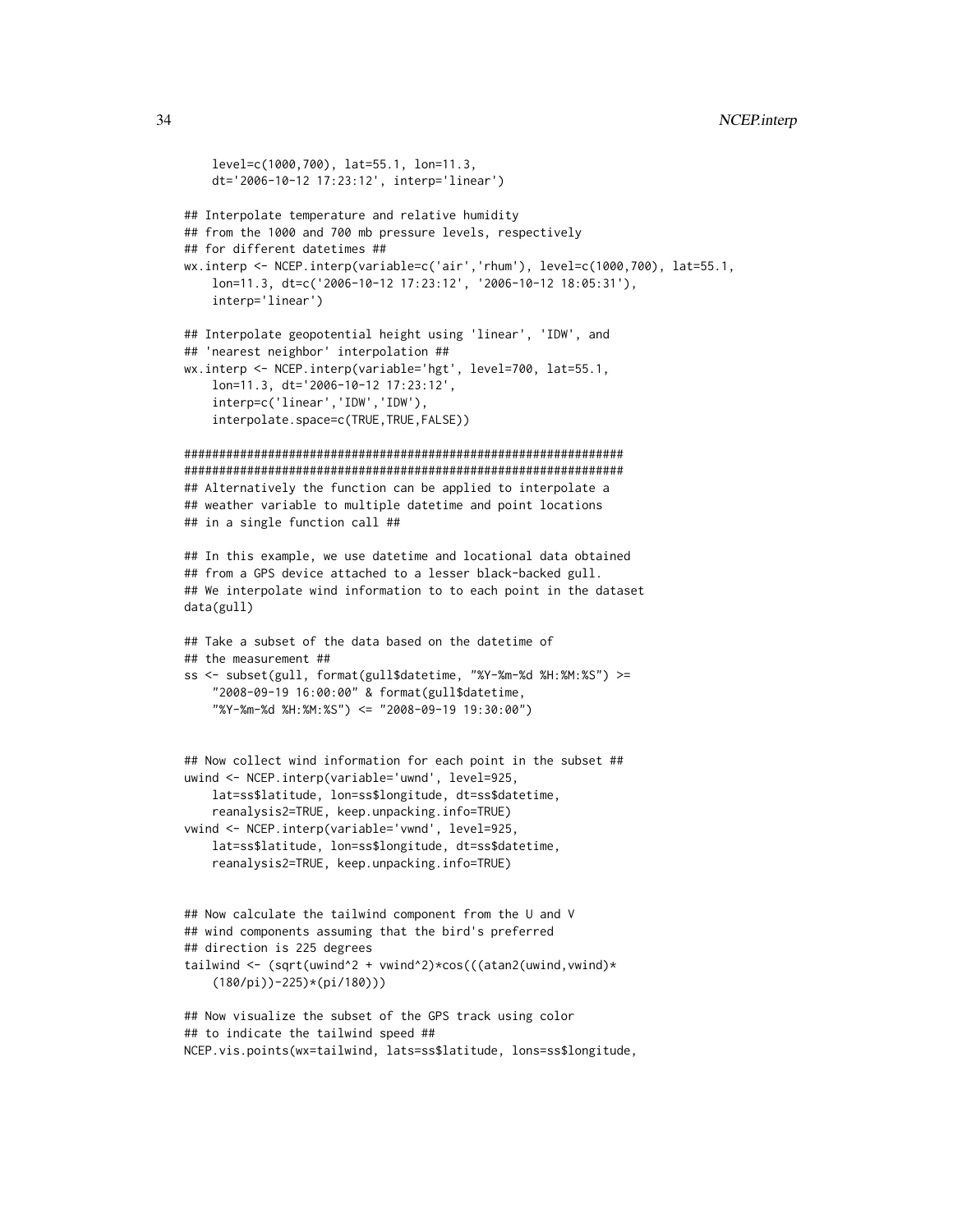```
    level=c(1000,700), lat=55.1, lon=11.3,
    dt='2006-10-12 17:23:12', interp='linear')

## Interpolate temperature and relative humidity
## from the 1000 and 700 mb pressure levels, respectively
## for different datetimes ##
wx.interp <- NCEP.interp(variable=c('air','rhum'), level=c(1000,700), lat=55.1,
    lon=11.3, dt=c('2006-10-12 17:23:12', '2006-10-12 18:05:31'),
    interp='linear')

## Interpolate geopotential height using 'linear', 'IDW', and
## 'nearest neighbor' interpolation ##
wx.interp <- NCEP.interp(variable='hgt', level=700, lat=55.1,
    lon=11.3, dt='2006-10-12 17:23:12',
    interp=c('linear','IDW','IDW'),
    interpolate.space=c(TRUE,TRUE,FALSE))

#################################################################
#################################################################
## Alternatively the function can be applied to interpolate a
## weather variable to multiple datetime and point locations
## in a single function call ##

## In this example, we use datetime and locational data obtained
## from a GPS device attached to a lesser black-backed gull.
## We interpolate wind information to to each point in the dataset
data(gull)

## Take a subset of the data based on the datetime of
## the measurement ##
ss <- subset(gull, format(gull$datetime, "%Y-%m-%d %H:%M:%S") >=
    "2008-09-19 16:00:00" & format(gull$datetime,
    "%Y-%m-%d %H:%M:%S") <= "2008-09-19 19:30:00")


## Now collect wind information for each point in the subset ##
uwind <- NCEP.interp(variable='uwnd', level=925,
    lat=ss$latitude, lon=ss$longitude, dt=ss$datetime,
    reanalysis2=TRUE, keep.unpacking.info=TRUE)
vwind <- NCEP.interp(variable='vwnd', level=925,
    lat=ss$latitude, lon=ss$longitude, dt=ss$datetime,
    reanalysis2=TRUE, keep.unpacking.info=TRUE)


## Now calculate the tailwind component from the U and V
## wind components assuming that the bird's preferred
## direction is 225 degrees
tailwind <- (sqrt(uwind^2 + vwind^2)*cos(((atan2(uwind,vwind)*
    (180/pi))-225)*(pi/180)))

## Now visualize the subset of the GPS track using color
## to indicate the tailwind speed ##
NCEP.vis.points(wx=tailwind, lats=ss$latitude, lons=ss$longitude,
```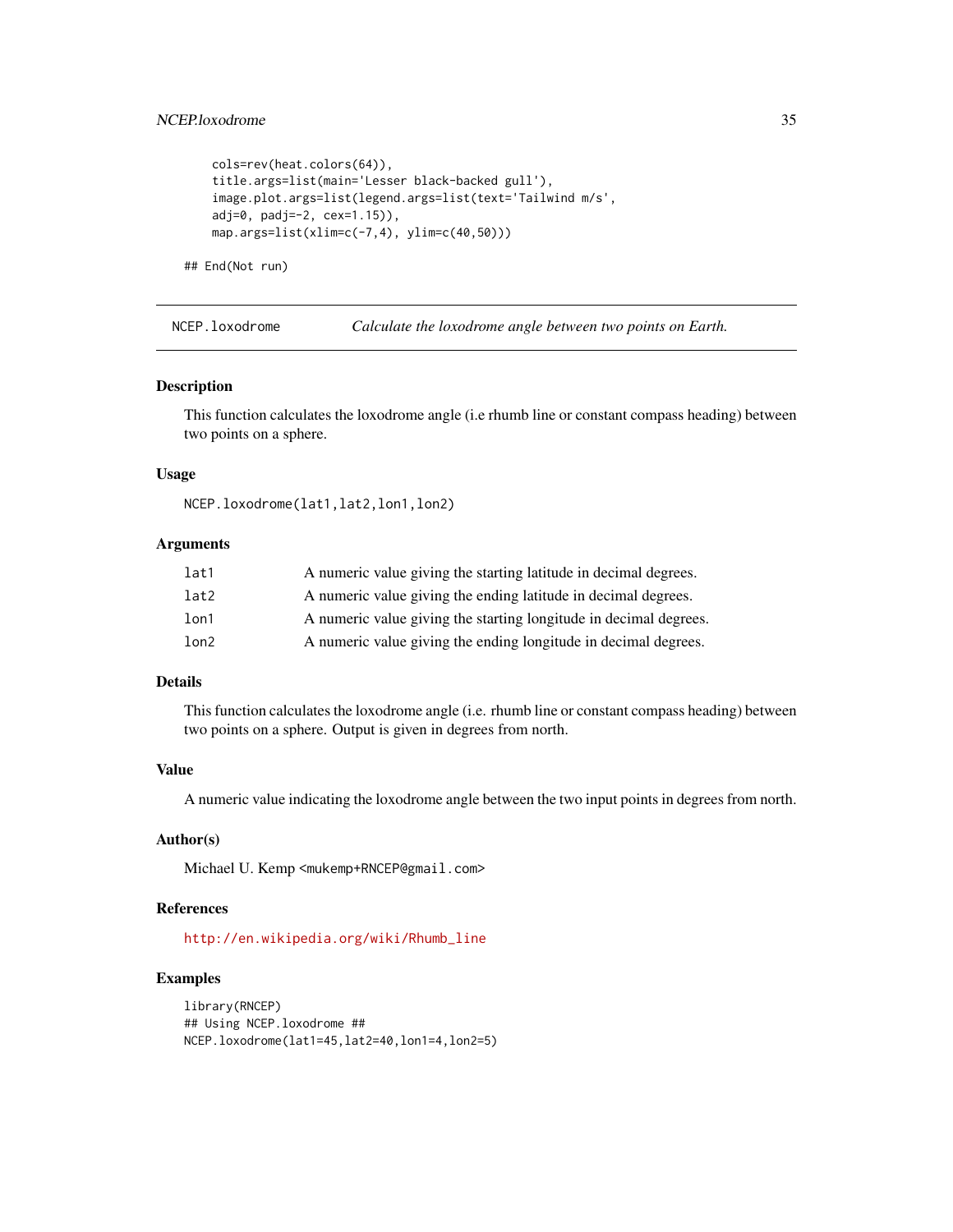```
    cols=rev(heat.colors(64)),
    title.args=list(main='Lesser black-backed gull'),
    image.plot.args=list(legend.args=list(text='Tailwind m/s',
    adj=0, padj=-2, cex=1.15)),
    map.args=list(xlim=c(-7,4), ylim=c(40,50)))

## End(Not run)
```

---

## NCEP.loxodrome — *Calculate the loxodrome angle between two points on Earth.*

---

### Description

This function calculates the loxodrome angle (i.e rhumb line or constant compass heading) between two points on a sphere.

### Usage

```
NCEP.loxodrome(lat1,lat2,lon1,lon2)
```

### Arguments

| | |
|---|---|
| `lat1` | A numeric value giving the starting latitude in decimal degrees. |
| `lat2` | A numeric value giving the ending latitude in decimal degrees. |
| `lon1` | A numeric value giving the starting longitude in decimal degrees. |
| `lon2` | A numeric value giving the ending longitude in decimal degrees. |

### Details

This function calculates the loxodrome angle (i.e. rhumb line or constant compass heading) between two points on a sphere. Output is given in degrees from north.

### Value

A numeric value indicating the loxodrome angle between the two input points in degrees from north.

### Author(s)

Michael U. Kemp <mukemp+RNCEP@gmail.com>

### References

http://en.wikipedia.org/wiki/Rhumb_line

### Examples

```
library(RNCEP)
## Using NCEP.loxodrome ##
NCEP.loxodrome(lat1=45,lat2=40,lon1=4,lon2=5)
```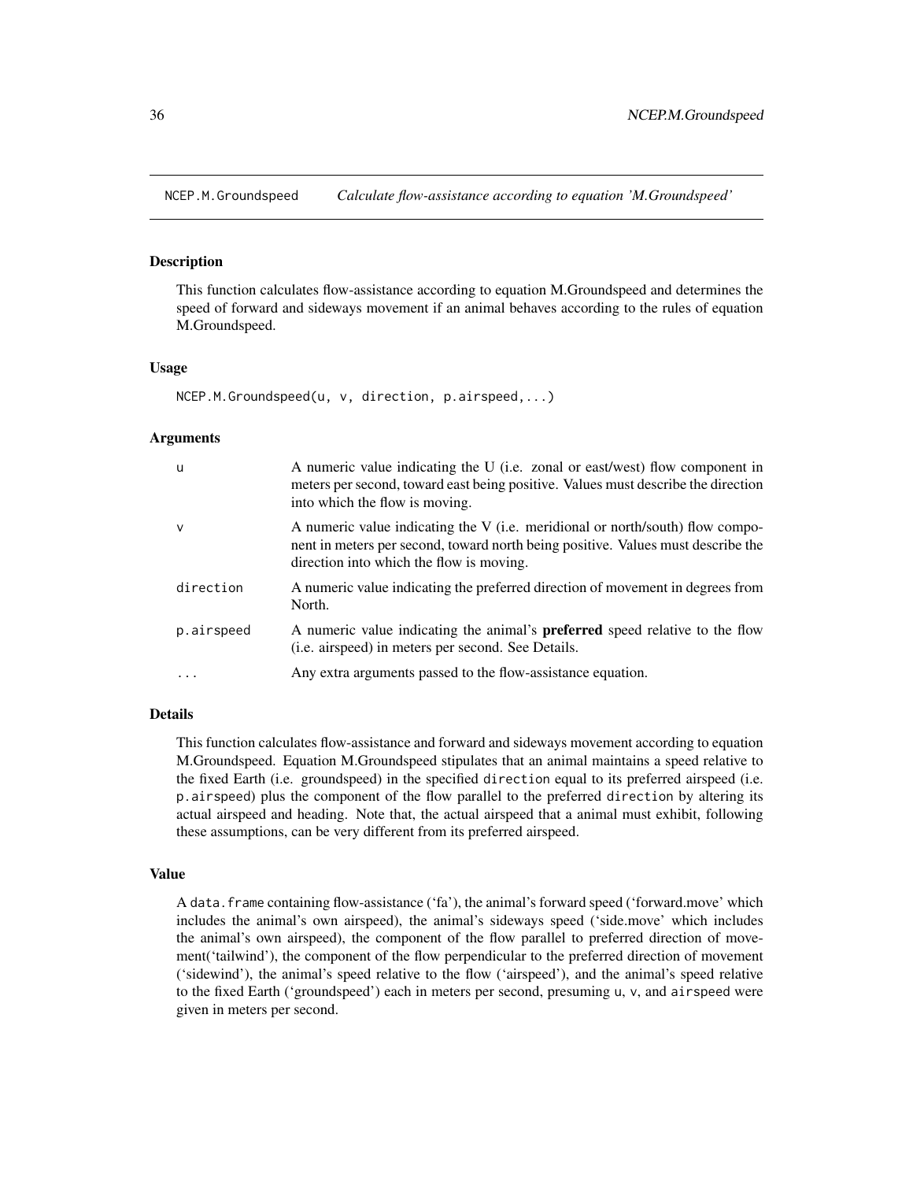## NCEP.M.Groundspeed *Calculate flow-assistance according to equation 'M.Groundspeed'*

### Description

This function calculates flow-assistance according to equation M.Groundspeed and determines the speed of forward and sideways movement if an animal behaves according to the rules of equation M.Groundspeed.

### Usage

```
NCEP.M.Groundspeed(u, v, direction, p.airspeed,...)
```

### Arguments

| | |
|---|---|
| u | A numeric value indicating the U (i.e. zonal or east/west) flow component in meters per second, toward east being positive. Values must describe the direction into which the flow is moving. |
| v | A numeric value indicating the V (i.e. meridional or north/south) flow component in meters per second, toward north being positive. Values must describe the direction into which the flow is moving. |
| direction | A numeric value indicating the preferred direction of movement in degrees from North. |
| p.airspeed | A numeric value indicating the animal's **preferred** speed relative to the flow (i.e. airspeed) in meters per second. See Details. |
| ... | Any extra arguments passed to the flow-assistance equation. |

### Details

This function calculates flow-assistance and forward and sideways movement according to equation M.Groundspeed. Equation M.Groundspeed stipulates that an animal maintains a speed relative to the fixed Earth (i.e. groundspeed) in the specified `direction` equal to its preferred airspeed (i.e. `p.airspeed`) plus the component of the flow parallel to the preferred `direction` by altering its actual airspeed and heading. Note that, the actual airspeed that a animal must exhibit, following these assumptions, can be very different from its preferred airspeed.

### Value

A `data.frame` containing flow-assistance ('fa'), the animal's forward speed ('forward.move' which includes the animal's own airspeed), the animal's sideways speed ('side.move' which includes the animal's own airspeed), the component of the flow parallel to preferred direction of movement('tailwind'), the component of the flow perpendicular to the preferred direction of movement ('sidewind'), the animal's speed relative to the flow ('airspeed'), and the animal's speed relative to the fixed Earth ('groundspeed') each in meters per second, presuming `u`, `v`, and `airspeed` were given in meters per second.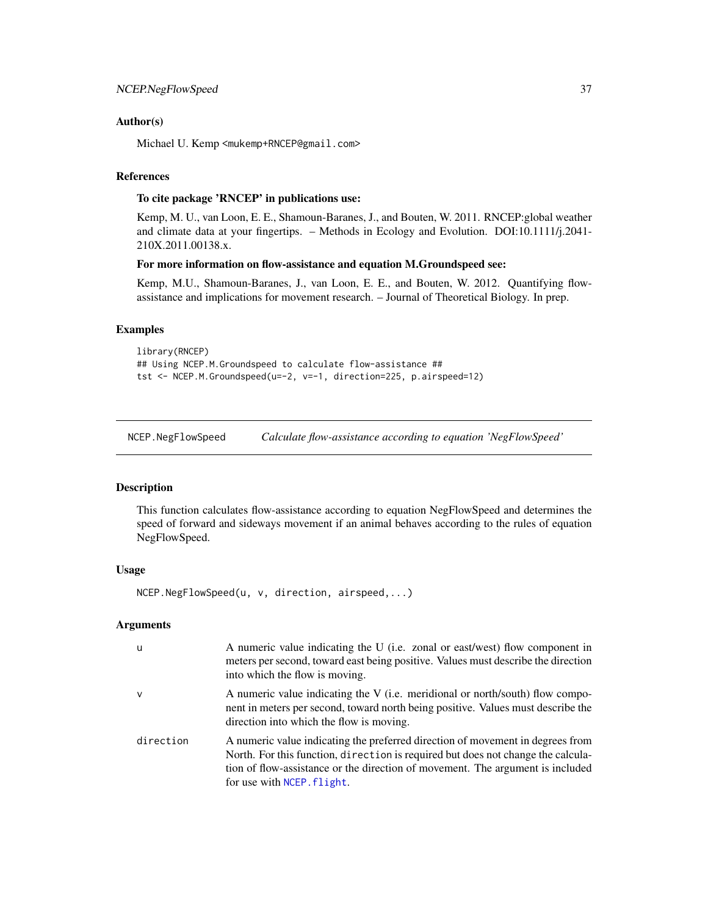### Author(s)

Michael U. Kemp <mukemp+RNCEP@gmail.com>

### References

**To cite package 'RNCEP' in publications use:**

Kemp, M. U., van Loon, E. E., Shamoun-Baranes, J., and Bouten, W. 2011. RNCEP:global weather and climate data at your fingertips. – Methods in Ecology and Evolution. DOI:10.1111/j.2041-210X.2011.00138.x.

**For more information on flow-assistance and equation M.Groundspeed see:**

Kemp, M.U., Shamoun-Baranes, J., van Loon, E. E., and Bouten, W. 2012. Quantifying flow-assistance and implications for movement research. – Journal of Theoretical Biology. In prep.

### Examples

```
library(RNCEP)
## Using NCEP.M.Groundspeed to calculate flow-assistance ##
tst <- NCEP.M.Groundspeed(u=-2, v=-1, direction=225, p.airspeed=12)
```

---

## NCEP.NegFlowSpeed *Calculate flow-assistance according to equation 'NegFlowSpeed'*

---

### Description

This function calculates flow-assistance according to equation NegFlowSpeed and determines the speed of forward and sideways movement if an animal behaves according to the rules of equation NegFlowSpeed.

### Usage

```
NCEP.NegFlowSpeed(u, v, direction, airspeed,...)
```

### Arguments

| | |
|---|---|
| u | A numeric value indicating the U (i.e. zonal or east/west) flow component in meters per second, toward east being positive. Values must describe the direction into which the flow is moving. |
| v | A numeric value indicating the V (i.e. meridional or north/south) flow component in meters per second, toward north being positive. Values must describe the direction into which the flow is moving. |
| direction | A numeric value indicating the preferred direction of movement in degrees from North. For this function, `direction` is required but does not change the calculation of flow-assistance or the direction of movement. The argument is included for use with `NCEP.flight`. |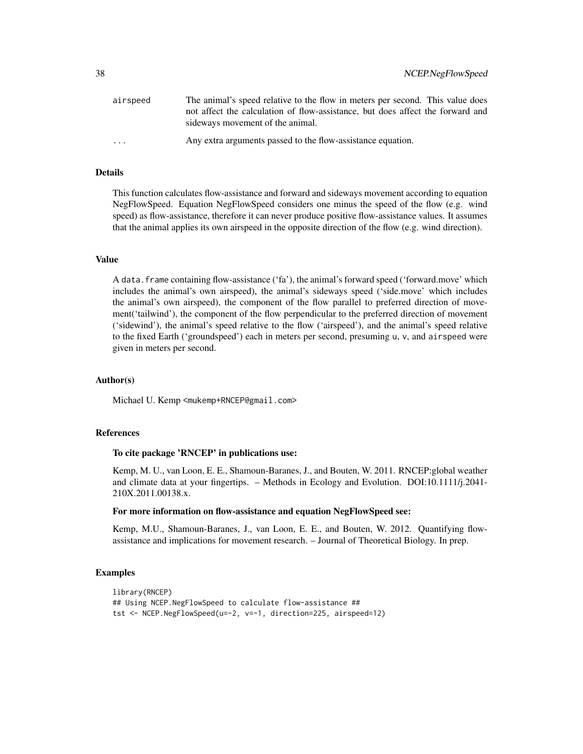| | |
|---|---|
| airspeed | The animal's speed relative to the flow in meters per second. This value does not affect the calculation of flow-assistance, but does affect the forward and sideways movement of the animal. |
| ... | Any extra arguments passed to the flow-assistance equation. |

## Details

This function calculates flow-assistance and forward and sideways movement according to equation NegFlowSpeed. Equation NegFlowSpeed considers one minus the speed of the flow (e.g. wind speed) as flow-assistance, therefore it can never produce positive flow-assistance values. It assumes that the animal applies its own airspeed in the opposite direction of the flow (e.g. wind direction).

## Value

A `data.frame` containing flow-assistance ('fa'), the animal's forward speed ('forward.move' which includes the animal's own airspeed), the animal's sideways speed ('side.move' which includes the animal's own airspeed), the component of the flow parallel to preferred direction of movement('tailwind'), the component of the flow perpendicular to the preferred direction of movement ('sidewind'), the animal's speed relative to the flow ('airspeed'), and the animal's speed relative to the fixed Earth ('groundspeed') each in meters per second, presuming `u`, `v`, and `airspeed` were given in meters per second.

## Author(s)

Michael U. Kemp <mukemp+RNCEP@gmail.com>

## References

**To cite package 'RNCEP' in publications use:**

Kemp, M. U., van Loon, E. E., Shamoun-Baranes, J., and Bouten, W. 2011. RNCEP:global weather and climate data at your fingertips. – Methods in Ecology and Evolution. DOI:10.1111/j.2041-210X.2011.00138.x.

**For more information on flow-assistance and equation NegFlowSpeed see:**

Kemp, M.U., Shamoun-Baranes, J., van Loon, E. E., and Bouten, W. 2012. Quantifying flow-assistance and implications for movement research. – Journal of Theoretical Biology. In prep.

## Examples

```
library(RNCEP)
## Using NCEP.NegFlowSpeed to calculate flow-assistance ##
tst <- NCEP.NegFlowSpeed(u=-2, v=-1, direction=225, airspeed=12)
```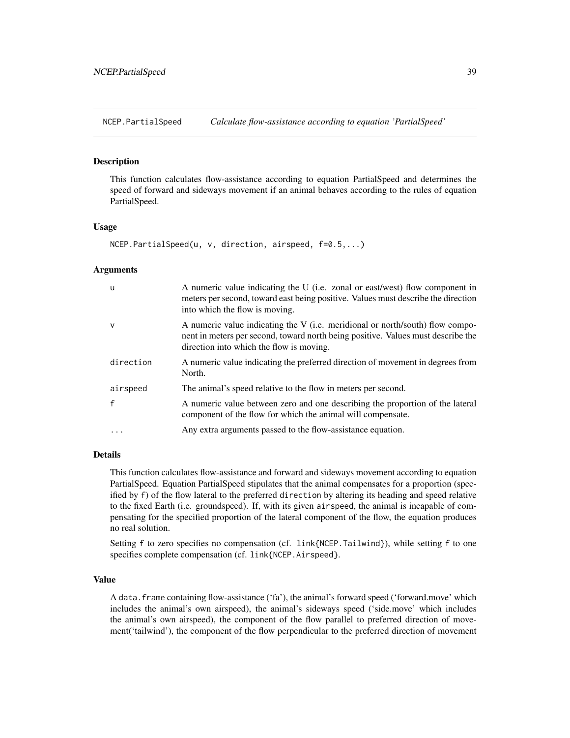## NCEP.PartialSpeed *Calculate flow-assistance according to equation 'PartialSpeed'*

### Description

This function calculates flow-assistance according to equation PartialSpeed and determines the speed of forward and sideways movement if an animal behaves according to the rules of equation PartialSpeed.

### Usage

```
NCEP.PartialSpeed(u, v, direction, airspeed, f=0.5,...)
```

### Arguments

| | |
|---|---|
| u | A numeric value indicating the U (i.e. zonal or east/west) flow component in meters per second, toward east being positive. Values must describe the direction into which the flow is moving. |
| v | A numeric value indicating the V (i.e. meridional or north/south) flow component in meters per second, toward north being positive. Values must describe the direction into which the flow is moving. |
| direction | A numeric value indicating the preferred direction of movement in degrees from North. |
| airspeed | The animal's speed relative to the flow in meters per second. |
| f | A numeric value between zero and one describing the proportion of the lateral component of the flow for which the animal will compensate. |
| ... | Any extra arguments passed to the flow-assistance equation. |

### Details

This function calculates flow-assistance and forward and sideways movement according to equation PartialSpeed. Equation PartialSpeed stipulates that the animal compensates for a proportion (specified by `f`) of the flow lateral to the preferred `direction` by altering its heading and speed relative to the fixed Earth (i.e. groundspeed). If, with its given `airspeed`, the animal is incapable of compensating for the specified proportion of the lateral component of the flow, the equation produces no real solution.

Setting `f` to zero specifies no compensation (cf. `link{NCEP.Tailwind}`), while setting `f` to one specifies complete compensation (cf. `link{NCEP.Airspeed}`.

### Value

A `data.frame` containing flow-assistance ('fa'), the animal's forward speed ('forward.move' which includes the animal's own airspeed), the animal's sideways speed ('side.move' which includes the animal's own airspeed), the component of the flow parallel to preferred direction of movement('tailwind'), the component of the flow perpendicular to the preferred direction of movement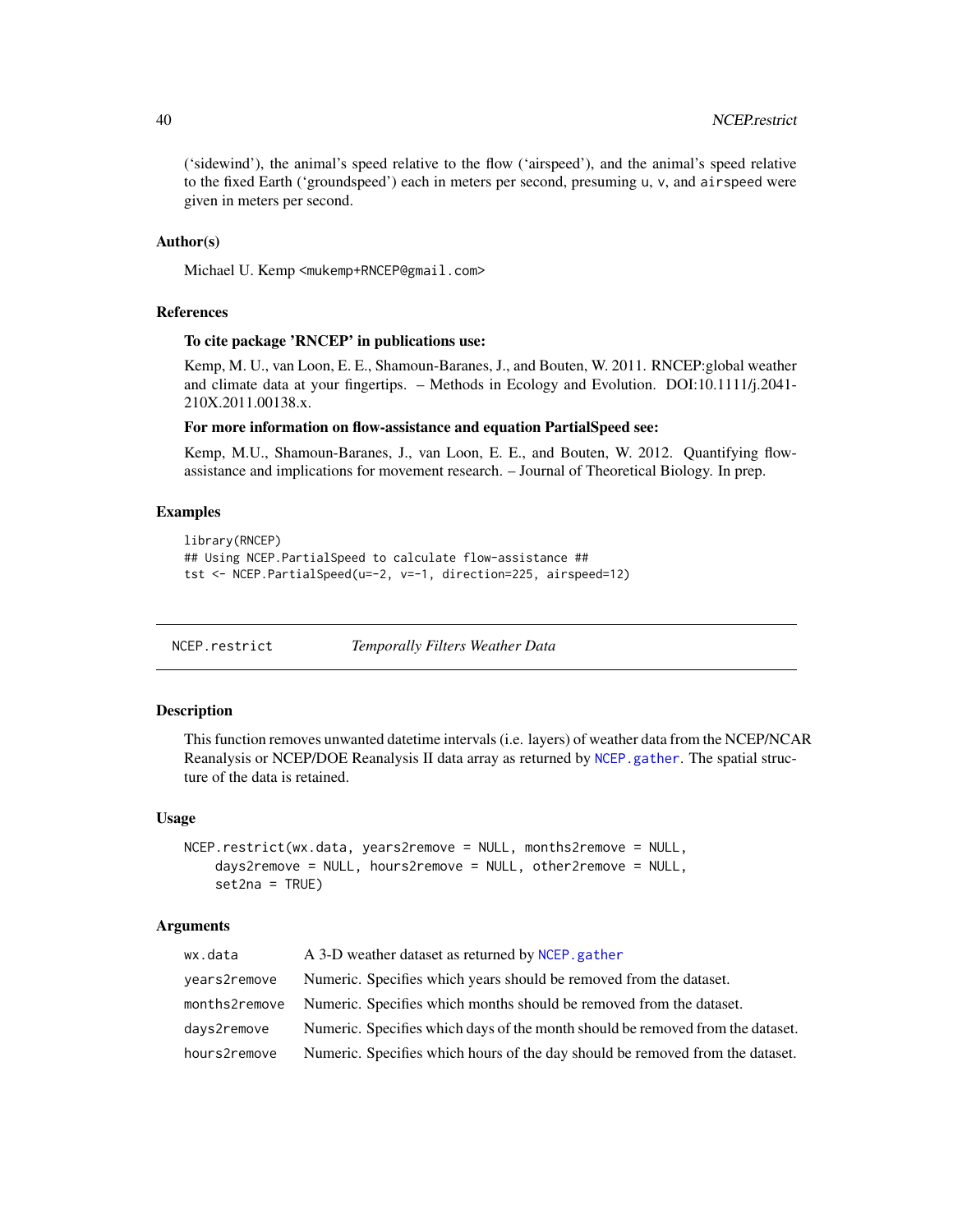('sidewind'), the animal's speed relative to the flow ('airspeed'), and the animal's speed relative to the fixed Earth ('groundspeed') each in meters per second, presuming u, v, and airspeed were given in meters per second.

### Author(s)

Michael U. Kemp <mukemp+RNCEP@gmail.com>

### References

**To cite package 'RNCEP' in publications use:**

Kemp, M. U., van Loon, E. E., Shamoun-Baranes, J., and Bouten, W. 2011. RNCEP:global weather and climate data at your fingertips. – Methods in Ecology and Evolution. DOI:10.1111/j.2041-210X.2011.00138.x.

**For more information on flow-assistance and equation PartialSpeed see:**

Kemp, M.U., Shamoun-Baranes, J., van Loon, E. E., and Bouten, W. 2012. Quantifying flow-assistance and implications for movement research. – Journal of Theoretical Biology. In prep.

### Examples

```
library(RNCEP)
## Using NCEP.PartialSpeed to calculate flow-assistance ##
tst <- NCEP.PartialSpeed(u=-2, v=-1, direction=225, airspeed=12)
```

---

## NCEP.restrict — *Temporally Filters Weather Data*

---

### Description

This function removes unwanted datetime intervals (i.e. layers) of weather data from the NCEP/NCAR Reanalysis or NCEP/DOE Reanalysis II data array as returned by NCEP.gather. The spatial structure of the data is retained.

### Usage

```
NCEP.restrict(wx.data, years2remove = NULL, months2remove = NULL,
    days2remove = NULL, hours2remove = NULL, other2remove = NULL,
    set2na = TRUE)
```

### Arguments

| | |
|---|---|
| wx.data | A 3-D weather dataset as returned by NCEP.gather |
| years2remove | Numeric. Specifies which years should be removed from the dataset. |
| months2remove | Numeric. Specifies which months should be removed from the dataset. |
| days2remove | Numeric. Specifies which days of the month should be removed from the dataset. |
| hours2remove | Numeric. Specifies which hours of the day should be removed from the dataset. |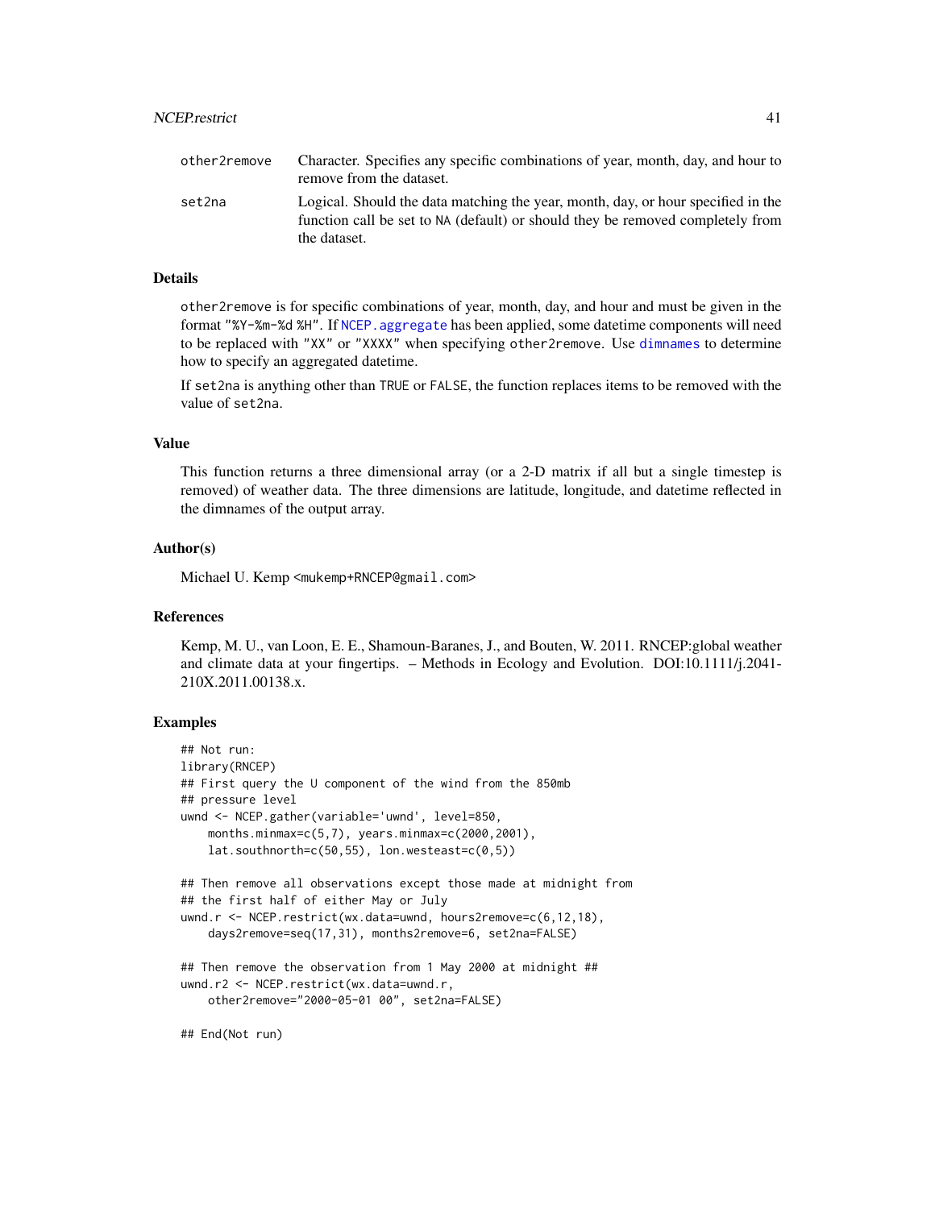| | |
|---|---|
| other2remove | Character. Specifies any specific combinations of year, month, day, and hour to remove from the dataset. |
| set2na | Logical. Should the data matching the year, month, day, or hour specified in the function call be set to NA (default) or should they be removed completely from the dataset. |

## Details

other2remove is for specific combinations of year, month, day, and hour and must be given in the format "%Y-%m-%d %H". If NCEP.aggregate has been applied, some datetime components will need to be replaced with "XX" or "XXXX" when specifying other2remove. Use dimnames to determine how to specify an aggregated datetime.

If set2na is anything other than TRUE or FALSE, the function replaces items to be removed with the value of set2na.

## Value

This function returns a three dimensional array (or a 2-D matrix if all but a single timestep is removed) of weather data. The three dimensions are latitude, longitude, and datetime reflected in the dimnames of the output array.

## Author(s)

Michael U. Kemp <mukemp+RNCEP@gmail.com>

## References

Kemp, M. U., van Loon, E. E., Shamoun-Baranes, J., and Bouten, W. 2011. RNCEP:global weather and climate data at your fingertips. – Methods in Ecology and Evolution. DOI:10.1111/j.2041-210X.2011.00138.x.

## Examples

```
## Not run:
library(RNCEP)
## First query the U component of the wind from the 850mb
## pressure level
uwnd <- NCEP.gather(variable='uwnd', level=850,
    months.minmax=c(5,7), years.minmax=c(2000,2001),
    lat.southnorth=c(50,55), lon.westeast=c(0,5))

## Then remove all observations except those made at midnight from
## the first half of either May or July
uwnd.r <- NCEP.restrict(wx.data=uwnd, hours2remove=c(6,12,18),
    days2remove=seq(17,31), months2remove=6, set2na=FALSE)

## Then remove the observation from 1 May 2000 at midnight ##
uwnd.r2 <- NCEP.restrict(wx.data=uwnd.r,
    other2remove="2000-05-01 00", set2na=FALSE)

## End(Not run)
```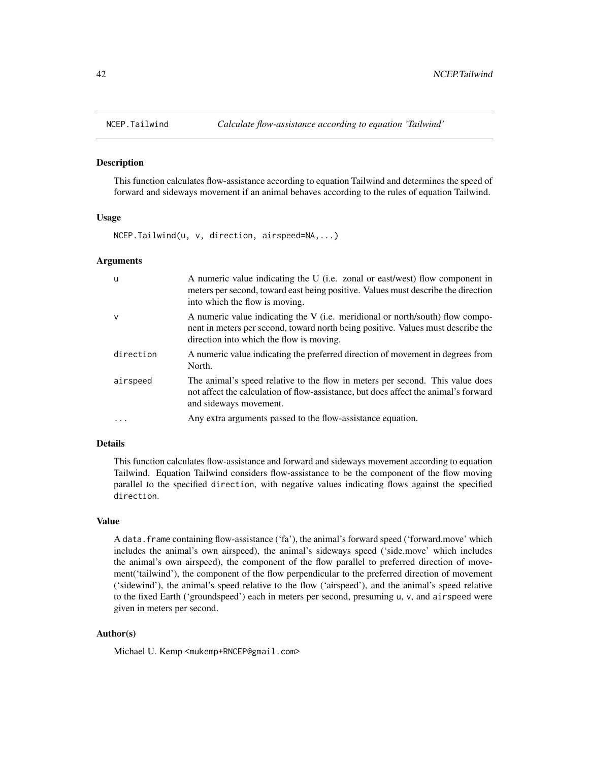# NCEP.Tailwind — *Calculate flow-assistance according to equation 'Tailwind'*

## Description

This function calculates flow-assistance according to equation Tailwind and determines the speed of forward and sideways movement if an animal behaves according to the rules of equation Tailwind.

## Usage

```
NCEP.Tailwind(u, v, direction, airspeed=NA,...)
```

## Arguments

| | |
|---|---|
| u | A numeric value indicating the U (i.e. zonal or east/west) flow component in meters per second, toward east being positive. Values must describe the direction into which the flow is moving. |
| v | A numeric value indicating the V (i.e. meridional or north/south) flow component in meters per second, toward north being positive. Values must describe the direction into which the flow is moving. |
| direction | A numeric value indicating the preferred direction of movement in degrees from North. |
| airspeed | The animal's speed relative to the flow in meters per second. This value does not affect the calculation of flow-assistance, but does affect the animal's forward and sideways movement. |
| ... | Any extra arguments passed to the flow-assistance equation. |

## Details

This function calculates flow-assistance and forward and sideways movement according to equation Tailwind. Equation Tailwind considers flow-assistance to be the component of the flow moving parallel to the specified `direction`, with negative values indicating flows against the specified `direction`.

## Value

A `data.frame` containing flow-assistance ('fa'), the animal's forward speed ('forward.move' which includes the animal's own airspeed), the animal's sideways speed ('side.move' which includes the animal's own airspeed), the component of the flow parallel to preferred direction of movement('tailwind'), the component of the flow perpendicular to the preferred direction of movement ('sidewind'), the animal's speed relative to the flow ('airspeed'), and the animal's speed relative to the fixed Earth ('groundspeed') each in meters per second, presuming `u`, `v`, and `airspeed` were given in meters per second.

## Author(s)

Michael U. Kemp <mukemp+RNCEP@gmail.com>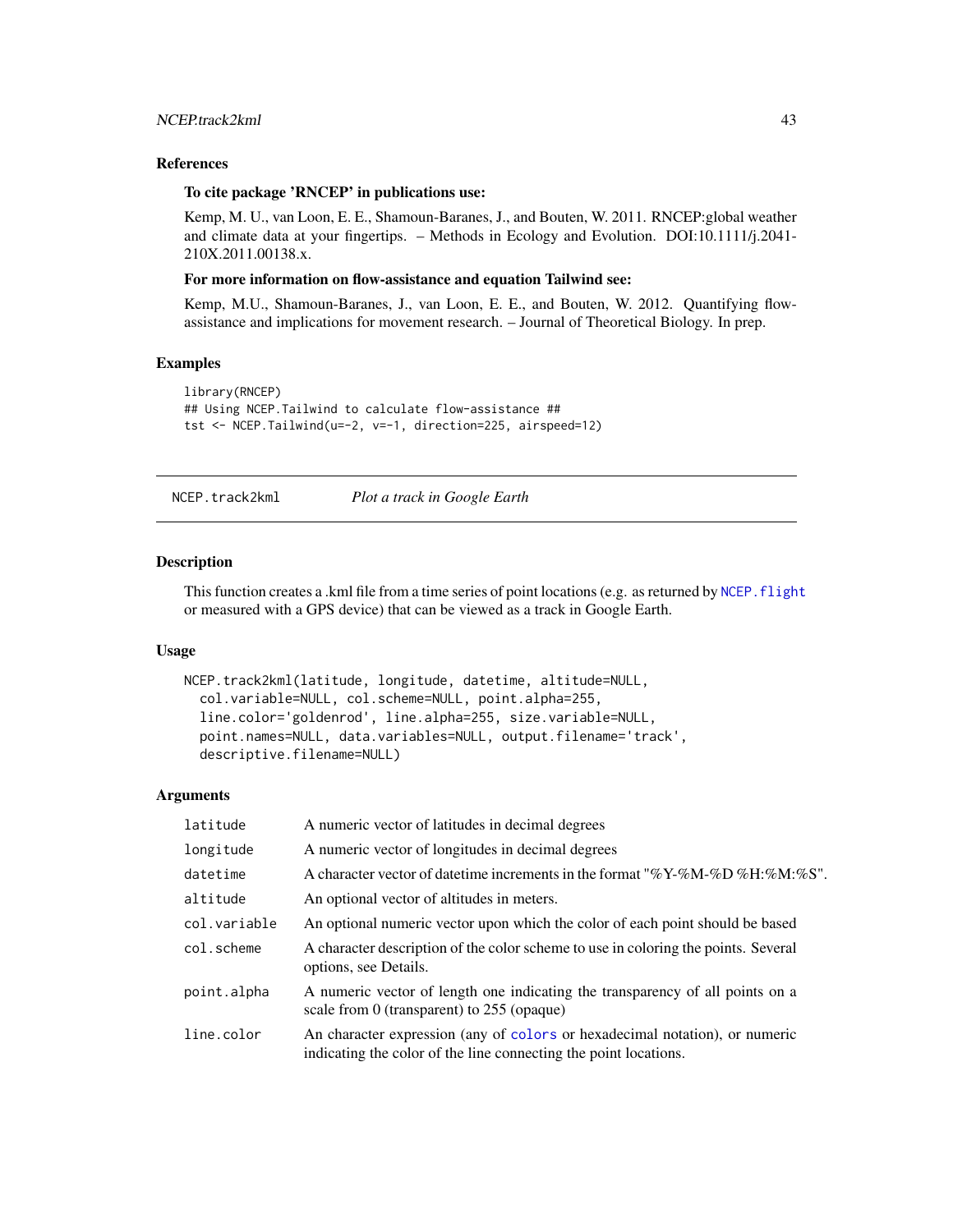### References

**To cite package 'RNCEP' in publications use:**

Kemp, M. U., van Loon, E. E., Shamoun-Baranes, J., and Bouten, W. 2011. RNCEP:global weather and climate data at your fingertips. – Methods in Ecology and Evolution. DOI:10.1111/j.2041-210X.2011.00138.x.

**For more information on flow-assistance and equation Tailwind see:**

Kemp, M.U., Shamoun-Baranes, J., van Loon, E. E., and Bouten, W. 2012. Quantifying flow-assistance and implications for movement research. – Journal of Theoretical Biology. In prep.

### Examples

```
library(RNCEP)
## Using NCEP.Tailwind to calculate flow-assistance ##
tst <- NCEP.Tailwind(u=-2, v=-1, direction=225, airspeed=12)
```

## NCEP.track2kml &nbsp;&nbsp;&nbsp; *Plot a track in Google Earth*

### Description

This function creates a .kml file from a time series of point locations (e.g. as returned by NCEP.flight or measured with a GPS device) that can be viewed as a track in Google Earth.

### Usage

```
NCEP.track2kml(latitude, longitude, datetime, altitude=NULL,
  col.variable=NULL, col.scheme=NULL, point.alpha=255,
  line.color='goldenrod', line.alpha=255, size.variable=NULL,
  point.names=NULL, data.variables=NULL, output.filename='track',
  descriptive.filename=NULL)
```

### Arguments

| | |
|---|---|
| latitude | A numeric vector of latitudes in decimal degrees |
| longitude | A numeric vector of longitudes in decimal degrees |
| datetime | A character vector of datetime increments in the format "%Y-%M-%D %H:%M:%S". |
| altitude | An optional vector of altitudes in meters. |
| col.variable | An optional numeric vector upon which the color of each point should be based |
| col.scheme | A character description of the color scheme to use in coloring the points. Several options, see Details. |
| point.alpha | A numeric vector of length one indicating the transparency of all points on a scale from 0 (transparent) to 255 (opaque) |
| line.color | An character expression (any of colors or hexadecimal notation), or numeric indicating the color of the line connecting the point locations. |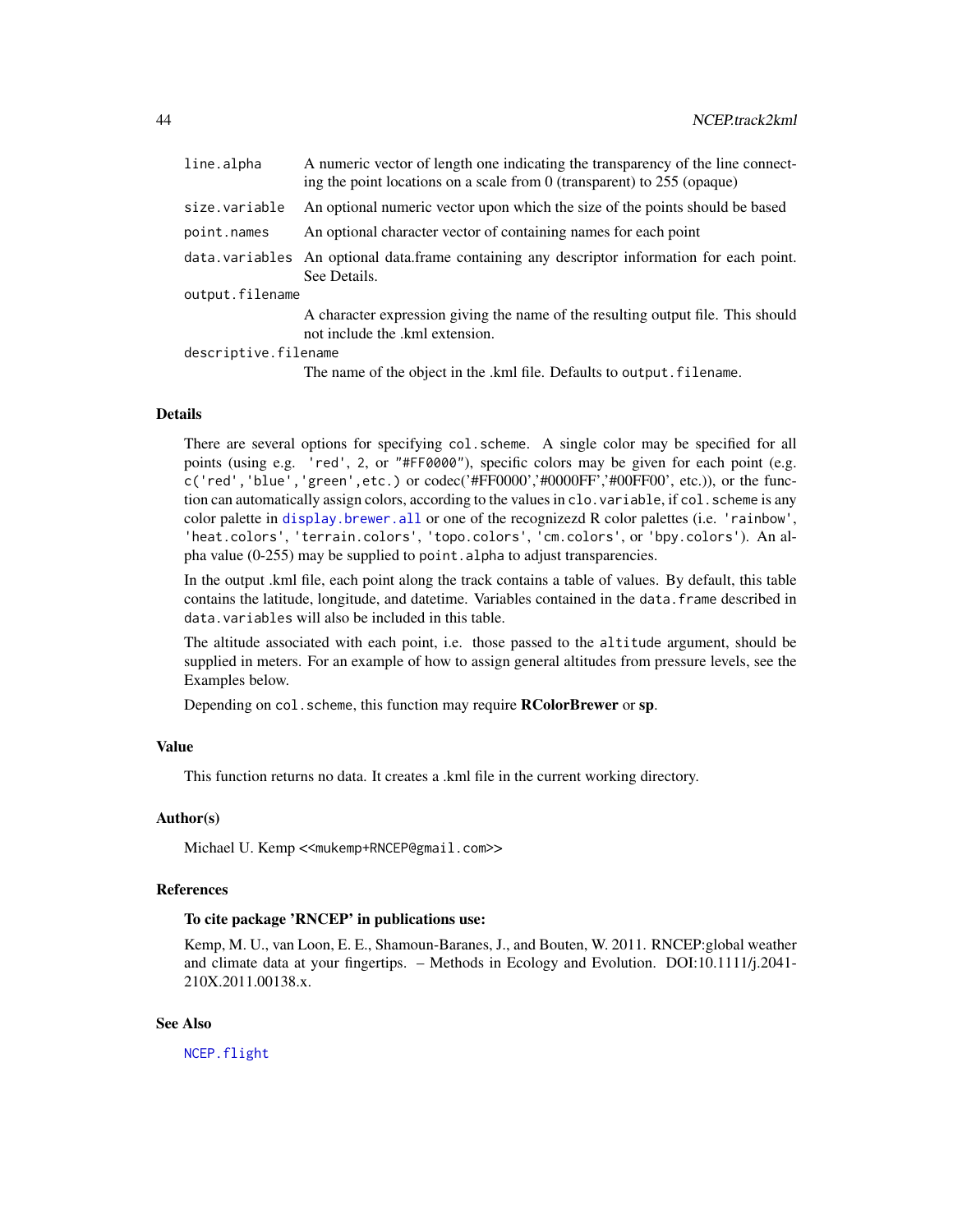| | |
|---|---|
| `line.alpha` | A numeric vector of length one indicating the transparency of the line connecting the point locations on a scale from 0 (transparent) to 255 (opaque) |
| `size.variable` | An optional numeric vector upon which the size of the points should be based |
| `point.names` | An optional character vector of containing names for each point |
| `data.variables` | An optional data.frame containing any descriptor information for each point. See Details. |
| `output.filename` | A character expression giving the name of the resulting output file. This should not include the .kml extension. |
| `descriptive.filename` | The name of the object in the .kml file. Defaults to `output.filename`. |

### Details

There are several options for specifying `col.scheme`. A single color may be specified for all points (using e.g. `'red'`, `2`, or `"#FF0000"`), specific colors may be given for each point (e.g. `c('red','blue','green',etc.)` or codec('#FF0000','#0000FF','#00FF00', etc.)), or the function can automatically assign colors, according to the values in `clo.variable`, if `col.scheme` is any color palette in `display.brewer.all` or one of the recognizezd R color palettes (i.e. `'rainbow'`, `'heat.colors'`, `'terrain.colors'`, `'topo.colors'`, `'cm.colors'`, or `'bpy.colors'`). An alpha value (0-255) may be supplied to `point.alpha` to adjust transparencies.

In the output .kml file, each point along the track contains a table of values. By default, this table contains the latitude, longitude, and datetime. Variables contained in the `data.frame` described in `data.variables` will also be included in this table.

The altitude associated with each point, i.e. those passed to the `altitude` argument, should be supplied in meters. For an example of how to assign general altitudes from pressure levels, see the Examples below.

Depending on `col.scheme`, this function may require **RColorBrewer** or **sp**.

### Value

This function returns no data. It creates a .kml file in the current working directory.

### Author(s)

Michael U. Kemp <<mukemp+RNCEP@gmail.com>>

### References

**To cite package 'RNCEP' in publications use:**

Kemp, M. U., van Loon, E. E., Shamoun-Baranes, J., and Bouten, W. 2011. RNCEP:global weather and climate data at your fingertips. – Methods in Ecology and Evolution. DOI:10.1111/j.2041-210X.2011.00138.x.

### See Also

`NCEP.flight`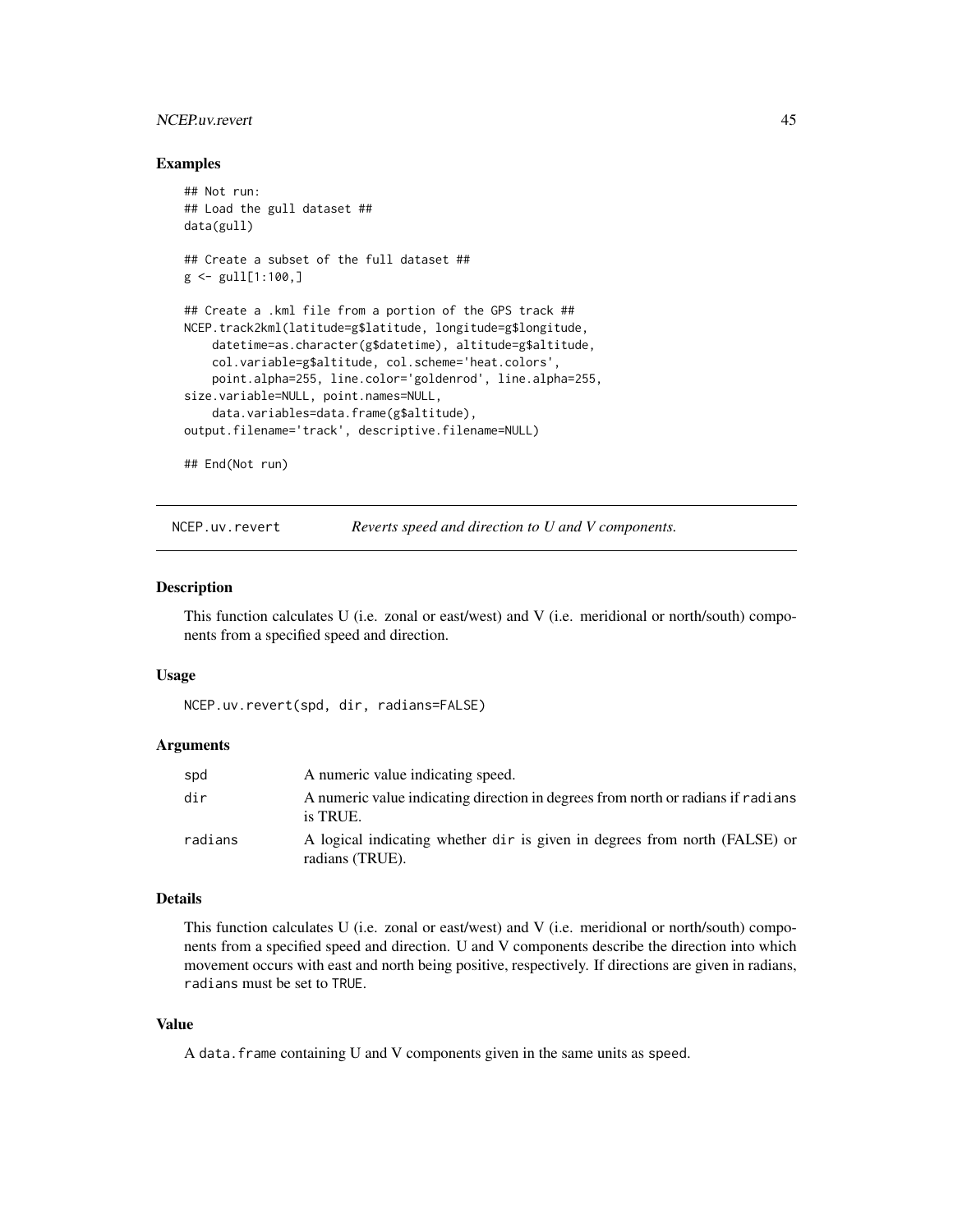## Examples

```
## Not run:
## Load the gull dataset ##
data(gull)

## Create a subset of the full dataset ##
g <- gull[1:100,]

## Create a .kml file from a portion of the GPS track ##
NCEP.track2kml(latitude=g$latitude, longitude=g$longitude,
    datetime=as.character(g$datetime), altitude=g$altitude,
    col.variable=g$altitude, col.scheme='heat.colors',
    point.alpha=255, line.color='goldenrod', line.alpha=255,
size.variable=NULL, point.names=NULL,
    data.variables=data.frame(g$altitude),
output.filename='track', descriptive.filename=NULL)

## End(Not run)
```

---

# NCEP.uv.revert — *Reverts speed and direction to U and V components.*

## Description

This function calculates U (i.e. zonal or east/west) and V (i.e. meridional or north/south) components from a specified speed and direction.

## Usage

```
NCEP.uv.revert(spd, dir, radians=FALSE)
```

## Arguments

| | |
|---|---|
| `spd` | A numeric value indicating speed. |
| `dir` | A numeric value indicating direction in degrees from north or radians if `radians` is TRUE. |
| `radians` | A logical indicating whether `dir` is given in degrees from north (FALSE) or radians (TRUE). |

## Details

This function calculates U (i.e. zonal or east/west) and V (i.e. meridional or north/south) components from a specified speed and direction. U and V components describe the direction into which movement occurs with east and north being positive, respectively. If directions are given in radians, `radians` must be set to `TRUE`.

## Value

A `data.frame` containing U and V components given in the same units as `speed`.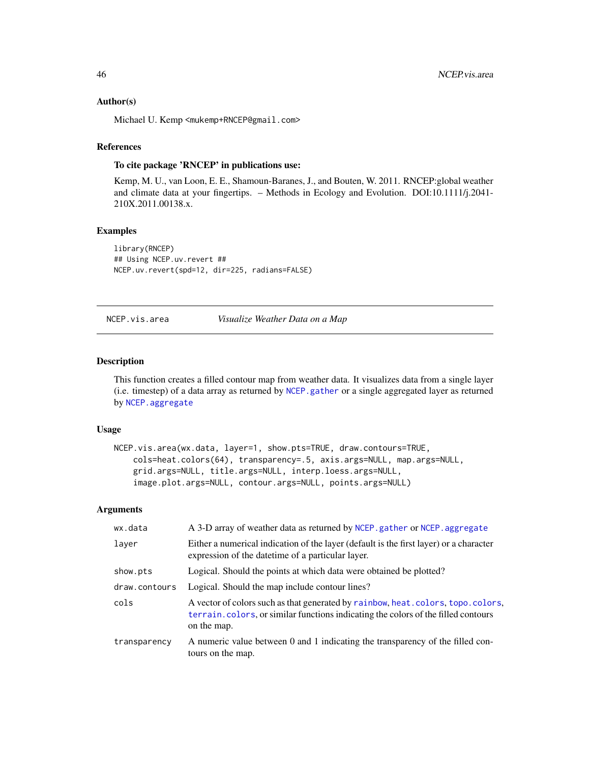### Author(s)

Michael U. Kemp <mukemp+RNCEP@gmail.com>

### References

**To cite package 'RNCEP' in publications use:**

Kemp, M. U., van Loon, E. E., Shamoun-Baranes, J., and Bouten, W. 2011. RNCEP:global weather and climate data at your fingertips. – Methods in Ecology and Evolution. DOI:10.1111/j.2041-210X.2011.00138.x.

### Examples

```
library(RNCEP)
## Using NCEP.uv.revert ##
NCEP.uv.revert(spd=12, dir=225, radians=FALSE)
```

---

## NCEP.vis.area *Visualize Weather Data on a Map*

### Description

This function creates a filled contour map from weather data. It visualizes data from a single layer (i.e. timestep) of a data array as returned by `NCEP.gather` or a single aggregated layer as returned by `NCEP.aggregate`

### Usage

```
NCEP.vis.area(wx.data, layer=1, show.pts=TRUE, draw.contours=TRUE,
    cols=heat.colors(64), transparency=.5, axis.args=NULL, map.args=NULL,
    grid.args=NULL, title.args=NULL, interp.loess.args=NULL,
    image.plot.args=NULL, contour.args=NULL, points.args=NULL)
```

### Arguments

| | |
|---|---|
| `wx.data` | A 3-D array of weather data as returned by `NCEP.gather` or `NCEP.aggregate` |
| `layer` | Either a numerical indication of the layer (default is the first layer) or a character expression of the datetime of a particular layer. |
| `show.pts` | Logical. Should the points at which data were obtained be plotted? |
| `draw.contours` | Logical. Should the map include contour lines? |
| `cols` | A vector of colors such as that generated by `rainbow`, `heat.colors`, `topo.colors`, `terrain.colors`, or similar functions indicating the colors of the filled contours on the map. |
| `transparency` | A numeric value between 0 and 1 indicating the transparency of the filled contours on the map. |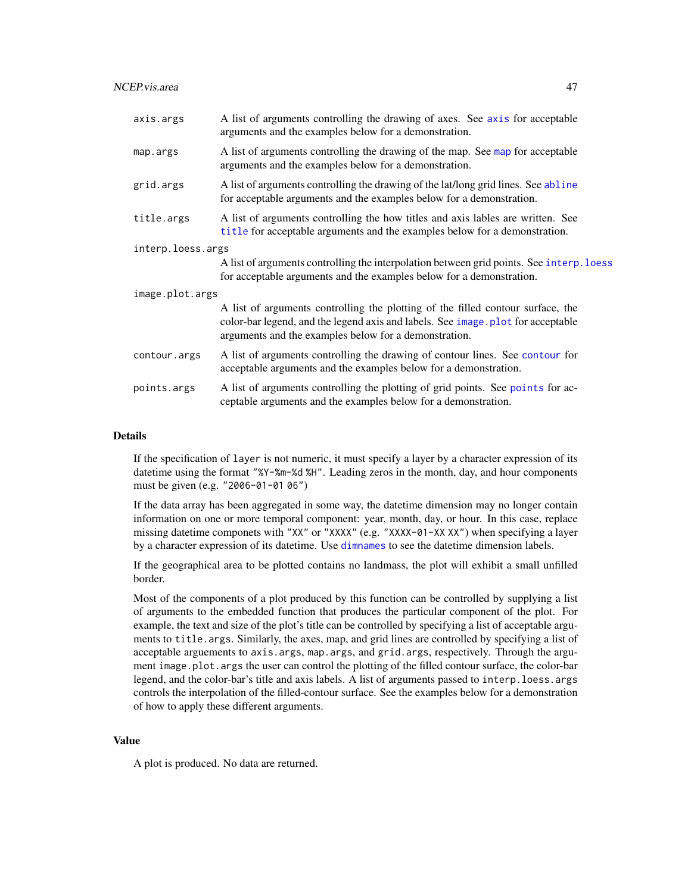`axis.args` — A list of arguments controlling the drawing of axes. See `axis` for acceptable arguments and the examples below for a demonstration.

`map.args` — A list of arguments controlling the drawing of the map. See `map` for acceptable arguments and the examples below for a demonstration.

`grid.args` — A list of arguments controlling the drawing of the lat/long grid lines. See `abline` for acceptable arguments and the examples below for a demonstration.

`title.args` — A list of arguments controlling the how titles and axis lables are written. See `title` for acceptable arguments and the examples below for a demonstration.

`interp.loess.args` — A list of arguments controlling the interpolation between grid points. See `interp.loess` for acceptable arguments and the examples below for a demonstration.

`image.plot.args` — A list of arguments controlling the plotting of the filled contour surface, the color-bar legend, and the legend axis and labels. See `image.plot` for acceptable arguments and the examples below for a demonstration.

`contour.args` — A list of arguments controlling the drawing of contour lines. See `contour` for acceptable arguments and the examples below for a demonstration.

`points.args` — A list of arguments controlling the plotting of grid points. See `points` for acceptable arguments and the examples below for a demonstration.

## Details

If the specification of `layer` is not numeric, it must specify a layer by a character expression of its datetime using the format `"%Y-%m-%d %H"`. Leading zeros in the month, day, and hour components must be given (e.g. `"2006-01-01 06"`)

If the data array has been aggregated in some way, the datetime dimension may no longer contain information on one or more temporal component: year, month, day, or hour. In this case, replace missing datetime componets with `"XX"` or `"XXXX"` (e.g. `"XXXX-01-XX XX"`) when specifying a layer by a character expression of its datetime. Use `dimnames` to see the datetime dimension labels.

If the geographical area to be plotted contains no landmass, the plot will exhibit a small unfilled border.

Most of the components of a plot produced by this function can be controlled by supplying a list of arguments to the embedded function that produces the particular component of the plot. For example, the text and size of the plot's title can be controlled by specifying a list of acceptable arguments to `title.args`. Similarly, the axes, map, and grid lines are controlled by specifying a list of acceptable arguements to `axis.args`, `map.args`, and `grid.args`, respectively. Through the argument `image.plot.args` the user can control the plotting of the filled contour surface, the color-bar legend, and the color-bar's title and axis labels. A list of arguments passed to `interp.loess.args` controls the interpolation of the filled-contour surface. See the examples below for a demonstration of how to apply these different arguments.

## Value

A plot is produced. No data are returned.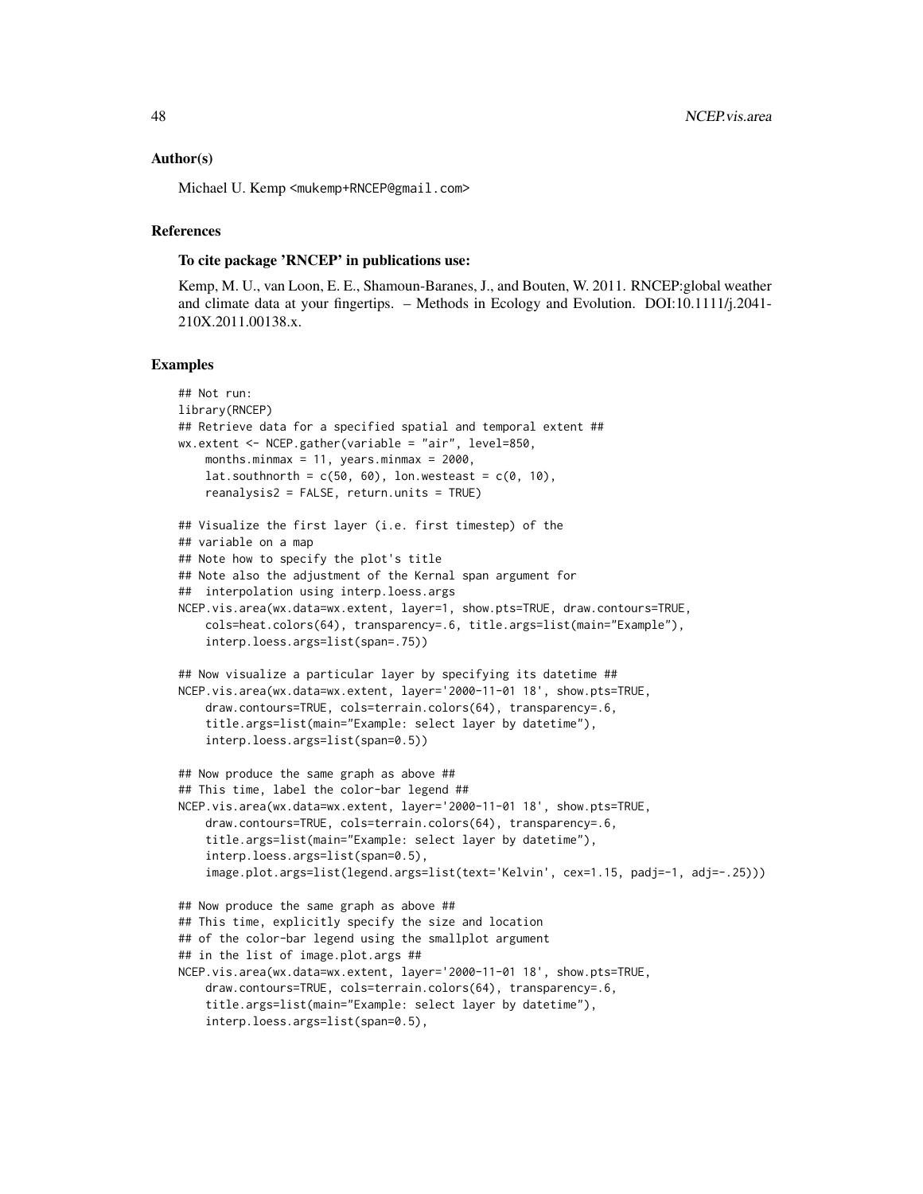### Author(s)

Michael U. Kemp <mukemp+RNCEP@gmail.com>

### References

**To cite package 'RNCEP' in publications use:**

Kemp, M. U., van Loon, E. E., Shamoun-Baranes, J., and Bouten, W. 2011. RNCEP:global weather and climate data at your fingertips. – Methods in Ecology and Evolution. DOI:10.1111/j.2041-210X.2011.00138.x.

### Examples

```
## Not run:
library(RNCEP)
## Retrieve data for a specified spatial and temporal extent ##
wx.extent <- NCEP.gather(variable = "air", level=850,
    months.minmax = 11, years.minmax = 2000,
    lat.southnorth = c(50, 60), lon.westeast = c(0, 10),
    reanalysis2 = FALSE, return.units = TRUE)

## Visualize the first layer (i.e. first timestep) of the
## variable on a map
## Note how to specify the plot's title
## Note also the adjustment of the Kernal span argument for
##  interpolation using interp.loess.args
NCEP.vis.area(wx.data=wx.extent, layer=1, show.pts=TRUE, draw.contours=TRUE,
    cols=heat.colors(64), transparency=.6, title.args=list(main="Example"),
    interp.loess.args=list(span=.75))

## Now visualize a particular layer by specifying its datetime ##
NCEP.vis.area(wx.data=wx.extent, layer='2000-11-01 18', show.pts=TRUE,
    draw.contours=TRUE, cols=terrain.colors(64), transparency=.6,
    title.args=list(main="Example: select layer by datetime"),
    interp.loess.args=list(span=0.5))

## Now produce the same graph as above ##
## This time, label the color-bar legend ##
NCEP.vis.area(wx.data=wx.extent, layer='2000-11-01 18', show.pts=TRUE,
    draw.contours=TRUE, cols=terrain.colors(64), transparency=.6,
    title.args=list(main="Example: select layer by datetime"),
    interp.loess.args=list(span=0.5),
    image.plot.args=list(legend.args=list(text='Kelvin', cex=1.15, padj=-1, adj=-.25)))

## Now produce the same graph as above ##
## This time, explicitly specify the size and location
## of the color-bar legend using the smallplot argument
## in the list of image.plot.args ##
NCEP.vis.area(wx.data=wx.extent, layer='2000-11-01 18', show.pts=TRUE,
    draw.contours=TRUE, cols=terrain.colors(64), transparency=.6,
    title.args=list(main="Example: select layer by datetime"),
    interp.loess.args=list(span=0.5),
```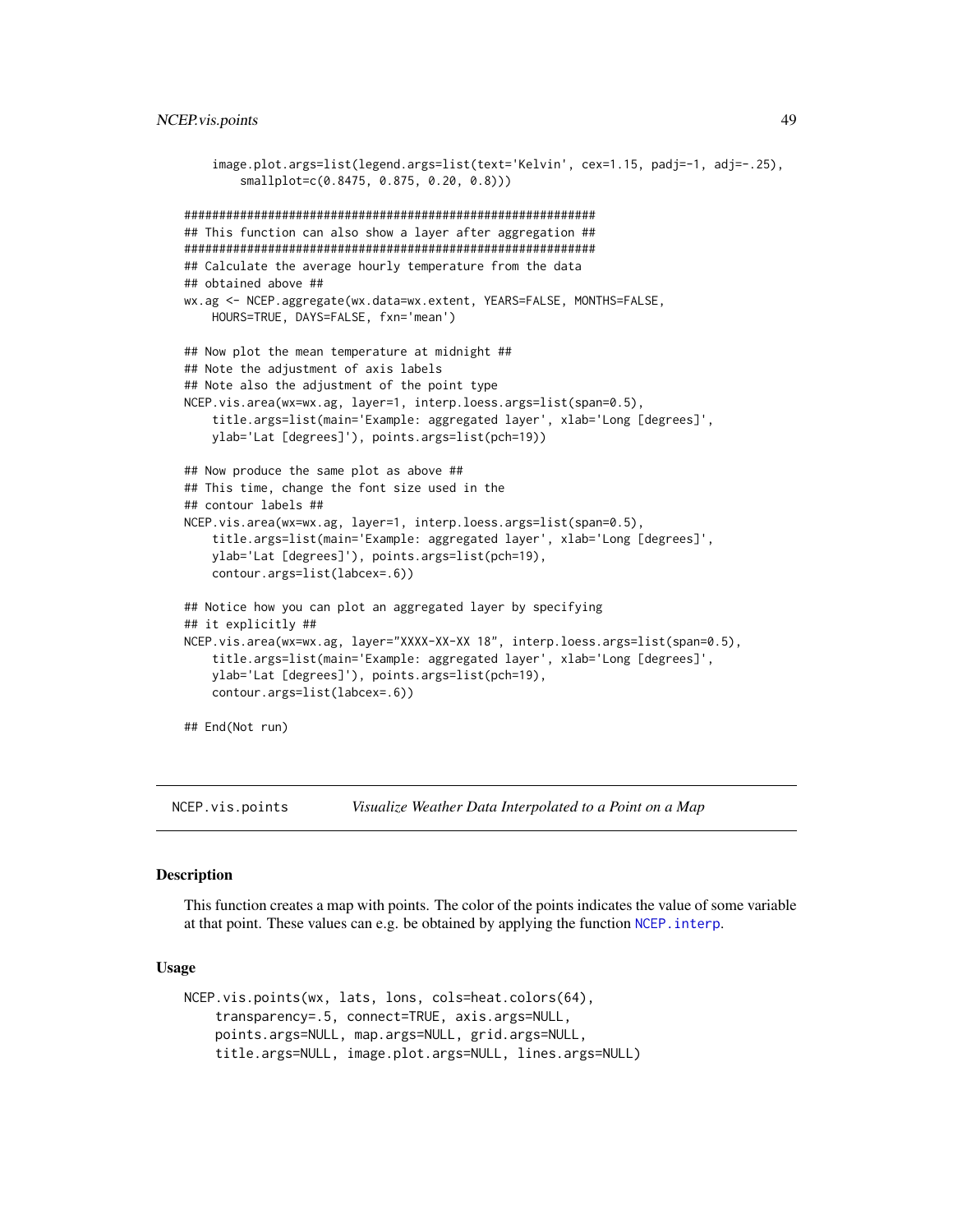```
    image.plot.args=list(legend.args=list(text='Kelvin', cex=1.15, padj=-1, adj=-.25),
        smallplot=c(0.8475, 0.875, 0.20, 0.8)))

############################################################
## This function can also show a layer after aggregation ##
############################################################
## Calculate the average hourly temperature from the data
## obtained above ##
wx.ag <- NCEP.aggregate(wx.data=wx.extent, YEARS=FALSE, MONTHS=FALSE,
    HOURS=TRUE, DAYS=FALSE, fxn='mean')

## Now plot the mean temperature at midnight ##
## Note the adjustment of axis labels
## Note also the adjustment of the point type
NCEP.vis.area(wx=wx.ag, layer=1, interp.loess.args=list(span=0.5),
    title.args=list(main='Example: aggregated layer', xlab='Long [degrees]',
    ylab='Lat [degrees]'), points.args=list(pch=19))

## Now produce the same plot as above ##
## This time, change the font size used in the
## contour labels ##
NCEP.vis.area(wx=wx.ag, layer=1, interp.loess.args=list(span=0.5),
    title.args=list(main='Example: aggregated layer', xlab='Long [degrees]',
    ylab='Lat [degrees]'), points.args=list(pch=19),
    contour.args=list(labcex=.6))

## Notice how you can plot an aggregated layer by specifying
## it explicitly ##
NCEP.vis.area(wx=wx.ag, layer="XXXX-XX-XX 18", interp.loess.args=list(span=0.5),
    title.args=list(main='Example: aggregated layer', xlab='Long [degrees]',
    ylab='Lat [degrees]'), points.args=list(pch=19),
    contour.args=list(labcex=.6))

## End(Not run)
```

## NCEP.vis.points — *Visualize Weather Data Interpolated to a Point on a Map*

### Description

This function creates a map with points. The color of the points indicates the value of some variable at that point. These values can e.g. be obtained by applying the function `NCEP.interp`.

### Usage

```
NCEP.vis.points(wx, lats, lons, cols=heat.colors(64),
    transparency=.5, connect=TRUE, axis.args=NULL,
    points.args=NULL, map.args=NULL, grid.args=NULL,
    title.args=NULL, image.plot.args=NULL, lines.args=NULL)
```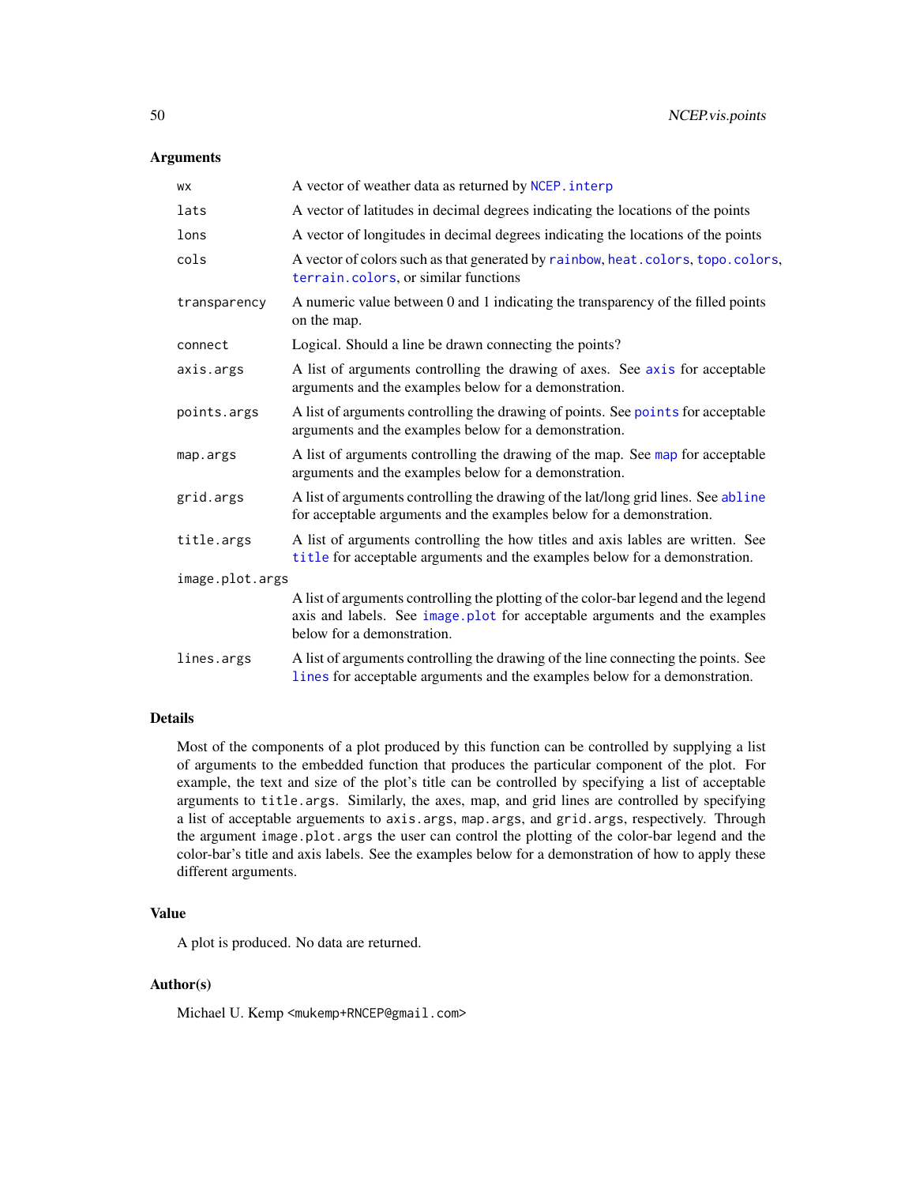## Arguments

| | |
|---|---|
| `wx` | A vector of weather data as returned by `NCEP.interp` |
| `lats` | A vector of latitudes in decimal degrees indicating the locations of the points |
| `lons` | A vector of longitudes in decimal degrees indicating the locations of the points |
| `cols` | A vector of colors such as that generated by `rainbow`, `heat.colors`, `topo.colors`, `terrain.colors`, or similar functions |
| `transparency` | A numeric value between 0 and 1 indicating the transparency of the filled points on the map. |
| `connect` | Logical. Should a line be drawn connecting the points? |
| `axis.args` | A list of arguments controlling the drawing of axes. See `axis` for acceptable arguments and the examples below for a demonstration. |
| `points.args` | A list of arguments controlling the drawing of points. See `points` for acceptable arguments and the examples below for a demonstration. |
| `map.args` | A list of arguments controlling the drawing of the map. See `map` for acceptable arguments and the examples below for a demonstration. |
| `grid.args` | A list of arguments controlling the drawing of the lat/long grid lines. See `abline` for acceptable arguments and the examples below for a demonstration. |
| `title.args` | A list of arguments controlling the how titles and axis lables are written. See `title` for acceptable arguments and the examples below for a demonstration. |
| `image.plot.args` | A list of arguments controlling the plotting of the color-bar legend and the legend axis and labels. See `image.plot` for acceptable arguments and the examples below for a demonstration. |
| `lines.args` | A list of arguments controlling the drawing of the line connecting the points. See `lines` for acceptable arguments and the examples below for a demonstration. |

## Details

Most of the components of a plot produced by this function can be controlled by supplying a list of arguments to the embedded function that produces the particular component of the plot. For example, the text and size of the plot's title can be controlled by specifying a list of acceptable arguments to `title.args`. Similarly, the axes, map, and grid lines are controlled by specifying a list of acceptable arguements to `axis.args`, `map.args`, and `grid.args`, respectively. Through the argument `image.plot.args` the user can control the plotting of the color-bar legend and the color-bar's title and axis labels. See the examples below for a demonstration of how to apply these different arguments.

## Value

A plot is produced. No data are returned.

## Author(s)

Michael U. Kemp `<mukemp+RNCEP@gmail.com>`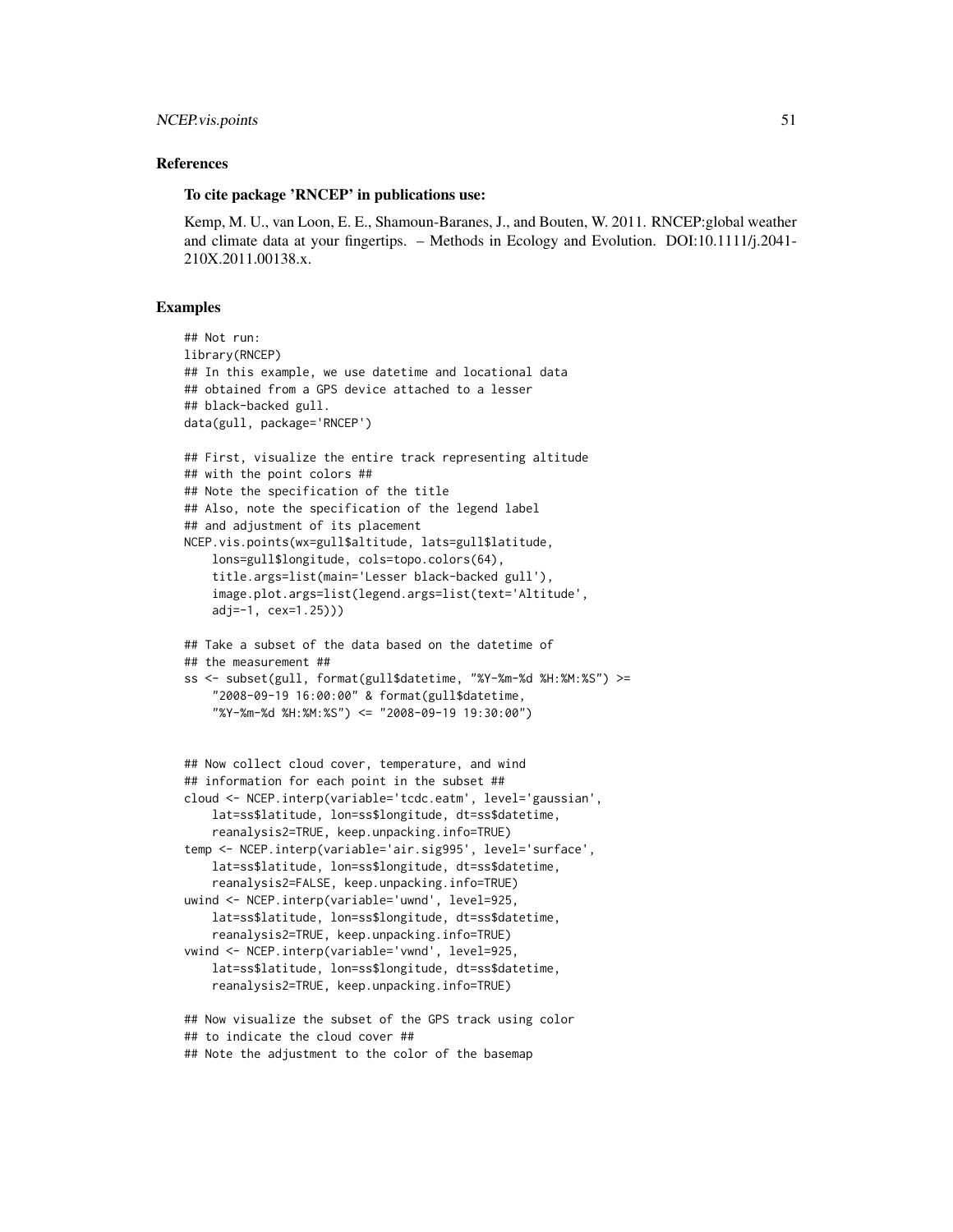## References

### To cite package 'RNCEP' in publications use:

Kemp, M. U., van Loon, E. E., Shamoun-Baranes, J., and Bouten, W. 2011. RNCEP:global weather and climate data at your fingertips. – Methods in Ecology and Evolution. DOI:10.1111/j.2041-210X.2011.00138.x.

## Examples

```
## Not run:
library(RNCEP)
## In this example, we use datetime and locational data
## obtained from a GPS device attached to a lesser
## black-backed gull.
data(gull, package='RNCEP')

## First, visualize the entire track representing altitude
## with the point colors ##
## Note the specification of the title
## Also, note the specification of the legend label
## and adjustment of its placement
NCEP.vis.points(wx=gull$altitude, lats=gull$latitude,
    lons=gull$longitude, cols=topo.colors(64),
    title.args=list(main='Lesser black-backed gull'),
    image.plot.args=list(legend.args=list(text='Altitude',
    adj=-1, cex=1.25)))

## Take a subset of the data based on the datetime of
## the measurement ##
ss <- subset(gull, format(gull$datetime, "%Y-%m-%d %H:%M:%S") >=
    "2008-09-19 16:00:00" & format(gull$datetime,
    "%Y-%m-%d %H:%M:%S") <= "2008-09-19 19:30:00")


## Now collect cloud cover, temperature, and wind
## information for each point in the subset ##
cloud <- NCEP.interp(variable='tcdc.eatm', level='gaussian',
    lat=ss$latitude, lon=ss$longitude, dt=ss$datetime,
    reanalysis2=TRUE, keep.unpacking.info=TRUE)
temp <- NCEP.interp(variable='air.sig995', level='surface',
    lat=ss$latitude, lon=ss$longitude, dt=ss$datetime,
    reanalysis2=FALSE, keep.unpacking.info=TRUE)
uwind <- NCEP.interp(variable='uwnd', level=925,
    lat=ss$latitude, lon=ss$longitude, dt=ss$datetime,
    reanalysis2=TRUE, keep.unpacking.info=TRUE)
vwind <- NCEP.interp(variable='vwnd', level=925,
    lat=ss$latitude, lon=ss$longitude, dt=ss$datetime,
    reanalysis2=TRUE, keep.unpacking.info=TRUE)

## Now visualize the subset of the GPS track using color
## to indicate the cloud cover ##
## Note the adjustment to the color of the basemap
```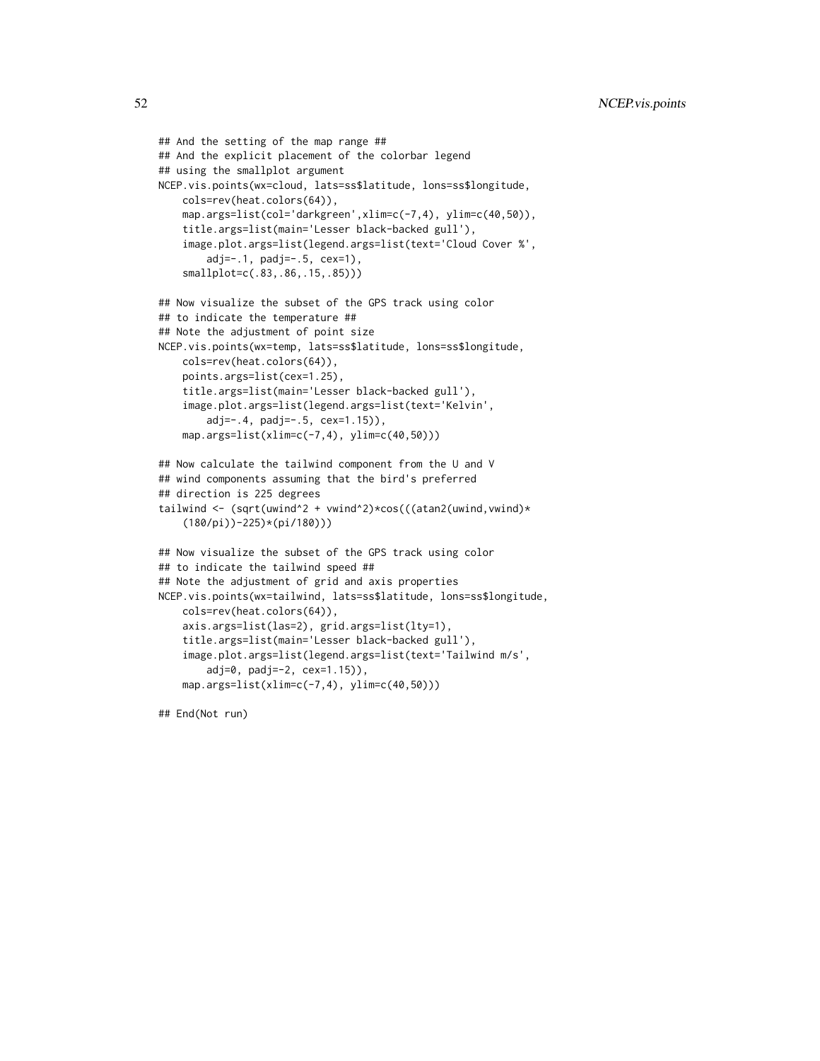```
## And the setting of the map range ##
## And the explicit placement of the colorbar legend
## using the smallplot argument
NCEP.vis.points(wx=cloud, lats=ss$latitude, lons=ss$longitude,
    cols=rev(heat.colors(64)),
    map.args=list(col='darkgreen',xlim=c(-7,4), ylim=c(40,50)),
    title.args=list(main='Lesser black-backed gull'),
    image.plot.args=list(legend.args=list(text='Cloud Cover %',
        adj=-.1, padj=-.5, cex=1),
    smallplot=c(.83,.86,.15,.85)))

## Now visualize the subset of the GPS track using color
## to indicate the temperature ##
## Note the adjustment of point size
NCEP.vis.points(wx=temp, lats=ss$latitude, lons=ss$longitude,
    cols=rev(heat.colors(64)),
    points.args=list(cex=1.25),
    title.args=list(main='Lesser black-backed gull'),
    image.plot.args=list(legend.args=list(text='Kelvin',
        adj=-.4, padj=-.5, cex=1.15)),
    map.args=list(xlim=c(-7,4), ylim=c(40,50)))

## Now calculate the tailwind component from the U and V
## wind components assuming that the bird's preferred
## direction is 225 degrees
tailwind <- (sqrt(uwind^2 + vwind^2)*cos(((atan2(uwind,vwind)*
    (180/pi))-225)*(pi/180)))

## Now visualize the subset of the GPS track using color
## to indicate the tailwind speed ##
## Note the adjustment of grid and axis properties
NCEP.vis.points(wx=tailwind, lats=ss$latitude, lons=ss$longitude,
    cols=rev(heat.colors(64)),
    axis.args=list(las=2), grid.args=list(lty=1),
    title.args=list(main='Lesser black-backed gull'),
    image.plot.args=list(legend.args=list(text='Tailwind m/s',
        adj=0, padj=-2, cex=1.15)),
    map.args=list(xlim=c(-7,4), ylim=c(40,50)))

## End(Not run)
```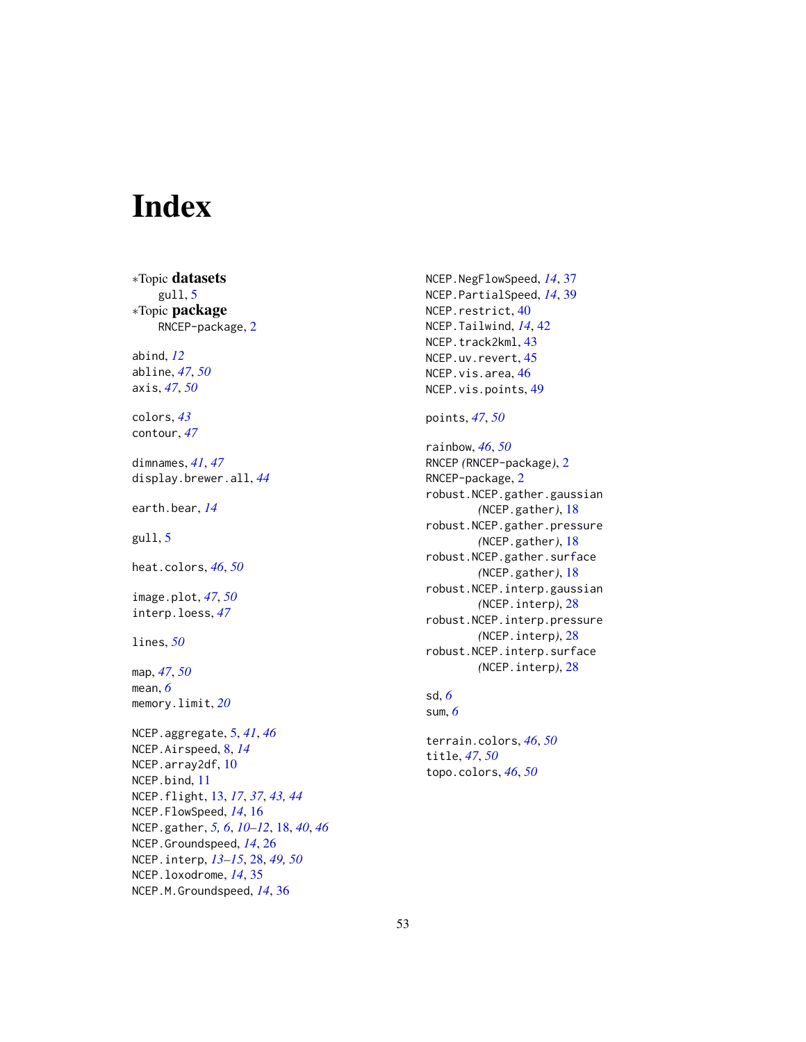# Index

∗Topic **datasets**
gull, 5
∗Topic **package**
RNCEP-package, 2

abind, *12*
abline, *47*, *50*
axis, *47*, *50*

colors, *43*
contour, *47*

dimnames, *41*, *47*
display.brewer.all, *44*

earth.bear, *14*

gull, 5

heat.colors, *46*, *50*

image.plot, *47*, *50*
interp.loess, *47*

lines, *50*

map, *47*, *50*
mean, *6*
memory.limit, *20*

NCEP.aggregate, 5, *41*, *46*
NCEP.Airspeed, 8, *14*
NCEP.array2df, 10
NCEP.bind, 11
NCEP.flight, 13, *17*, *37*, *43*, *44*
NCEP.FlowSpeed, *14*, 16
NCEP.gather, *5*, *6*, *10–12*, 18, *40*, *46*
NCEP.Groundspeed, *14*, 26
NCEP.interp, *13–15*, 28, *49*, *50*
NCEP.loxodrome, *14*, 35
NCEP.M.Groundspeed, *14*, 36
NCEP.NegFlowSpeed, *14*, 37
NCEP.PartialSpeed, *14*, 39
NCEP.restrict, 40
NCEP.Tailwind, *14*, 42
NCEP.track2kml, 43
NCEP.uv.revert, 45
NCEP.vis.area, 46
NCEP.vis.points, 49

points, *47*, *50*

rainbow, *46*, *50*
RNCEP *(*RNCEP-package*)*, 2
RNCEP-package, 2
robust.NCEP.gather.gaussian *(*NCEP.gather*)*, 18
robust.NCEP.gather.pressure *(*NCEP.gather*)*, 18
robust.NCEP.gather.surface *(*NCEP.gather*)*, 18
robust.NCEP.interp.gaussian *(*NCEP.interp*)*, 28
robust.NCEP.interp.pressure *(*NCEP.interp*)*, 28
robust.NCEP.interp.surface *(*NCEP.interp*)*, 28

sd, *6*
sum, *6*

terrain.colors, *46*, *50*
title, *47*, *50*
topo.colors, *46*, *50*